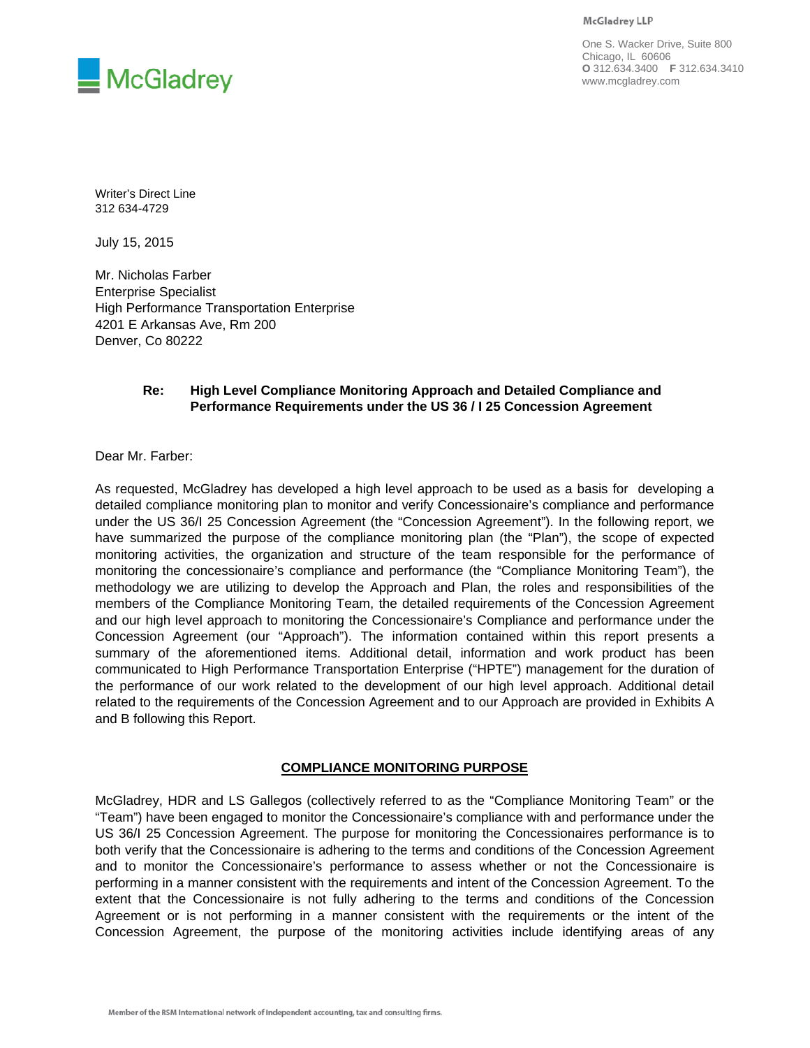McGladrey

**McGladrey LLP**

One S. Wacker Drive, Suite 800
Chicago, IL 60606
**O** 312.634.3400 **F** 312.634.3410
www.mcgladrey.com

Writer's Direct Line
312 634-4729

July 15, 2015

Mr. Nicholas Farber
Enterprise Specialist
High Performance Transportation Enterprise
4201 E Arkansas Ave, Rm 200
Denver, Co 80222

**Re: High Level Compliance Monitoring Approach and Detailed Compliance and Performance Requirements under the US 36 / I 25 Concession Agreement**

Dear Mr. Farber:

As requested, McGladrey has developed a high level approach to be used as a basis for developing a detailed compliance monitoring plan to monitor and verify Concessionaire's compliance and performance under the US 36/I 25 Concession Agreement (the "Concession Agreement"). In the following report, we have summarized the purpose of the compliance monitoring plan (the "Plan"), the scope of expected monitoring activities, the organization and structure of the team responsible for the performance of monitoring the concessionaire's compliance and performance (the "Compliance Monitoring Team"), the methodology we are utilizing to develop the Approach and Plan, the roles and responsibilities of the members of the Compliance Monitoring Team, the detailed requirements of the Concession Agreement and our high level approach to monitoring the Concessionaire's Compliance and performance under the Concession Agreement (our "Approach"). The information contained within this report presents a summary of the aforementioned items. Additional detail, information and work product has been communicated to High Performance Transportation Enterprise ("HPTE") management for the duration of the performance of our work related to the development of our high level approach. Additional detail related to the requirements of the Concession Agreement and to our Approach are provided in Exhibits A and B following this Report.

## COMPLIANCE MONITORING PURPOSE

McGladrey, HDR and LS Gallegos (collectively referred to as the "Compliance Monitoring Team" or the "Team") have been engaged to monitor the Concessionaire's compliance with and performance under the US 36/I 25 Concession Agreement. The purpose for monitoring the Concessionaires performance is to both verify that the Concessionaire is adhering to the terms and conditions of the Concession Agreement and to monitor the Concessionaire's performance to assess whether or not the Concessionaire is performing in a manner consistent with the requirements and intent of the Concession Agreement. To the extent that the Concessionaire is not fully adhering to the terms and conditions of the Concession Agreement or is not performing in a manner consistent with the requirements or the intent of the Concession Agreement, the purpose of the monitoring activities include identifying areas of any

Member of the RSM International network of independent accounting, tax and consulting firms.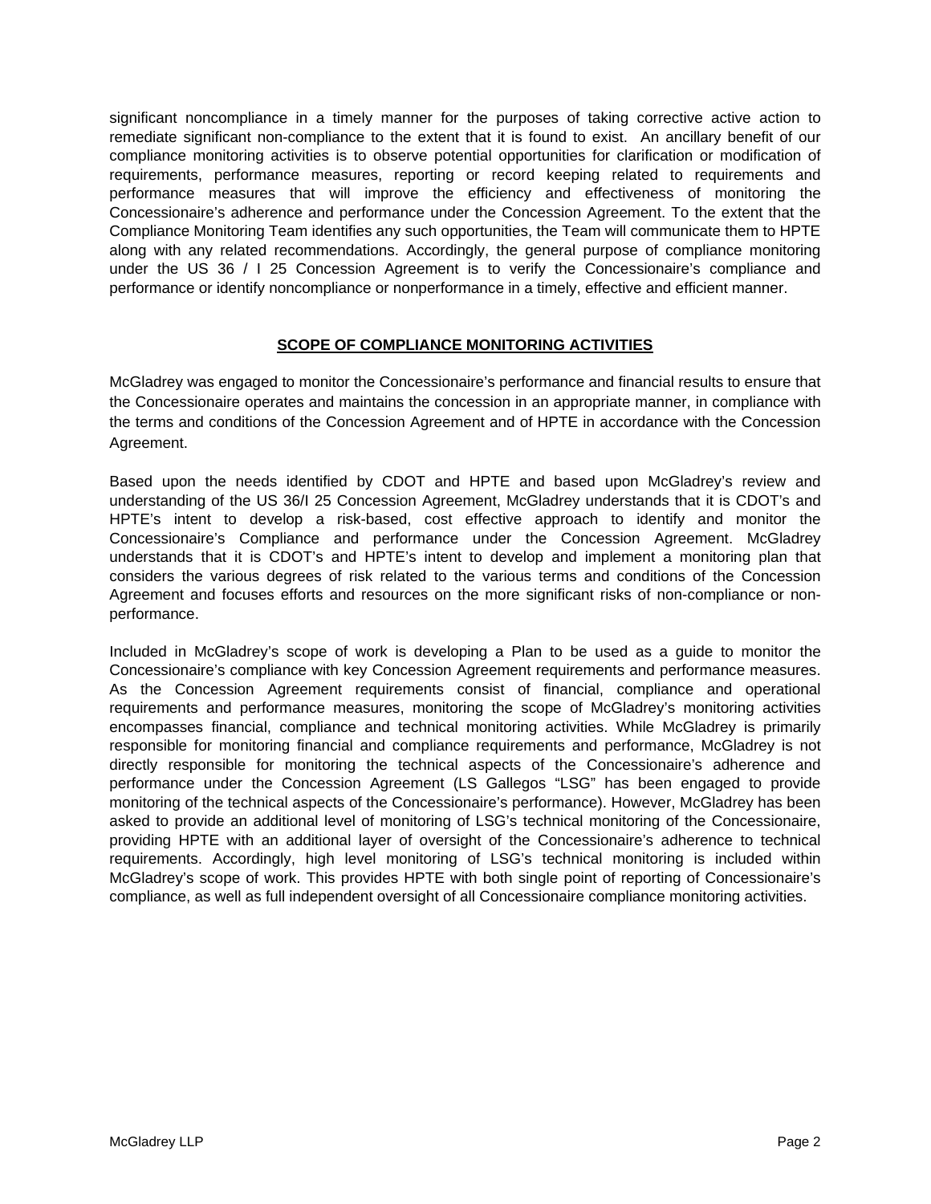significant noncompliance in a timely manner for the purposes of taking corrective active action to remediate significant non-compliance to the extent that it is found to exist. An ancillary benefit of our compliance monitoring activities is to observe potential opportunities for clarification or modification of requirements, performance measures, reporting or record keeping related to requirements and performance measures that will improve the efficiency and effectiveness of monitoring the Concessionaire's adherence and performance under the Concession Agreement. To the extent that the Compliance Monitoring Team identifies any such opportunities, the Team will communicate them to HPTE along with any related recommendations. Accordingly, the general purpose of compliance monitoring under the US 36 / I 25 Concession Agreement is to verify the Concessionaire's compliance and performance or identify noncompliance or nonperformance in a timely, effective and efficient manner.

## SCOPE OF COMPLIANCE MONITORING ACTIVITIES

McGladrey was engaged to monitor the Concessionaire's performance and financial results to ensure that the Concessionaire operates and maintains the concession in an appropriate manner, in compliance with the terms and conditions of the Concession Agreement and of HPTE in accordance with the Concession Agreement.

Based upon the needs identified by CDOT and HPTE and based upon McGladrey's review and understanding of the US 36/I 25 Concession Agreement, McGladrey understands that it is CDOT's and HPTE's intent to develop a risk-based, cost effective approach to identify and monitor the Concessionaire's Compliance and performance under the Concession Agreement. McGladrey understands that it is CDOT's and HPTE's intent to develop and implement a monitoring plan that considers the various degrees of risk related to the various terms and conditions of the Concession Agreement and focuses efforts and resources on the more significant risks of non-compliance or non-performance.

Included in McGladrey's scope of work is developing a Plan to be used as a guide to monitor the Concessionaire's compliance with key Concession Agreement requirements and performance measures. As the Concession Agreement requirements consist of financial, compliance and operational requirements and performance measures, monitoring the scope of McGladrey's monitoring activities encompasses financial, compliance and technical monitoring activities. While McGladrey is primarily responsible for monitoring financial and compliance requirements and performance, McGladrey is not directly responsible for monitoring the technical aspects of the Concessionaire's adherence and performance under the Concession Agreement (LS Gallegos "LSG" has been engaged to provide monitoring of the technical aspects of the Concessionaire's performance). However, McGladrey has been asked to provide an additional level of monitoring of LSG's technical monitoring of the Concessionaire, providing HPTE with an additional layer of oversight of the Concessionaire's adherence to technical requirements. Accordingly, high level monitoring of LSG's technical monitoring is included within McGladrey's scope of work. This provides HPTE with both single point of reporting of Concessionaire's compliance, as well as full independent oversight of all Concessionaire compliance monitoring activities.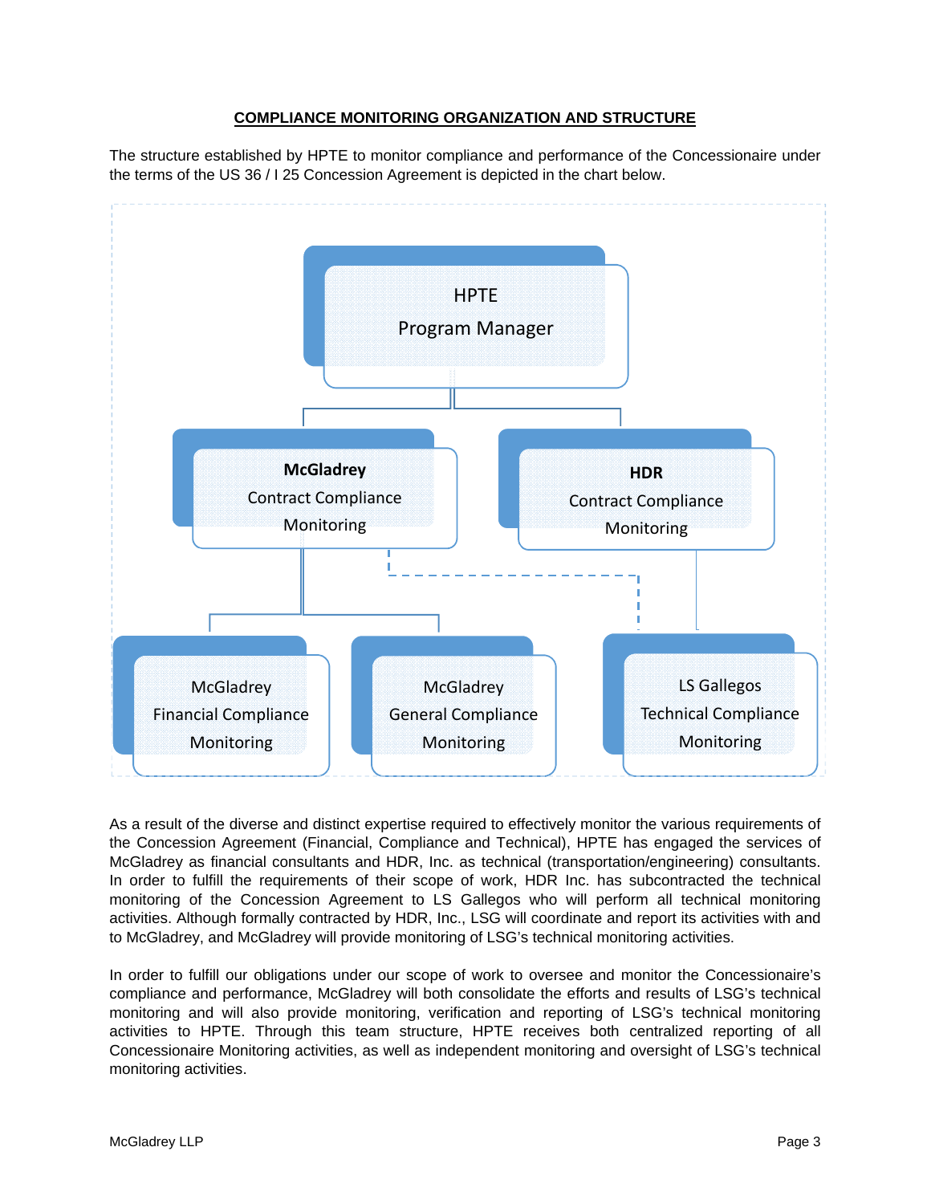## COMPLIANCE MONITORING ORGANIZATION AND STRUCTURE

The structure established by HPTE to monitor compliance and performance of the Concessionaire under the terms of the US 36 / I 25 Concession Agreement is depicted in the chart below.

HPTE
Program Manager

**McGladrey**
Contract Compliance
Monitoring

**HDR**
Contract Compliance
Monitoring

McGladrey
Financial Compliance
Monitoring

McGladrey
General Compliance
Monitoring

LS Gallegos
Technical Compliance
Monitoring

As a result of the diverse and distinct expertise required to effectively monitor the various requirements of the Concession Agreement (Financial, Compliance and Technical), HPTE has engaged the services of McGladrey as financial consultants and HDR, Inc. as technical (transportation/engineering) consultants. In order to fulfill the requirements of their scope of work, HDR Inc. has subcontracted the technical monitoring of the Concession Agreement to LS Gallegos who will perform all technical monitoring activities. Although formally contracted by HDR, Inc., LSG will coordinate and report its activities with and to McGladrey, and McGladrey will provide monitoring of LSG's technical monitoring activities.

In order to fulfill our obligations under our scope of work to oversee and monitor the Concessionaire's compliance and performance, McGladrey will both consolidate the efforts and results of LSG's technical monitoring and will also provide monitoring, verification and reporting of LSG's technical monitoring activities to HPTE. Through this team structure, HPTE receives both centralized reporting of all Concessionaire Monitoring activities, as well as independent monitoring and oversight of LSG's technical monitoring activities.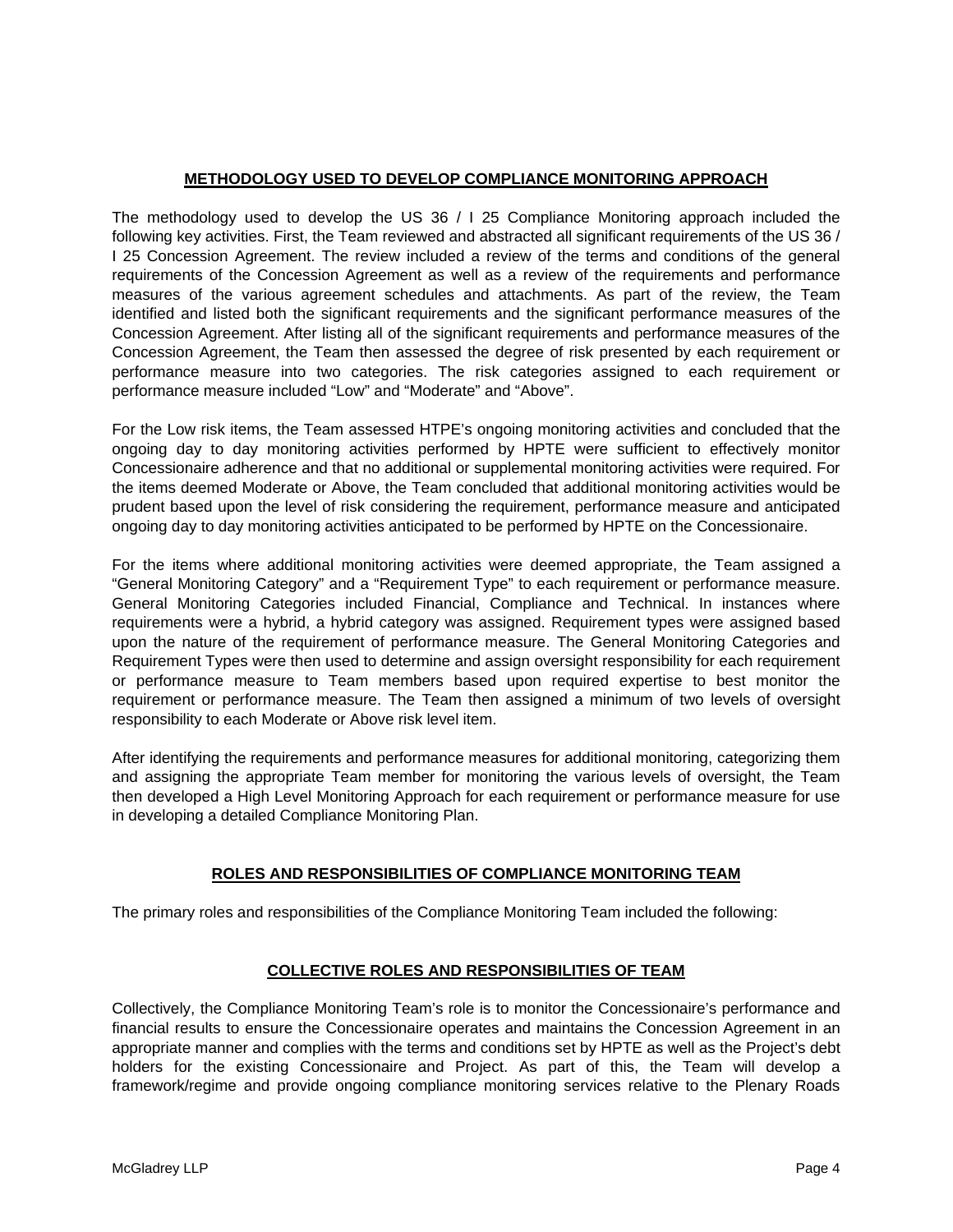## METHODOLOGY USED TO DEVELOP COMPLIANCE MONITORING APPROACH

The methodology used to develop the US 36 / I 25 Compliance Monitoring approach included the following key activities. First, the Team reviewed and abstracted all significant requirements of the US 36 / I 25 Concession Agreement. The review included a review of the terms and conditions of the general requirements of the Concession Agreement as well as a review of the requirements and performance measures of the various agreement schedules and attachments. As part of the review, the Team identified and listed both the significant requirements and the significant performance measures of the Concession Agreement. After listing all of the significant requirements and performance measures of the Concession Agreement, the Team then assessed the degree of risk presented by each requirement or performance measure into two categories. The risk categories assigned to each requirement or performance measure included "Low" and "Moderate" and "Above".

For the Low risk items, the Team assessed HTPE's ongoing monitoring activities and concluded that the ongoing day to day monitoring activities performed by HPTE were sufficient to effectively monitor Concessionaire adherence and that no additional or supplemental monitoring activities were required. For the items deemed Moderate or Above, the Team concluded that additional monitoring activities would be prudent based upon the level of risk considering the requirement, performance measure and anticipated ongoing day to day monitoring activities anticipated to be performed by HPTE on the Concessionaire.

For the items where additional monitoring activities were deemed appropriate, the Team assigned a "General Monitoring Category" and a "Requirement Type" to each requirement or performance measure. General Monitoring Categories included Financial, Compliance and Technical. In instances where requirements were a hybrid, a hybrid category was assigned. Requirement types were assigned based upon the nature of the requirement of performance measure. The General Monitoring Categories and Requirement Types were then used to determine and assign oversight responsibility for each requirement or performance measure to Team members based upon required expertise to best monitor the requirement or performance measure. The Team then assigned a minimum of two levels of oversight responsibility to each Moderate or Above risk level item.

After identifying the requirements and performance measures for additional monitoring, categorizing them and assigning the appropriate Team member for monitoring the various levels of oversight, the Team then developed a High Level Monitoring Approach for each requirement or performance measure for use in developing a detailed Compliance Monitoring Plan.

## ROLES AND RESPONSIBILITIES OF COMPLIANCE MONITORING TEAM

The primary roles and responsibilities of the Compliance Monitoring Team included the following:

## COLLECTIVE ROLES AND RESPONSIBILITIES OF TEAM

Collectively, the Compliance Monitoring Team's role is to monitor the Concessionaire's performance and financial results to ensure the Concessionaire operates and maintains the Concession Agreement in an appropriate manner and complies with the terms and conditions set by HPTE as well as the Project's debt holders for the existing Concessionaire and Project. As part of this, the Team will develop a framework/regime and provide ongoing compliance monitoring services relative to the Plenary Roads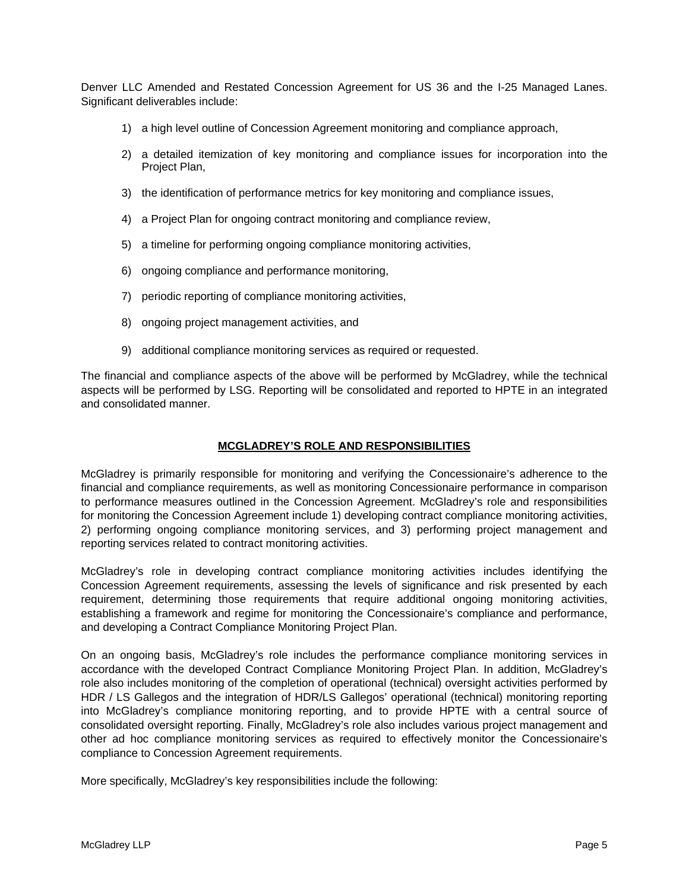Denver LLC Amended and Restated Concession Agreement for US 36 and the I-25 Managed Lanes. Significant deliverables include:

1) a high level outline of Concession Agreement monitoring and compliance approach,
2) a detailed itemization of key monitoring and compliance issues for incorporation into the Project Plan,
3) the identification of performance metrics for key monitoring and compliance issues,
4) a Project Plan for ongoing contract monitoring and compliance review,
5) a timeline for performing ongoing compliance monitoring activities,
6) ongoing compliance and performance monitoring,
7) periodic reporting of compliance monitoring activities,
8) ongoing project management activities, and
9) additional compliance monitoring services as required or requested.

The financial and compliance aspects of the above will be performed by McGladrey, while the technical aspects will be performed by LSG. Reporting will be consolidated and reported to HPTE in an integrated and consolidated manner.

## MCGLADREY'S ROLE AND RESPONSIBILITIES

McGladrey is primarily responsible for monitoring and verifying the Concessionaire's adherence to the financial and compliance requirements, as well as monitoring Concessionaire performance in comparison to performance measures outlined in the Concession Agreement. McGladrey's role and responsibilities for monitoring the Concession Agreement include 1) developing contract compliance monitoring activities, 2) performing ongoing compliance monitoring services, and 3) performing project management and reporting services related to contract monitoring activities.

McGladrey's role in developing contract compliance monitoring activities includes identifying the Concession Agreement requirements, assessing the levels of significance and risk presented by each requirement, determining those requirements that require additional ongoing monitoring activities, establishing a framework and regime for monitoring the Concessionaire's compliance and performance, and developing a Contract Compliance Monitoring Project Plan.

On an ongoing basis, McGladrey's role includes the performance compliance monitoring services in accordance with the developed Contract Compliance Monitoring Project Plan. In addition, McGladrey's role also includes monitoring of the completion of operational (technical) oversight activities performed by HDR / LS Gallegos and the integration of HDR/LS Gallegos' operational (technical) monitoring reporting into McGladrey's compliance monitoring reporting, and to provide HPTE with a central source of consolidated oversight reporting. Finally, McGladrey's role also includes various project management and other ad hoc compliance monitoring services as required to effectively monitor the Concessionaire's compliance to Concession Agreement requirements.

More specifically, McGladrey's key responsibilities include the following: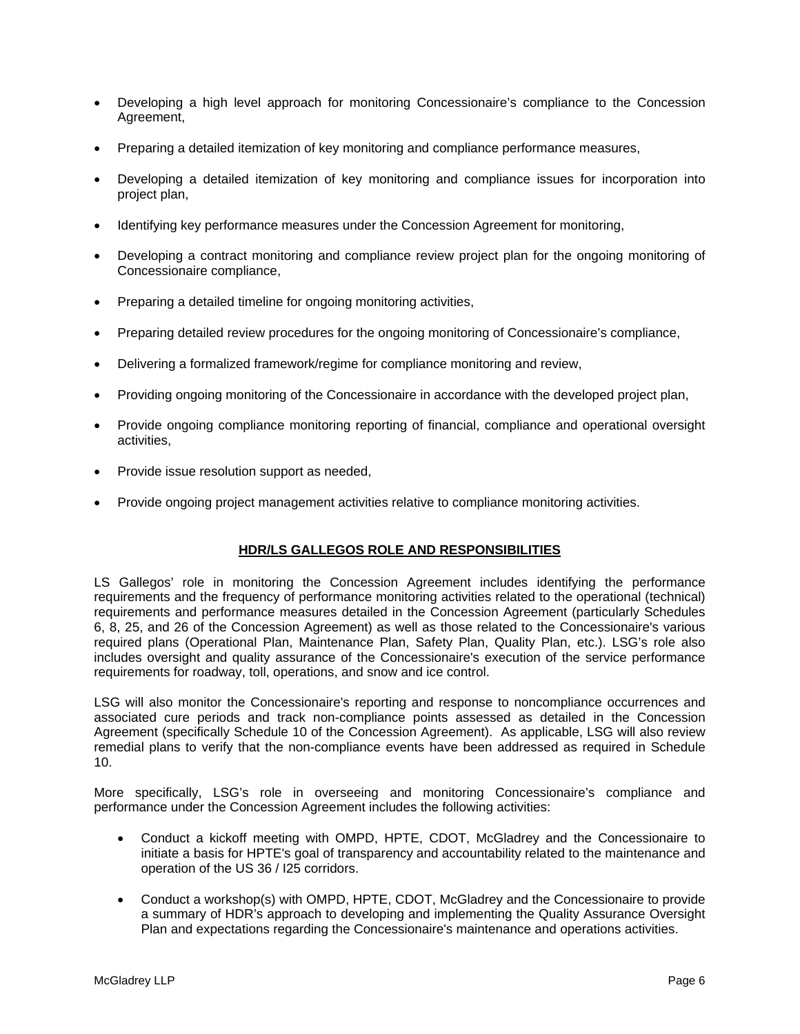- Developing a high level approach for monitoring Concessionaire's compliance to the Concession Agreement,
- Preparing a detailed itemization of key monitoring and compliance performance measures,
- Developing a detailed itemization of key monitoring and compliance issues for incorporation into project plan,
- Identifying key performance measures under the Concession Agreement for monitoring,
- Developing a contract monitoring and compliance review project plan for the ongoing monitoring of Concessionaire compliance,
- Preparing a detailed timeline for ongoing monitoring activities,
- Preparing detailed review procedures for the ongoing monitoring of Concessionaire's compliance,
- Delivering a formalized framework/regime for compliance monitoring and review,
- Providing ongoing monitoring of the Concessionaire in accordance with the developed project plan,
- Provide ongoing compliance monitoring reporting of financial, compliance and operational oversight activities,
- Provide issue resolution support as needed,
- Provide ongoing project management activities relative to compliance monitoring activities.

## HDR/LS GALLEGOS ROLE AND RESPONSIBILITIES

LS Gallegos' role in monitoring the Concession Agreement includes identifying the performance requirements and the frequency of performance monitoring activities related to the operational (technical) requirements and performance measures detailed in the Concession Agreement (particularly Schedules 6, 8, 25, and 26 of the Concession Agreement) as well as those related to the Concessionaire's various required plans (Operational Plan, Maintenance Plan, Safety Plan, Quality Plan, etc.). LSG's role also includes oversight and quality assurance of the Concessionaire's execution of the service performance requirements for roadway, toll, operations, and snow and ice control.

LSG will also monitor the Concessionaire's reporting and response to noncompliance occurrences and associated cure periods and track non-compliance points assessed as detailed in the Concession Agreement (specifically Schedule 10 of the Concession Agreement). As applicable, LSG will also review remedial plans to verify that the non-compliance events have been addressed as required in Schedule 10.

More specifically, LSG's role in overseeing and monitoring Concessionaire's compliance and performance under the Concession Agreement includes the following activities:

- Conduct a kickoff meeting with OMPD, HPTE, CDOT, McGladrey and the Concessionaire to initiate a basis for HPTE's goal of transparency and accountability related to the maintenance and operation of the US 36 / I25 corridors.
- Conduct a workshop(s) with OMPD, HPTE, CDOT, McGladrey and the Concessionaire to provide a summary of HDR's approach to developing and implementing the Quality Assurance Oversight Plan and expectations regarding the Concessionaire's maintenance and operations activities.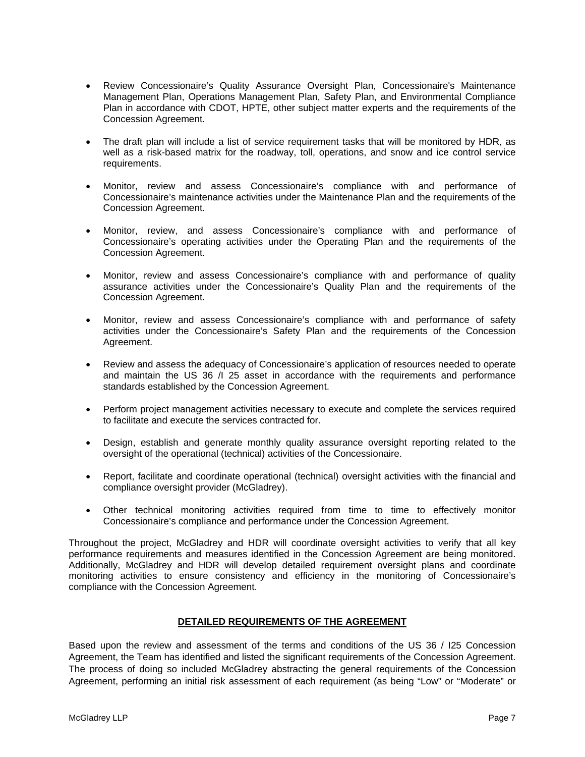- Review Concessionaire's Quality Assurance Oversight Plan, Concessionaire's Maintenance Management Plan, Operations Management Plan, Safety Plan, and Environmental Compliance Plan in accordance with CDOT, HPTE, other subject matter experts and the requirements of the Concession Agreement.

- The draft plan will include a list of service requirement tasks that will be monitored by HDR, as well as a risk-based matrix for the roadway, toll, operations, and snow and ice control service requirements.

- Monitor, review and assess Concessionaire's compliance with and performance of Concessionaire's maintenance activities under the Maintenance Plan and the requirements of the Concession Agreement.

- Monitor, review, and assess Concessionaire's compliance with and performance of Concessionaire's operating activities under the Operating Plan and the requirements of the Concession Agreement.

- Monitor, review and assess Concessionaire's compliance with and performance of quality assurance activities under the Concessionaire's Quality Plan and the requirements of the Concession Agreement.

- Monitor, review and assess Concessionaire's compliance with and performance of safety activities under the Concessionaire's Safety Plan and the requirements of the Concession Agreement.

- Review and assess the adequacy of Concessionaire's application of resources needed to operate and maintain the US 36 /I 25 asset in accordance with the requirements and performance standards established by the Concession Agreement.

- Perform project management activities necessary to execute and complete the services required to facilitate and execute the services contracted for.

- Design, establish and generate monthly quality assurance oversight reporting related to the oversight of the operational (technical) activities of the Concessionaire.

- Report, facilitate and coordinate operational (technical) oversight activities with the financial and compliance oversight provider (McGladrey).

- Other technical monitoring activities required from time to time to effectively monitor Concessionaire's compliance and performance under the Concession Agreement.

Throughout the project, McGladrey and HDR will coordinate oversight activities to verify that all key performance requirements and measures identified in the Concession Agreement are being monitored. Additionally, McGladrey and HDR will develop detailed requirement oversight plans and coordinate monitoring activities to ensure consistency and efficiency in the monitoring of Concessionaire's compliance with the Concession Agreement.

## DETAILED REQUIREMENTS OF THE AGREEMENT

Based upon the review and assessment of the terms and conditions of the US 36 / I25 Concession Agreement, the Team has identified and listed the significant requirements of the Concession Agreement. The process of doing so included McGladrey abstracting the general requirements of the Concession Agreement, performing an initial risk assessment of each requirement (as being "Low" or "Moderate" or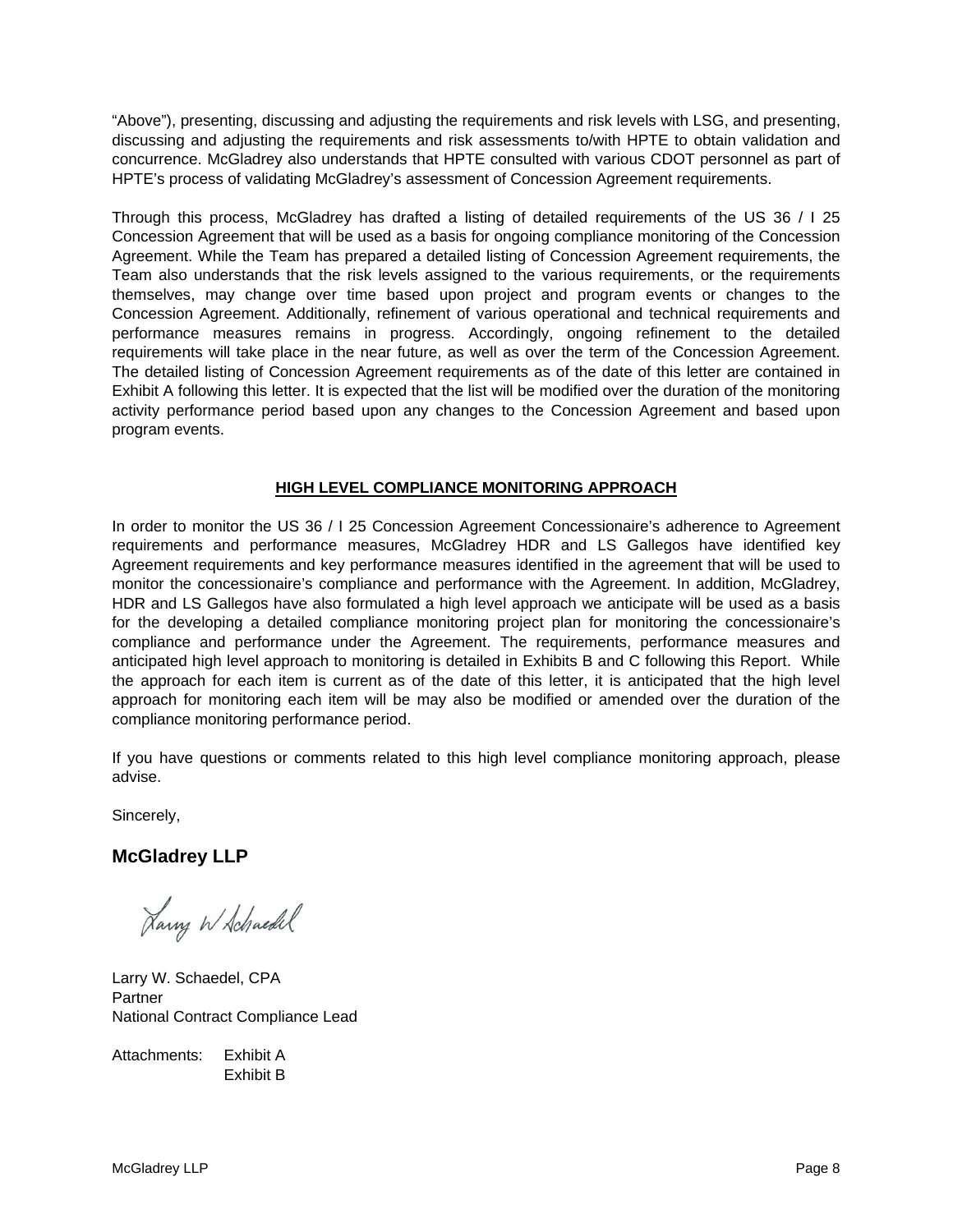"Above"), presenting, discussing and adjusting the requirements and risk levels with LSG, and presenting, discussing and adjusting the requirements and risk assessments to/with HPTE to obtain validation and concurrence. McGladrey also understands that HPTE consulted with various CDOT personnel as part of HPTE's process of validating McGladrey's assessment of Concession Agreement requirements.

Through this process, McGladrey has drafted a listing of detailed requirements of the US 36 / I 25 Concession Agreement that will be used as a basis for ongoing compliance monitoring of the Concession Agreement. While the Team has prepared a detailed listing of Concession Agreement requirements, the Team also understands that the risk levels assigned to the various requirements, or the requirements themselves, may change over time based upon project and program events or changes to the Concession Agreement. Additionally, refinement of various operational and technical requirements and performance measures remains in progress. Accordingly, ongoing refinement to the detailed requirements will take place in the near future, as well as over the term of the Concession Agreement. The detailed listing of Concession Agreement requirements as of the date of this letter are contained in Exhibit A following this letter. It is expected that the list will be modified over the duration of the monitoring activity performance period based upon any changes to the Concession Agreement and based upon program events.

## HIGH LEVEL COMPLIANCE MONITORING APPROACH

In order to monitor the US 36 / I 25 Concession Agreement Concessionaire's adherence to Agreement requirements and performance measures, McGladrey HDR and LS Gallegos have identified key Agreement requirements and key performance measures identified in the agreement that will be used to monitor the concessionaire's compliance and performance with the Agreement. In addition, McGladrey, HDR and LS Gallegos have also formulated a high level approach we anticipate will be used as a basis for the developing a detailed compliance monitoring project plan for monitoring the concessionaire's compliance and performance under the Agreement. The requirements, performance measures and anticipated high level approach to monitoring is detailed in Exhibits B and C following this Report. While the approach for each item is current as of the date of this letter, it is anticipated that the high level approach for monitoring each item will be may also be modified or amended over the duration of the compliance monitoring performance period.

If you have questions or comments related to this high level compliance monitoring approach, please advise.

Sincerely,

**McGladrey LLP**

Larry W. Schaedel

Larry W. Schaedel, CPA
Partner
National Contract Compliance Lead

Attachments: Exhibit A
Exhibit B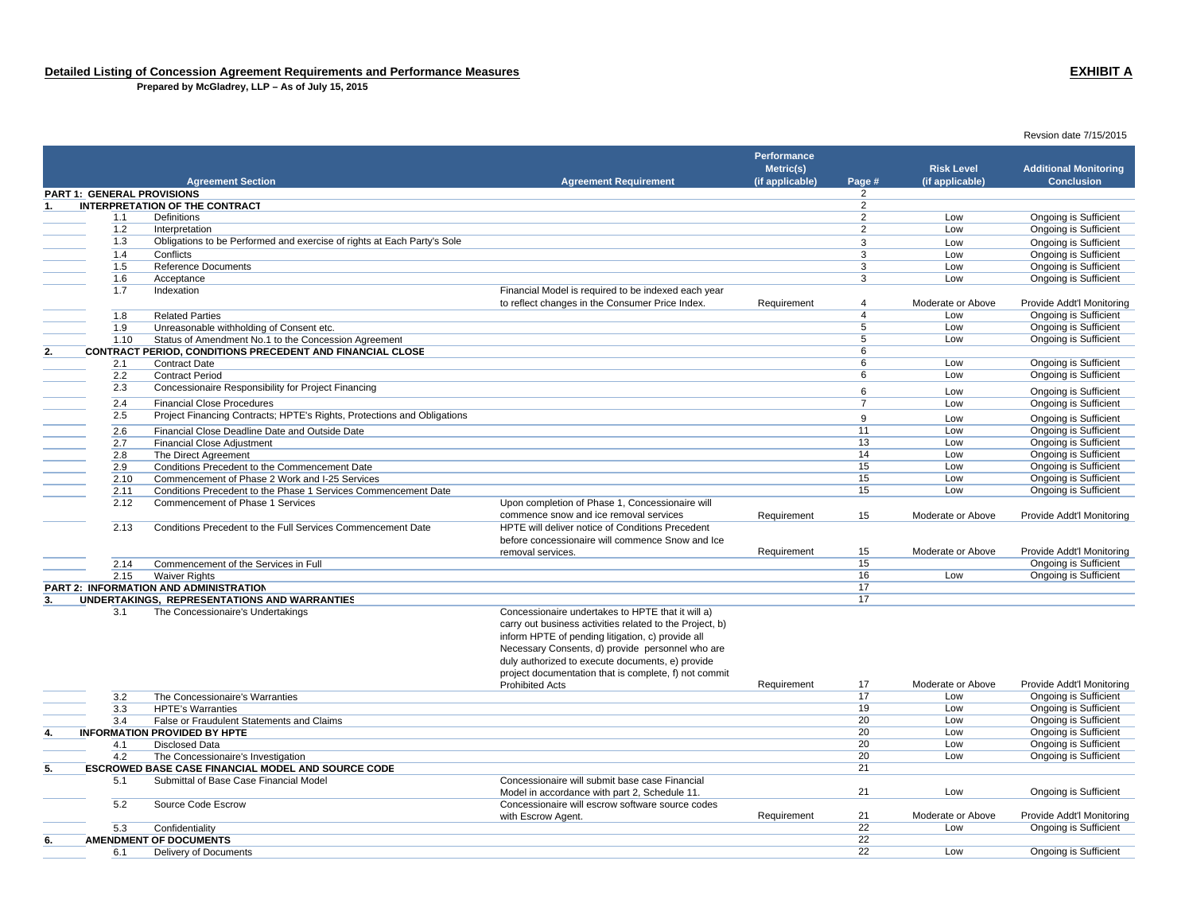**Detailed Listing of Concession Agreement Requirements and Performance Measures**

**Prepared by McGladrey, LLP – As of July 15, 2015**

**EXHIBIT A**

Revsion date 7/15/2015

| | | Agreement Section | Agreement Requirement | Performance Metric(s) (if applicable) | Page # | Risk Level (if applicable) | Additional Monitoring Conclusion |
|---|---|---|---|---|---|---|---|
| **PART 1: GENERAL PROVISIONS** | | | | | 2 | | |
| **1.** | | **INTERPRETATION OF THE CONTRACT** | | | 2 | | |
| | 1.1 | Definitions | | | 2 | Low | Ongoing is Sufficient |
| | 1.2 | Interpretation | | | 2 | Low | Ongoing is Sufficient |
| | 1.3 | Obligations to be Performed and exercise of rights at Each Party's Sole | | | 3 | Low | Ongoing is Sufficient |
| | 1.4 | Conflicts | | | 3 | Low | Ongoing is Sufficient |
| | 1.5 | Reference Documents | | | 3 | Low | Ongoing is Sufficient |
| | 1.6 | Acceptance | | | 3 | Low | Ongoing is Sufficient |
| | 1.7 | Indexation | Financial Model is required to be indexed each year to reflect changes in the Consumer Price Index. | Requirement | 4 | Moderate or Above | Provide Addt'l Monitoring |
| | 1.8 | Related Parties | | | 4 | Low | Ongoing is Sufficient |
| | 1.9 | Unreasonable withholding of Consent etc. | | | 5 | Low | Ongoing is Sufficient |
| | 1.10 | Status of Amendment No.1 to the Concession Agreement | | | 5 | Low | Ongoing is Sufficient |
| **2.** | | **CONTRACT PERIOD, CONDITIONS PRECEDENT AND FINANCIAL CLOSE** | | | 6 | | |
| | 2.1 | Contract Date | | | 6 | Low | Ongoing is Sufficient |
| | 2.2 | Contract Period | | | 6 | Low | Ongoing is Sufficient |
| | 2.3 | Concessionaire Responsibility for Project Financing | | | 6 | Low | Ongoing is Sufficient |
| | 2.4 | Financial Close Procedures | | | 7 | Low | Ongoing is Sufficient |
| | 2.5 | Project Financing Contracts; HPTE's Rights, Protections and Obligations | | | 9 | Low | Ongoing is Sufficient |
| | 2.6 | Financial Close Deadline Date and Outside Date | | | 11 | Low | Ongoing is Sufficient |
| | 2.7 | Financial Close Adjustment | | | 13 | Low | Ongoing is Sufficient |
| | 2.8 | The Direct Agreement | | | 14 | Low | Ongoing is Sufficient |
| | 2.9 | Conditions Precedent to the Commencement Date | | | 15 | Low | Ongoing is Sufficient |
| | 2.10 | Commencement of Phase 2 Work and I-25 Services | | | 15 | Low | Ongoing is Sufficient |
| | 2.11 | Conditions Precedent to the Phase 1 Services Commencement Date | | | 15 | Low | Ongoing is Sufficient |
| | 2.12 | Commencement of Phase 1 Services | Upon completion of Phase 1, Concessionaire will commence snow and ice removal services | Requirement | 15 | Moderate or Above | Provide Addt'l Monitoring |
| | 2.13 | Conditions Precedent to the Full Services Commencement Date | HPTE will deliver notice of Conditions Precedent before concessionaire will commence Snow and Ice removal services. | Requirement | 15 | Moderate or Above | Provide Addt'l Monitoring |
| | 2.14 | Commencement of the Services in Full | | | 15 | | Ongoing is Sufficient |
| | 2.15 | Waiver Rights | | | 16 | Low | Ongoing is Sufficient |
| **PART 2: INFORMATION AND ADMINISTRATION** | | | | | 17 | | |
| **3.** | | **UNDERTAKINGS, REPRESENTATIONS AND WARRANTIES** | | | 17 | | |
| | 3.1 | The Concessionaire's Undertakings | Concessionaire undertakes to HPTE that it will a) carry out business activities related to the Project, b) inform HPTE of pending litigation, c) provide all Necessary Consents, d) provide personnel who are duly authorized to execute documents, e) provide project documentation that is complete, f) not commit Prohibited Acts | Requirement | 17 | Moderate or Above | Provide Addt'l Monitoring |
| | 3.2 | The Concessionaire's Warranties | | | 17 | Low | Ongoing is Sufficient |
| | 3.3 | HPTE's Warranties | | | 19 | Low | Ongoing is Sufficient |
| | 3.4 | False or Fraudulent Statements and Claims | | | 20 | Low | Ongoing is Sufficient |
| **4.** | | **INFORMATION PROVIDED BY HPTE** | | | 20 | Low | Ongoing is Sufficient |
| | 4.1 | Disclosed Data | | | 20 | Low | Ongoing is Sufficient |
| | 4.2 | The Concessionaire's Investigation | | | 20 | Low | Ongoing is Sufficient |
| **5.** | | **ESCROWED BASE CASE FINANCIAL MODEL AND SOURCE CODE** | | | 21 | | |
| | 5.1 | Submittal of Base Case Financial Model | Concessionaire will submit base case Financial Model in accordance with part 2, Schedule 11. | | 21 | Low | Ongoing is Sufficient |
| | 5.2 | Source Code Escrow | Concessionaire will escrow software source codes with Escrow Agent. | Requirement | 21 | Moderate or Above | Provide Addt'l Monitoring |
| | 5.3 | Confidentiality | | | 22 | Low | Ongoing is Sufficient |
| **6.** | | **AMENDMENT OF DOCUMENTS** | | | 22 | | |
| | 6.1 | Delivery of Documents | | | 22 | Low | Ongoing is Sufficient |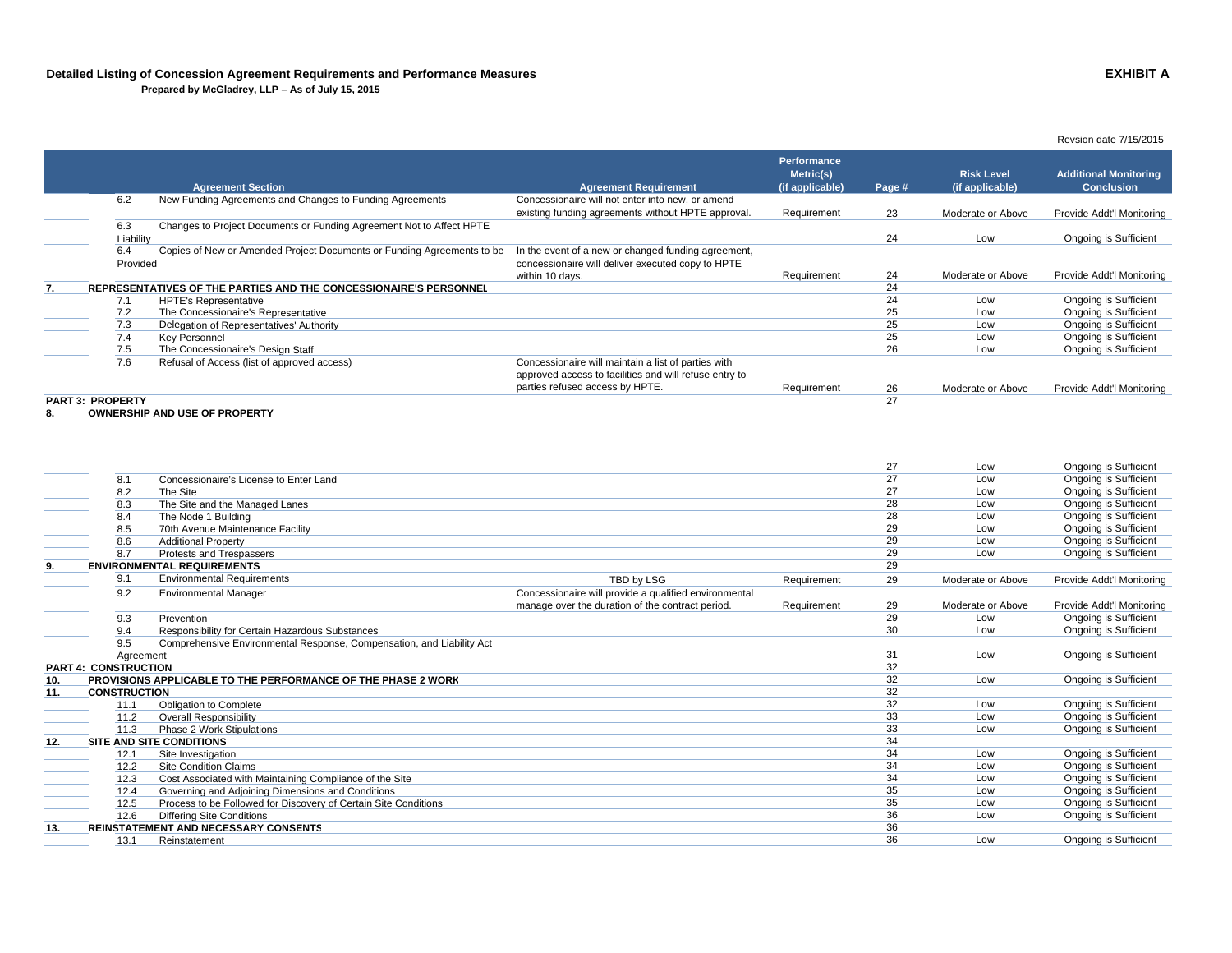**Detailed Listing of Concession Agreement Requirements and Performance Measures** **EXHIBIT A**

**Prepared by McGladrey, LLP – As of July 15, 2015**

Revsion date 7/15/2015

| | | Agreement Section | Agreement Requirement | Performance Metric(s) (if applicable) | Page # | Risk Level (if applicable) | Additional Monitoring Conclusion |
|---|---|---|---|---|---|---|---|
| | 6.2 | New Funding Agreements and Changes to Funding Agreements | Concessionaire will not enter into new, or amend existing funding agreements without HPTE approval. | Requirement | 23 | Moderate or Above | Provide Addt'l Monitoring |
| | 6.3 | Changes to Project Documents or Funding Agreement Not to Affect HPTE Liability | | | 24 | Low | Ongoing is Sufficient |
| | 6.4 | Copies of New or Amended Project Documents or Funding Agreements to be Provided | In the event of a new or changed funding agreement, concessionaire will deliver executed copy to HPTE within 10 days. | Requirement | 24 | Moderate or Above | Provide Addt'l Monitoring |
| **7.** | | **REPRESENTATIVES OF THE PARTIES AND THE CONCESSIONAIRE'S PERSONNEL** | | | 24 | | |
| | 7.1 | HPTE's Representative | | | 24 | Low | Ongoing is Sufficient |
| | 7.2 | The Concessionaire's Representative | | | 25 | Low | Ongoing is Sufficient |
| | 7.3 | Delegation of Representatives' Authority | | | 25 | Low | Ongoing is Sufficient |
| | 7.4 | Key Personnel | | | 25 | Low | Ongoing is Sufficient |
| | 7.5 | The Concessionaire's Design Staff | | | 26 | Low | Ongoing is Sufficient |
| | 7.6 | Refusal of Access (list of approved access) | Concessionaire will maintain a list of parties with approved access to facilities and will refuse entry to parties refused access by HPTE. | Requirement | 26 | Moderate or Above | Provide Addt'l Monitoring |
| **PART 3: PROPERTY** | | | | | 27 | | |
| **8.** | | **OWNERSHIP AND USE OF PROPERTY** | | | 27 | Low | Ongoing is Sufficient |
| | 8.1 | Concessionaire's License to Enter Land | | | 27 | Low | Ongoing is Sufficient |
| | 8.2 | The Site | | | 27 | Low | Ongoing is Sufficient |
| | 8.3 | The Site and the Managed Lanes | | | 28 | Low | Ongoing is Sufficient |
| | 8.4 | The Node 1 Building | | | 28 | Low | Ongoing is Sufficient |
| | 8.5 | 70th Avenue Maintenance Facility | | | 29 | Low | Ongoing is Sufficient |
| | 8.6 | Additional Property | | | 29 | Low | Ongoing is Sufficient |
| | 8.7 | Protests and Trespassers | | | 29 | Low | Ongoing is Sufficient |
| **9.** | | **ENVIRONMENTAL REQUIREMENTS** | | | 29 | | |
| | 9.1 | Environmental Requirements | TBD by LSG | Requirement | 29 | Moderate or Above | Provide Addt'l Monitoring |
| | 9.2 | Environmental Manager | Concessionaire will provide a qualified environmental manage over the duration of the contract period. | Requirement | 29 | Moderate or Above | Provide Addt'l Monitoring |
| | 9.3 | Prevention | | | 29 | Low | Ongoing is Sufficient |
| | 9.4 | Responsibility for Certain Hazardous Substances | | | 30 | Low | Ongoing is Sufficient |
| | 9.5 | Comprehensive Environmental Response, Compensation, and Liability Act Agreement | | | 31 | Low | Ongoing is Sufficient |
| **PART 4: CONSTRUCTION** | | | | | 32 | | |
| **10.** | | **PROVISIONS APPLICABLE TO THE PERFORMANCE OF THE PHASE 2 WORK** | | | 32 | Low | Ongoing is Sufficient |
| **11.** | | **CONSTRUCTION** | | | 32 | | |
| | 11.1 | Obligation to Complete | | | 32 | Low | Ongoing is Sufficient |
| | 11.2 | Overall Responsibility | | | 33 | Low | Ongoing is Sufficient |
| | 11.3 | Phase 2 Work Stipulations | | | 33 | Low | Ongoing is Sufficient |
| **12.** | | **SITE AND SITE CONDITIONS** | | | 34 | | |
| | 12.1 | Site Investigation | | | 34 | Low | Ongoing is Sufficient |
| | 12.2 | Site Condition Claims | | | 34 | Low | Ongoing is Sufficient |
| | 12.3 | Cost Associated with Maintaining Compliance of the Site | | | 34 | Low | Ongoing is Sufficient |
| | 12.4 | Governing and Adjoining Dimensions and Conditions | | | 35 | Low | Ongoing is Sufficient |
| | 12.5 | Process to be Followed for Discovery of Certain Site Conditions | | | 35 | Low | Ongoing is Sufficient |
| | 12.6 | Differing Site Conditions | | | 36 | Low | Ongoing is Sufficient |
| **13.** | | **REINSTATEMENT AND NECESSARY CONSENTS** | | | 36 | | |
| | 13.1 | Reinstatement | | | 36 | Low | Ongoing is Sufficient |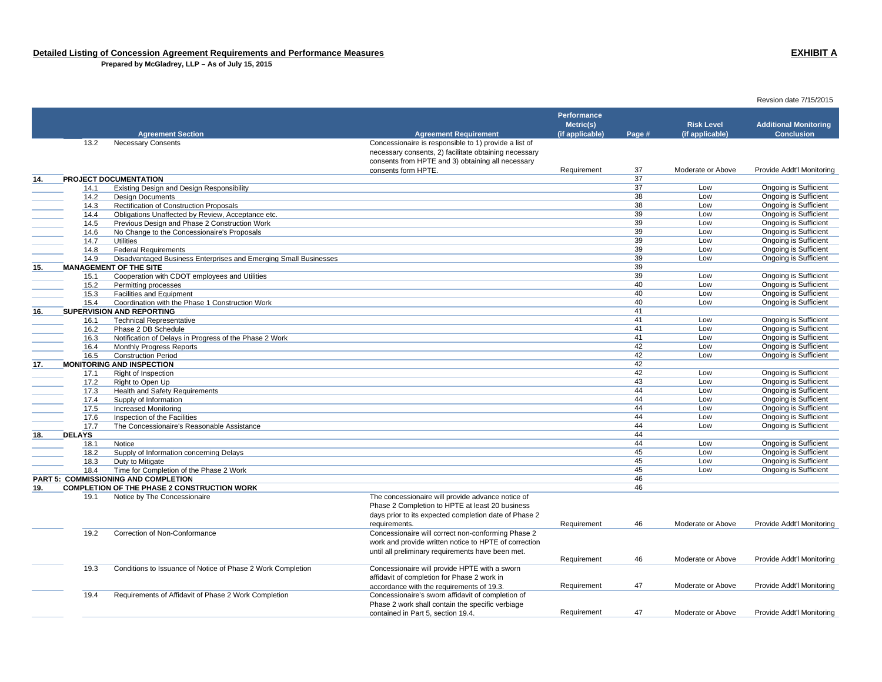## Detailed Listing of Concession Agreement Requirements and Performance Measures

**EXHIBIT A**

**Prepared by McGladrey, LLP – As of July 15, 2015**

Revsion date 7/15/2015

| | | Agreement Section | Agreement Requirement | Performance Metric(s) (if applicable) | Page # | Risk Level (if applicable) | Additional Monitoring Conclusion |
|---|---|---|---|---|---|---|---|
| | 13.2 | Necessary Consents | Concessionaire is responsible to 1) provide a list of necessary consents, 2) facilitate obtaining necessary consents from HPTE and 3) obtaining all necessary consents form HPTE. | Requirement | 37 | Moderate or Above | Provide Addt'l Monitoring |
| **14.** | **PROJECT DOCUMENTATION** | | | | 37 | | |
| | 14.1 | Existing Design and Design Responsibility | | | 37 | Low | Ongoing is Sufficient |
| | 14.2 | Design Documents | | | 38 | Low | Ongoing is Sufficient |
| | 14.3 | Rectification of Construction Proposals | | | 38 | Low | Ongoing is Sufficient |
| | 14.4 | Obligations Unaffected by Review, Acceptance etc. | | | 39 | Low | Ongoing is Sufficient |
| | 14.5 | Previous Design and Phase 2 Construction Work | | | 39 | Low | Ongoing is Sufficient |
| | 14.6 | No Change to the Concessionaire's Proposals | | | 39 | Low | Ongoing is Sufficient |
| | 14.7 | Utilities | | | 39 | Low | Ongoing is Sufficient |
| | 14.8 | Federal Requirements | | | 39 | Low | Ongoing is Sufficient |
| | 14.9 | Disadvantaged Business Enterprises and Emerging Small Businesses | | | 39 | Low | Ongoing is Sufficient |
| **15.** | **MANAGEMENT OF THE SITE** | | | | 39 | | |
| | 15.1 | Cooperation with CDOT employees and Utilities | | | 39 | Low | Ongoing is Sufficient |
| | 15.2 | Permitting processes | | | 40 | Low | Ongoing is Sufficient |
| | 15.3 | Facilities and Equipment | | | 40 | Low | Ongoing is Sufficient |
| | 15.4 | Coordination with the Phase 1 Construction Work | | | 40 | Low | Ongoing is Sufficient |
| **16.** | **SUPERVISION AND REPORTING** | | | | 41 | | |
| | 16.1 | Technical Representative | | | 41 | Low | Ongoing is Sufficient |
| | 16.2 | Phase 2 DB Schedule | | | 41 | Low | Ongoing is Sufficient |
| | 16.3 | Notification of Delays in Progress of the Phase 2 Work | | | 41 | Low | Ongoing is Sufficient |
| | 16.4 | Monthly Progress Reports | | | 42 | Low | Ongoing is Sufficient |
| | 16.5 | Construction Period | | | 42 | Low | Ongoing is Sufficient |
| **17.** | **MONITORING AND INSPECTION** | | | | 42 | | |
| | 17.1 | Right of Inspection | | | 42 | Low | Ongoing is Sufficient |
| | 17.2 | Right to Open Up | | | 43 | Low | Ongoing is Sufficient |
| | 17.3 | Health and Safety Requirements | | | 44 | Low | Ongoing is Sufficient |
| | 17.4 | Supply of Information | | | 44 | Low | Ongoing is Sufficient |
| | 17.5 | Increased Monitoring | | | 44 | Low | Ongoing is Sufficient |
| | 17.6 | Inspection of the Facilities | | | 44 | Low | Ongoing is Sufficient |
| | 17.7 | The Concessionaire's Reasonable Assistance | | | 44 | Low | Ongoing is Sufficient |
| **18.** | **DELAYS** | | | | 44 | | |
| | 18.1 | Notice | | | 44 | Low | Ongoing is Sufficient |
| | 18.2 | Supply of Information concerning Delays | | | 45 | Low | Ongoing is Sufficient |
| | 18.3 | Duty to Mitigate | | | 45 | Low | Ongoing is Sufficient |
| | 18.4 | Time for Completion of the Phase 2 Work | | | 45 | Low | Ongoing is Sufficient |
| **PART 5: COMMISSIONING AND COMPLETION** | | | | | 46 | | |
| **19.** | **COMPLETION OF THE PHASE 2 CONSTRUCTION WORK** | | | | 46 | | |
| | 19.1 | Notice by The Concessionaire | The concessionaire will provide advance notice of Phase 2 Completion to HPTE at least 20 business days prior to its expected completion date of Phase 2 requirements. | Requirement | 46 | Moderate or Above | Provide Addt'l Monitoring |
| | 19.2 | Correction of Non-Conformance | Concessionaire will correct non-conforming Phase 2 work and provide written notice to HPTE of correction until all preliminary requirements have been met. | Requirement | 46 | Moderate or Above | Provide Addt'l Monitoring |
| | 19.3 | Conditions to Issuance of Notice of Phase 2 Work Completion | Concessionaire will provide HPTE with a sworn affidavit of completion for Phase 2 work in accordance with the requirements of 19.3. | Requirement | 47 | Moderate or Above | Provide Addt'l Monitoring |
| | 19.4 | Requirements of Affidavit of Phase 2 Work Completion | Concessionaire's sworn affidavit of completion of Phase 2 work shall contain the specific verbiage contained in Part 5, section 19.4. | Requirement | 47 | Moderate or Above | Provide Addt'l Monitoring |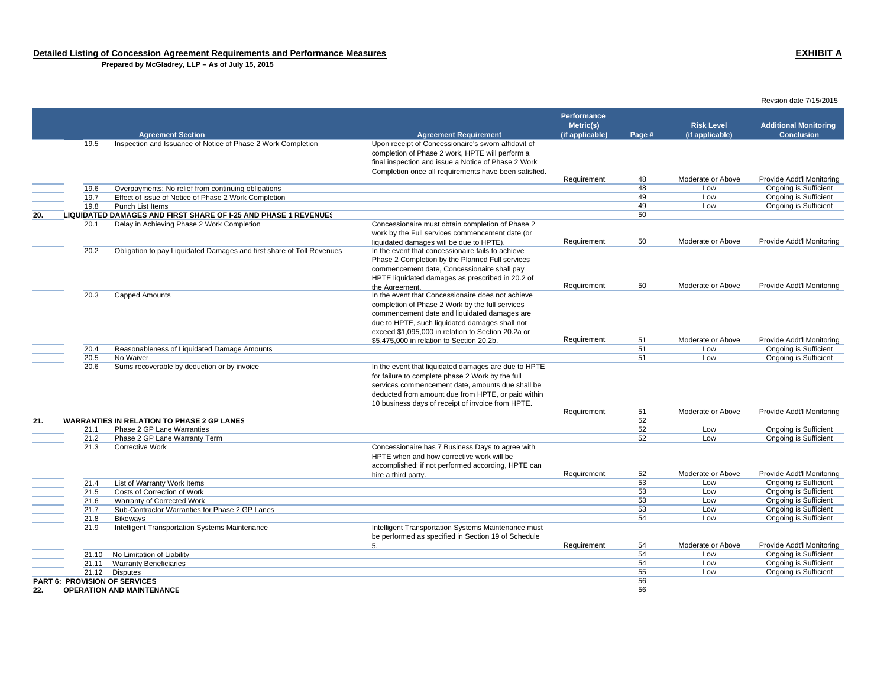**Detailed Listing of Concession Agreement Requirements and Performance Measures**

**EXHIBIT A**

**Prepared by McGladrey, LLP – As of July 15, 2015**

Revsion date 7/15/2015

| | | Agreement Section | Agreement Requirement | Performance Metric(s) (if applicable) | Page # | Risk Level (if applicable) | Additional Monitoring Conclusion |
|---|---|---|---|---|---|---|---|
| | 19.5 | Inspection and Issuance of Notice of Phase 2 Work Completion | Upon receipt of Concessionaire's sworn affidavit of completion of Phase 2 work, HPTE will perform a final inspection and issue a Notice of Phase 2 Work Completion once all requirements have been satisfied. | Requirement | 48 | Moderate or Above | Provide Addt'l Monitoring |
| | 19.6 | Overpayments; No relief from continuing obligations | | | 48 | Low | Ongoing is Sufficient |
| | 19.7 | Effect of issue of Notice of Phase 2 Work Completion | | | 49 | Low | Ongoing is Sufficient |
| | 19.8 | Punch List Items | | | 49 | Low | Ongoing is Sufficient |
| **20.** | **LIQUIDATED DAMAGES AND FIRST SHARE OF I-25 AND PHASE 1 REVENUES** | | | | 50 | | |
| | 20.1 | Delay in Achieving Phase 2 Work Completion | Concessionaire must obtain completion of Phase 2 work by the Full services commencement date (or liquidated damages will be due to HPTE). | Requirement | 50 | Moderate or Above | Provide Addt'l Monitoring |
| | 20.2 | Obligation to pay Liquidated Damages and first share of Toll Revenues | In the event that concessionaire fails to achieve Phase 2 Completion by the Planned Full services commencement date, Concessionaire shall pay HPTE liquidated damages as prescribed in 20.2 of the Agreement. | Requirement | 50 | Moderate or Above | Provide Addt'l Monitoring |
| | 20.3 | Capped Amounts | In the event that Concessionaire does not achieve completion of Phase 2 Work by the full services commencement date and liquidated damages are due to HPTE, such liquidated damages shall not exceed $1,095,000 in relation to Section 20.2a or $5,475,000 in relation to Section 20.2b. | Requirement | 51 | Moderate or Above | Provide Addt'l Monitoring |
| | 20.4 | Reasonableness of Liquidated Damage Amounts | | | 51 | Low | Ongoing is Sufficient |
| | 20.5 | No Waiver | | | 51 | Low | Ongoing is Sufficient |
| | 20.6 | Sums recoverable by deduction or by invoice | In the event that liquidated damages are due to HPTE for failure to complete phase 2 Work by the full services commencement date, amounts due shall be deducted from amount due from HPTE, or paid within 10 business days of receipt of invoice from HPTE. | Requirement | 51 | Moderate or Above | Provide Addt'l Monitoring |
| **21.** | **WARRANTIES IN RELATION TO PHASE 2 GP LANES** | | | | 52 | | |
| | 21.1 | Phase 2 GP Lane Warranties | | | 52 | Low | Ongoing is Sufficient |
| | 21.2 | Phase 2 GP Lane Warranty Term | | | 52 | Low | Ongoing is Sufficient |
| | 21.3 | Corrective Work | Concessionaire has 7 Business Days to agree with HPTE when and how corrective work will be accomplished; if not performed according, HPTE can hire a third party. | Requirement | 52 | Moderate or Above | Provide Addt'l Monitoring |
| | 21.4 | List of Warranty Work Items | | | 53 | Low | Ongoing is Sufficient |
| | 21.5 | Costs of Correction of Work | | | 53 | Low | Ongoing is Sufficient |
| | 21.6 | Warranty of Corrected Work | | | 53 | Low | Ongoing is Sufficient |
| | 21.7 | Sub-Contractor Warranties for Phase 2 GP Lanes | | | 53 | Low | Ongoing is Sufficient |
| | 21.8 | Bikeways | | | 54 | Low | Ongoing is Sufficient |
| | 21.9 | Intelligent Transportation Systems Maintenance | Intelligent Transportation Systems Maintenance must be performed as specified in Section 19 of Schedule 5. | Requirement | 54 | Moderate or Above | Provide Addt'l Monitoring |
| | 21.10 | No Limitation of Liability | | | 54 | Low | Ongoing is Sufficient |
| | 21.11 | Warranty Beneficiaries | | | 54 | Low | Ongoing is Sufficient |
| | 21.12 | Disputes | | | 55 | Low | Ongoing is Sufficient |
| **PART 6: PROVISION OF SERVICES** | | | | | 56 | | |
| **22.** | **OPERATION AND MAINTENANCE** | | | | 56 | | |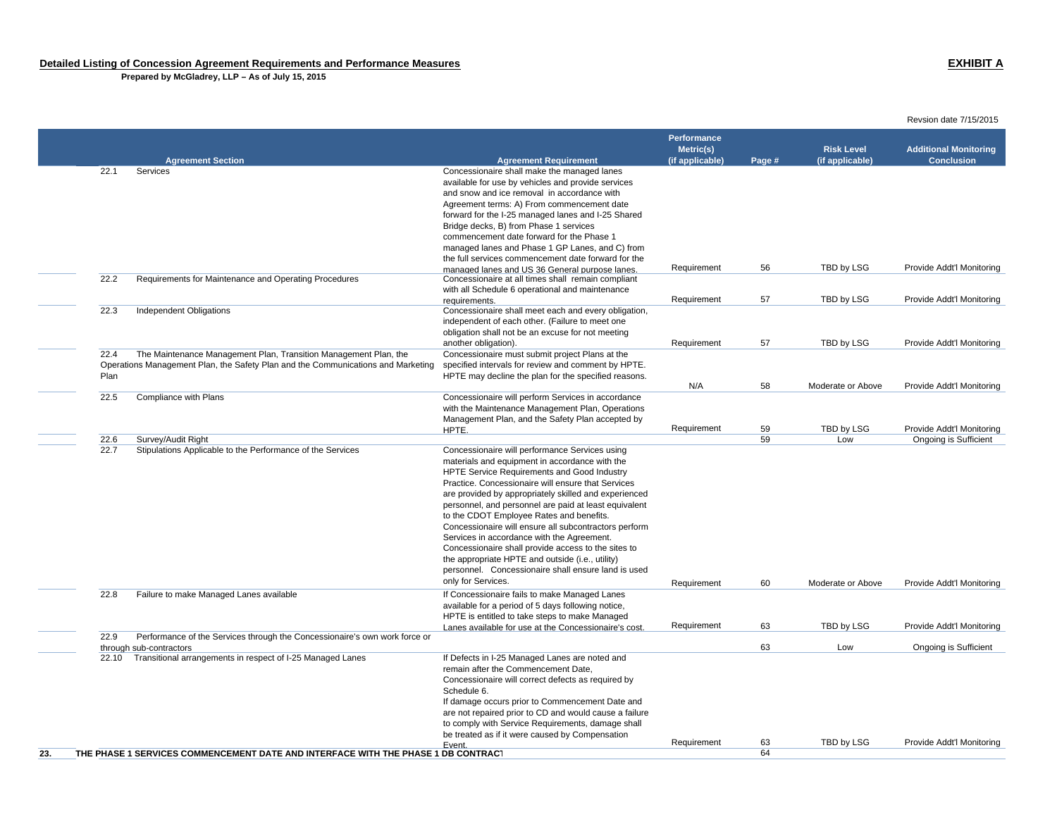**Detailed Listing of Concession Agreement Requirements and Performance Measures**

**Prepared by McGladrey, LLP – As of July 15, 2015**

**EXHIBIT A**

Revsion date 7/15/2015

| Agreement Section | Agreement Requirement | Performance Metric(s) (if applicable) | Page # | Risk Level (if applicable) | Additional Monitoring Conclusion |
|---|---|---|---|---|---|
| 22.1 Services | Concessionaire shall make the managed lanes available for use by vehicles and provide services and snow and ice removal in accordance with Agreement terms: A) From commencement date forward for the I-25 managed lanes and I-25 Shared Bridge decks, B) from Phase 1 services commencement date forward for the Phase 1 managed lanes and Phase 1 GP Lanes, and C) from the full services commencement date forward for the managed lanes and US 36 General purpose lanes. | Requirement | 56 | TBD by LSG | Provide Addt'l Monitoring |
| 22.2 Requirements for Maintenance and Operating Procedures | Concessionaire at all times shall remain compliant with all Schedule 6 operational and maintenance requirements. | Requirement | 57 | TBD by LSG | Provide Addt'l Monitoring |
| 22.3 Independent Obligations | Concessionaire shall meet each and every obligation, independent of each other. (Failure to meet one obligation shall not be an excuse for not meeting another obligation). | Requirement | 57 | TBD by LSG | Provide Addt'l Monitoring |
| 22.4 The Maintenance Management Plan, Transition Management Plan, the Operations Management Plan, the Safety Plan and the Communications and Marketing Plan | Concessionaire must submit project Plans at the specified intervals for review and comment by HPTE. HPTE may decline the plan for the specified reasons. | N/A | 58 | Moderate or Above | Provide Addt'l Monitoring |
| 22.5 Compliance with Plans | Concessionaire will perform Services in accordance with the Maintenance Management Plan, Operations Management Plan, and the Safety Plan accepted by HPTE. | Requirement | 59 | TBD by LSG | Provide Addt'l Monitoring |
| 22.6 Survey/Audit Right | | | 59 | Low | Ongoing is Sufficient |
| 22.7 Stipulations Applicable to the Performance of the Services | Concessionaire will performance Services using materials and equipment in accordance with the HPTE Service Requirements and Good Industry Practice. Concessionaire will ensure that Services are provided by appropriately skilled and experienced personnel, and personnel are paid at least equivalent to the CDOT Employee Rates and benefits. Concessionaire will ensure all subcontractors perform Services in accordance with the Agreement. Concessionaire shall provide access to the sites to the appropriate HPTE and outside (i.e., utility) personnel. Concessionaire shall ensure land is used only for Services. | Requirement | 60 | Moderate or Above | Provide Addt'l Monitoring |
| 22.8 Failure to make Managed Lanes available | If Concessionaire fails to make Managed Lanes available for a period of 5 days following notice, HPTE is entitled to take steps to make Managed Lanes available for use at the Concessionaire's cost. | Requirement | 63 | TBD by LSG | Provide Addt'l Monitoring |
| 22.9 Performance of the Services through the Concessionaire's own work force or through sub-contractors | | | 63 | Low | Ongoing is Sufficient |
| 22.10 Transitional arrangements in respect of I-25 Managed Lanes | If Defects in I-25 Managed Lanes are noted and remain after the Commencement Date, Concessionaire will correct defects as required by Schedule 6. If damage occurs prior to Commencement Date and are not repaired prior to CD and would cause a failure to comply with Service Requirements, damage shall be treated as if it were caused by Compensation Event. | Requirement | 63 | TBD by LSG | Provide Addt'l Monitoring |
| **23. THE PHASE 1 SERVICES COMMENCEMENT DATE AND INTERFACE WITH THE PHASE 1 DB CONTRACT** | | | 64 | | |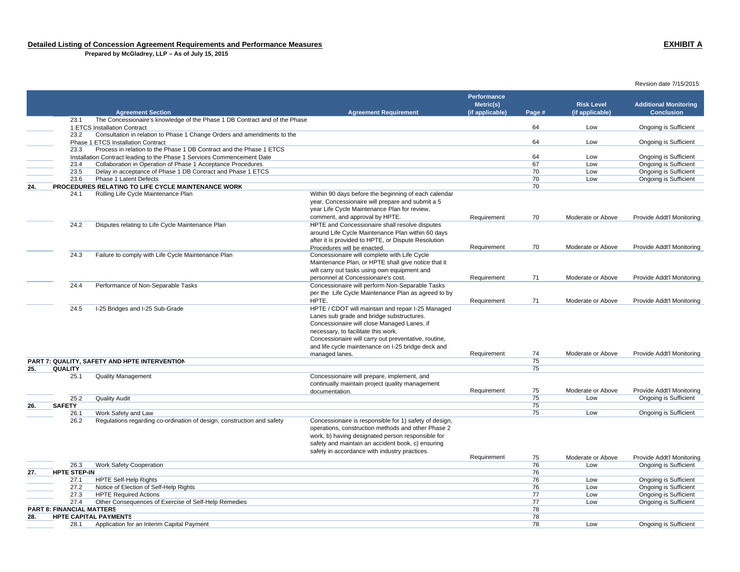## Detailed Listing of Concession Agreement Requirements and Performance Measures

**Prepared by McGladrey, LLP – As of July 15, 2015**

## EXHIBIT A

Revsion date 7/15/2015

| | | Agreement Section | Agreement Requirement | Performance Metric(s) (if applicable) | Page # | Risk Level (if applicable) | Additional Monitoring Conclusion |
|---|---|---|---|---|---|---|---|
| | 23.1 | The Concessionaire's knowledge of the Phase 1 DB Contract and of the Phase 1 ETCS Installation Contract | | | 64 | Low | Ongoing is Sufficient |
| | 23.2 | Consultation in relation to Phase 1 Change Orders and amendments to the Phase 1 ETCS Installation Contract | | | 64 | Low | Ongoing is Sufficient |
| | 23.3 | Process in relation to the Phase 1 DB Contract and the Phase 1 ETCS Installation Contract leading to the Phase 1 Services Commencement Date | | | 64 | Low | Ongoing is Sufficient |
| | 23.4 | Collaboration in Operation of Phase 1 Acceptance Procedures | | | 67 | Low | Ongoing is Sufficient |
| | 23.5 | Delay in acceptance of Phase 1 DB Contract and Phase 1 ETCS | | | 70 | Low | Ongoing is Sufficient |
| | 23.6 | Phase 1 Latent Defects | | | 70 | Low | Ongoing is Sufficient |
| **24.** | | **PROCEDURES RELATING TO LIFE CYCLE MAINTENANCE WORK** | | | 70 | | |
| | 24.1 | Rolling Life Cycle Maintenance Plan | Within 90 days before the beginning of each calendar year, Concessionaire will prepare and submit a 5 year Life Cycle Maintenance Plan for review, comment, and approval by HPTE. | Requirement | 70 | Moderate or Above | Provide Addt'l Monitoring |
| | 24.2 | Disputes relating to Life Cycle Maintenance Plan | HPTE and Concessionaire shall resolve disputes around Life Cycle Maintenance Plan within 60 days after it is provided to HPTE, or Dispute Resolution Procedures will be enacted. | Requirement | 70 | Moderate or Above | Provide Addt'l Monitoring |
| | 24.3 | Failure to comply with Life Cycle Maintenance Plan | Concessionaire will complete with Life Cycle Maintenance Plan, or HPTE shall give notice that it will carry out tasks using own equipment and personnel at Concessionaire's cost. | Requirement | 71 | Moderate or Above | Provide Addt'l Monitoring |
| | 24.4 | Performance of Non-Separable Tasks | Concessionaire will perform Non-Separable Tasks per the Life Cycle Maintenance Plan as agreed to by HPTE. | Requirement | 71 | Moderate or Above | Provide Addt'l Monitoring |
| | 24.5 | I-25 Bridges and I-25 Sub-Grade | HPTE / CDOT will maintain and repair I-25 Managed Lanes sub grade and bridge substructures. Concessionaire will close Managed Lanes, if necessary, to facilitate this work. Concessionaire will carry out preventative, routine, and life cycle maintenance on I-25 bridge deck and managed lanes. | Requirement | 74 | Moderate or Above | Provide Addt'l Monitoring |
| **PART 7: QUALITY, SAFETY AND HPTE INTERVENTION** | | | | | 75 | | |
| **25.** | | **QUALITY** | | | 75 | | |
| | 25.1 | Quality Management | Concessionaire will prepare, implement, and continually maintain project quality management documentation. | Requirement | 75 | Moderate or Above | Provide Addt'l Monitoring |
| | 25.2 | Quality Audit | | | 75 | Low | Ongoing is Sufficient |
| **26.** | | **SAFETY** | | | 75 | | |
| | 26.1 | Work Safety and Law | | | 75 | Low | Ongoing is Sufficient |
| | 26.2 | Regulations regarding co-ordination of design, construction and safety | Concessionaire is responsible for 1) safety of design, operations, construction methods and other Phase 2 work, b) having designated person responsible for safety and maintain an accident book, c) ensuring safety in accordance with industry practices. | Requirement | 75 | Moderate or Above | Provide Addt'l Monitoring |
| | 26.3 | Work Safety Cooperation | | | 76 | Low | Ongoing is Sufficient |
| **27.** | | **HPTE STEP-IN** | | | 76 | | |
| | 27.1 | HPTE Self-Help Rights | | | 76 | Low | Ongoing is Sufficient |
| | 27.2 | Notice of Election of Self-Help Rights | | | 76 | Low | Ongoing is Sufficient |
| | 27.3 | HPTE Required Actions | | | 77 | Low | Ongoing is Sufficient |
| | 27.4 | Other Consequences of Exercise of Self-Help Remedies | | | 77 | Low | Ongoing is Sufficient |
| **PART 8: FINANCIAL MATTERS** | | | | | 78 | | |
| **28.** | | **HPTE CAPITAL PAYMENTS** | | | 78 | | |
| | 28.1 | Application for an Interim Capital Payment | | | 78 | Low | Ongoing is Sufficient |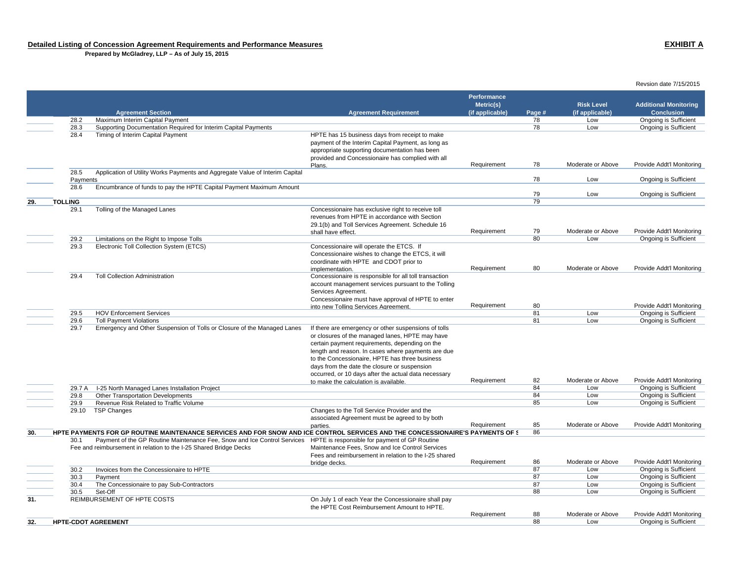**Detailed Listing of Concession Agreement Requirements and Performance Measures**

**Prepared by McGladrey, LLP – As of July 15, 2015**

**EXHIBIT A**

Revsion date 7/15/2015

| | Agreement Section | Agreement Requirement | Performance Metric(s) (if applicable) | Page # | Risk Level (if applicable) | Additional Monitoring Conclusion |
|---|---|---|---|---|---|---|
| | 28.2 Maximum Interim Capital Payment | | | 78 | Low | Ongoing is Sufficient |
| | 28.3 Supporting Documentation Required for Interim Capital Payments | | | 78 | Low | Ongoing is Sufficient |
| | 28.4 Timing of Interim Capital Payment | HPTE has 15 business days from receipt to make payment of the Interim Capital Payment, as long as appropriate supporting documentation has been provided and Concessionaire has complied with all Plans. | Requirement | 78 | Moderate or Above | Provide Addt'l Monitoring |
| | 28.5 Application of Utility Works Payments and Aggregate Value of Interim Capital Payments | | | 78 | Low | Ongoing is Sufficient |
| | 28.6 Encumbrance of funds to pay the HPTE Capital Payment Maximum Amount | | | 79 | Low | Ongoing is Sufficient |
| **29.** | **TOLLING** | | | 79 | | |
| | 29.1 Tolling of the Managed Lanes | Concessionaire has exclusive right to receive toll revenues from HPTE in accordance with Section 29.1(b) and Toll Services Agreement. Schedule 16 shall have effect. | Requirement | 79 | Moderate or Above | Provide Addt'l Monitoring |
| | 29.2 Limitations on the Right to Impose Tolls | | | 80 | Low | Ongoing is Sufficient |
| | 29.3 Electronic Toll Collection System (ETCS) | Concessionaire will operate the ETCS. If Concessionaire wishes to change the ETCS, it will coordinate with HPTE and CDOT prior to implementation. | Requirement | 80 | Moderate or Above | Provide Addt'l Monitoring |
| | 29.4 Toll Collection Administration | Concessionaire is responsible for all toll transaction account management services pursuant to the Tolling Services Agreement. Concessionaire must have approval of HPTE to enter into new Tolling Services Agreement. | Requirement | 80 | | Provide Addt'l Monitoring |
| | 29.5 HOV Enforcement Services | | | 81 | Low | Ongoing is Sufficient |
| | 29.6 Toll Payment Violations | | | 81 | Low | Ongoing is Sufficient |
| | 29.7 Emergency and Other Suspension of Tolls or Closure of the Managed Lanes | If there are emergency or other suspensions of tolls or closures of the managed lanes, HPTE may have certain payment requirements, depending on the length and reason. In cases where payments are due to the Concessionaire, HPTE has three business days from the date the closure or suspension occurred, or 10 days after the actual data necessary to make the calculation is available. | Requirement | 82 | Moderate or Above | Provide Addt'l Monitoring |
| | 29.7 A I-25 North Managed Lanes Installation Project | | | 84 | Low | Ongoing is Sufficient |
| | 29.8 Other Transportation Developments | | | 84 | Low | Ongoing is Sufficient |
| | 29.9 Revenue Risk Related to Traffic Volume | | | 85 | Low | Ongoing is Sufficient |
| | 29.10 TSP Changes | Changes to the Toll Service Provider and the associated Agreement must be agreed to by both parties. | Requirement | 85 | Moderate or Above | Provide Addt'l Monitoring |
| **30.** | **HPTE PAYMENTS FOR GP ROUTINE MAINTENANCE SERVICES AND FOR SNOW AND ICE CONTROL SERVICES AND THE CONCESSIONAIRE'S PAYMENTS OF S** | | | 86 | | |
| | 30.1 Payment of the GP Routine Maintenance Fee, Snow and Ice Control Services Fee and reimbursement in relation to the I-25 Shared Bridge Decks | HPTE is responsible for payment of GP Routine Maintenance Fees, Snow and Ice Control Services Fees and reimbursement in relation to the I-25 shared bridge decks. | Requirement | 86 | Moderate or Above | Provide Addt'l Monitoring |
| | 30.2 Invoices from the Concessionaire to HPTE | | | 87 | Low | Ongoing is Sufficient |
| | 30.3 Payment | | | 87 | Low | Ongoing is Sufficient |
| | 30.4 The Concessionaire to pay Sub-Contractors | | | 87 | Low | Ongoing is Sufficient |
| | 30.5 Set-Off | | | 88 | Low | Ongoing is Sufficient |
| **31.** | REIMBURSEMENT OF HPTE COSTS | On July 1 of each Year the Concessionaire shall pay the HPTE Cost Reimbursement Amount to HPTE. | Requirement | 88 | Moderate or Above | Provide Addt'l Monitoring |
| **32.** | **HPTE-CDOT AGREEMENT** | | | 88 | Low | Ongoing is Sufficient |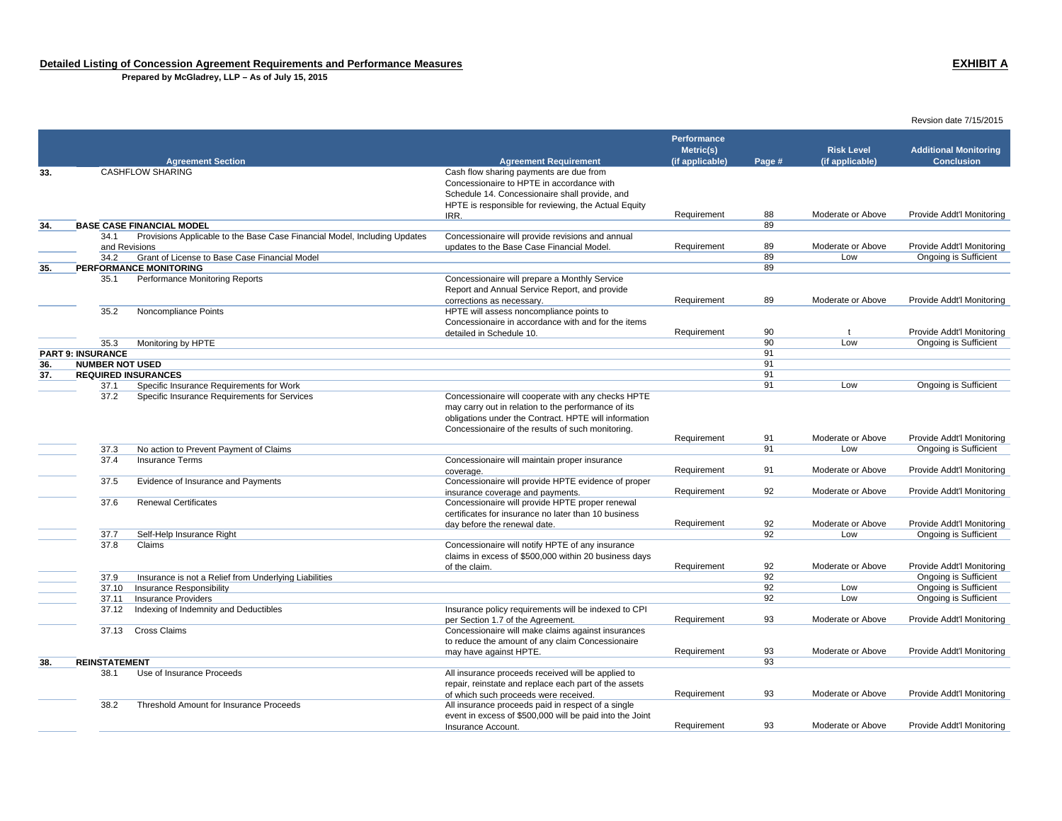**Detailed Listing of Concession Agreement Requirements and Performance Measures**

**Prepared by McGladrey, LLP – As of July 15, 2015**

**EXHIBIT A**

Revsion date 7/15/2015

| | Agreement Section | Agreement Requirement | Performance Metric(s) (if applicable) | Page # | Risk Level (if applicable) | Additional Monitoring Conclusion |
|---|---|---|---|---|---|---|
| **33.** | CASHFLOW SHARING | Cash flow sharing payments are due from Concessionaire to HPTE in accordance with Schedule 14. Concessionaire shall provide, and HPTE is responsible for reviewing, the Actual Equity IRR. | Requirement | 88 | Moderate or Above | Provide Addt'l Monitoring |
| **34.** | **BASE CASE FINANCIAL MODEL** | | | 89 | | |
| | 34.1 Provisions Applicable to the Base Case Financial Model, Including Updates and Revisions | Concessionaire will provide revisions and annual updates to the Base Case Financial Model. | Requirement | 89 | Moderate or Above | Provide Addt'l Monitoring |
| | 34.2 Grant of License to Base Case Financial Model | | | 89 | Low | Ongoing is Sufficient |
| **35.** | **PERFORMANCE MONITORING** | | | 89 | | |
| | 35.1 Performance Monitoring Reports | Concessionaire will prepare a Monthly Service Report and Annual Service Report, and provide corrections as necessary. | Requirement | 89 | Moderate or Above | Provide Addt'l Monitoring |
| | 35.2 Noncompliance Points | HPTE will assess noncompliance points to Concessionaire in accordance with and for the items detailed in Schedule 10. | Requirement | 90 | t | Provide Addt'l Monitoring |
| | 35.3 Monitoring by HPTE | | | 90 | Low | Ongoing is Sufficient |
| **PART 9: INSURANCE** | | | | 91 | | |
| **36.** | **NUMBER NOT USED** | | | 91 | | |
| **37.** | **REQUIRED INSURANCES** | | | 91 | | |
| | 37.1 Specific Insurance Requirements for Work | | | 91 | Low | Ongoing is Sufficient |
| | 37.2 Specific Insurance Requirements for Services | Concessionaire will cooperate with any checks HPTE may carry out in relation to the performance of its obligations under the Contract. HPTE will information Concessionaire of the results of such monitoring. | Requirement | 91 | Moderate or Above | Provide Addt'l Monitoring |
| | 37.3 No action to Prevent Payment of Claims | | | 91 | Low | Ongoing is Sufficient |
| | 37.4 Insurance Terms | Concessionaire will maintain proper insurance coverage. | Requirement | 91 | Moderate or Above | Provide Addt'l Monitoring |
| | 37.5 Evidence of Insurance and Payments | Concessionaire will provide HPTE evidence of proper insurance coverage and payments. | Requirement | 92 | Moderate or Above | Provide Addt'l Monitoring |
| | 37.6 Renewal Certificates | Concessionaire will provide HPTE proper renewal certificates for insurance no later than 10 business day before the renewal date. | Requirement | 92 | Moderate or Above | Provide Addt'l Monitoring |
| | 37.7 Self-Help Insurance Right | | | 92 | Low | Ongoing is Sufficient |
| | 37.8 Claims | Concessionaire will notify HPTE of any insurance claims in excess of $500,000 within 20 business days of the claim. | Requirement | 92 | Moderate or Above | Provide Addt'l Monitoring |
| | 37.9 Insurance is not a Relief from Underlying Liabilities | | | 92 | | Ongoing is Sufficient |
| | 37.10 Insurance Responsibility | | | 92 | Low | Ongoing is Sufficient |
| | 37.11 Insurance Providers | | | 92 | Low | Ongoing is Sufficient |
| | 37.12 Indexing of Indemnity and Deductibles | Insurance policy requirements will be indexed to CPI per Section 1.7 of the Agreement. | Requirement | 93 | Moderate or Above | Provide Addt'l Monitoring |
| | 37.13 Cross Claims | Concessionaire will make claims against insurances to reduce the amount of any claim Concessionaire may have against HPTE. | Requirement | 93 | Moderate or Above | Provide Addt'l Monitoring |
| **38.** | **REINSTATEMENT** | | | 93 | | |
| | 38.1 Use of Insurance Proceeds | All insurance proceeds received will be applied to repair, reinstate and replace each part of the assets of which such proceeds were received. | Requirement | 93 | Moderate or Above | Provide Addt'l Monitoring |
| | 38.2 Threshold Amount for Insurance Proceeds | All insurance proceeds paid in respect of a single event in excess of $500,000 will be paid into the Joint Insurance Account. | Requirement | 93 | Moderate or Above | Provide Addt'l Monitoring |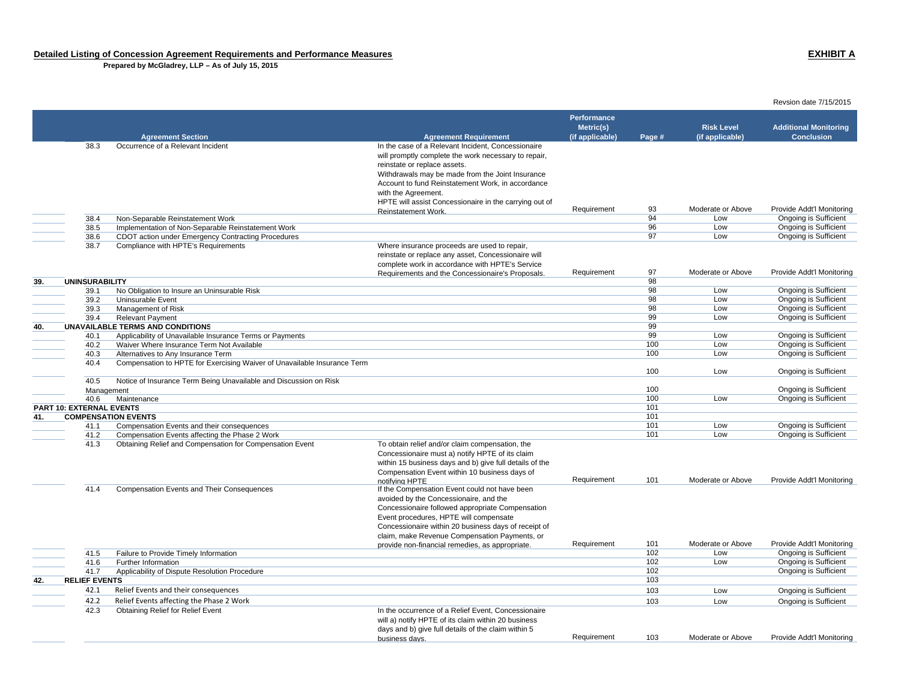**Detailed Listing of Concession Agreement Requirements and Performance Measures**

**Prepared by McGladrey, LLP – As of July 15, 2015**

**EXHIBIT A**

Revsion date 7/15/2015

| | | Agreement Section | Agreement Requirement | Performance Metric(s) (if applicable) | Page # | Risk Level (if applicable) | Additional Monitoring Conclusion |
|---|---|---|---|---|---|---|---|
| | 38.3 | Occurrence of a Relevant Incident | In the case of a Relevant Incident, Concessionaire will promptly complete the work necessary to repair, reinstate or replace assets. Withdrawals may be made from the Joint Insurance Account to fund Reinstatement Work, in accordance with the Agreement. HPTE will assist Concessionaire in the carrying out of Reinstatement Work. | Requirement | 93 | Moderate or Above | Provide Addt'l Monitoring |
| | 38.4 | Non-Separable Reinstatement Work | | | 94 | Low | Ongoing is Sufficient |
| | 38.5 | Implementation of Non-Separable Reinstatement Work | | | 96 | Low | Ongoing is Sufficient |
| | 38.6 | CDOT action under Emergency Contracting Procedures | | | 97 | Low | Ongoing is Sufficient |
| | 38.7 | Compliance with HPTE's Requirements | Where insurance proceeds are used to repair, reinstate or replace any asset, Concessionaire will complete work in accordance with HPTE's Service Requirements and the Concessionaire's Proposals. | Requirement | 97 | Moderate or Above | Provide Addt'l Monitoring |
| **39.** | **UNINSURABILITY** | | | | 98 | | |
| | 39.1 | No Obligation to Insure an Uninsurable Risk | | | 98 | Low | Ongoing is Sufficient |
| | 39.2 | Uninsurable Event | | | 98 | Low | Ongoing is Sufficient |
| | 39.3 | Management of Risk | | | 98 | Low | Ongoing is Sufficient |
| | 39.4 | Relevant Payment | | | 99 | Low | Ongoing is Sufficient |
| **40.** | **UNAVAILABLE TERMS AND CONDITIONS** | | | | 99 | | |
| | 40.1 | Applicability of Unavailable Insurance Terms or Payments | | | 99 | Low | Ongoing is Sufficient |
| | 40.2 | Waiver Where Insurance Term Not Available | | | 100 | Low | Ongoing is Sufficient |
| | 40.3 | Alternatives to Any Insurance Term | | | 100 | Low | Ongoing is Sufficient |
| | 40.4 | Compensation to HPTE for Exercising Waiver of Unavailable Insurance Term | | | 100 | Low | Ongoing is Sufficient |
| | 40.5 | Notice of Insurance Term Being Unavailable and Discussion on Risk Management | | | 100 | | Ongoing is Sufficient |
| | 40.6 | Maintenance | | | 100 | Low | Ongoing is Sufficient |
| **PART 10: EXTERNAL EVENTS** | | | | | 101 | | |
| **41.** | **COMPENSATION EVENTS** | | | | 101 | | |
| | 41.1 | Compensation Events and their consequences | | | 101 | Low | Ongoing is Sufficient |
| | 41.2 | Compensation Events affecting the Phase 2 Work | | | 101 | Low | Ongoing is Sufficient |
| | 41.3 | Obtaining Relief and Compensation for Compensation Event | To obtain relief and/or claim compensation, the Concessionaire must a) notify HPTE of its claim within 15 business days and b) give full details of the Compensation Event within 10 business days of notifying HPTE | Requirement | 101 | Moderate or Above | Provide Addt'l Monitoring |
| | 41.4 | Compensation Events and Their Consequences | If the Compensation Event could not have been avoided by the Concessionaire, and the Concessionaire followed appropriate Compensation Event procedures, HPTE will compensate Concessionaire within 20 business days of receipt of claim, make Revenue Compensation Payments, or provide non-financial remedies, as appropriate. | Requirement | 101 | Moderate or Above | Provide Addt'l Monitoring |
| | 41.5 | Failure to Provide Timely Information | | | 102 | Low | Ongoing is Sufficient |
| | 41.6 | Further Information | | | 102 | Low | Ongoing is Sufficient |
| | 41.7 | Applicability of Dispute Resolution Procedure | | | 102 | | Ongoing is Sufficient |
| **42.** | **RELIEF EVENTS** | | | | 103 | | |
| | 42.1 | Relief Events and their consequences | | | 103 | Low | Ongoing is Sufficient |
| | 42.2 | Relief Events affecting the Phase 2 Work | | | 103 | Low | Ongoing is Sufficient |
| | 42.3 | Obtaining Relief for Relief Event | In the occurrence of a Relief Event, Concessionaire will a) notify HPTE of its claim within 20 business days and b) give full details of the claim within 5 business days. | Requirement | 103 | Moderate or Above | Provide Addt'l Monitoring |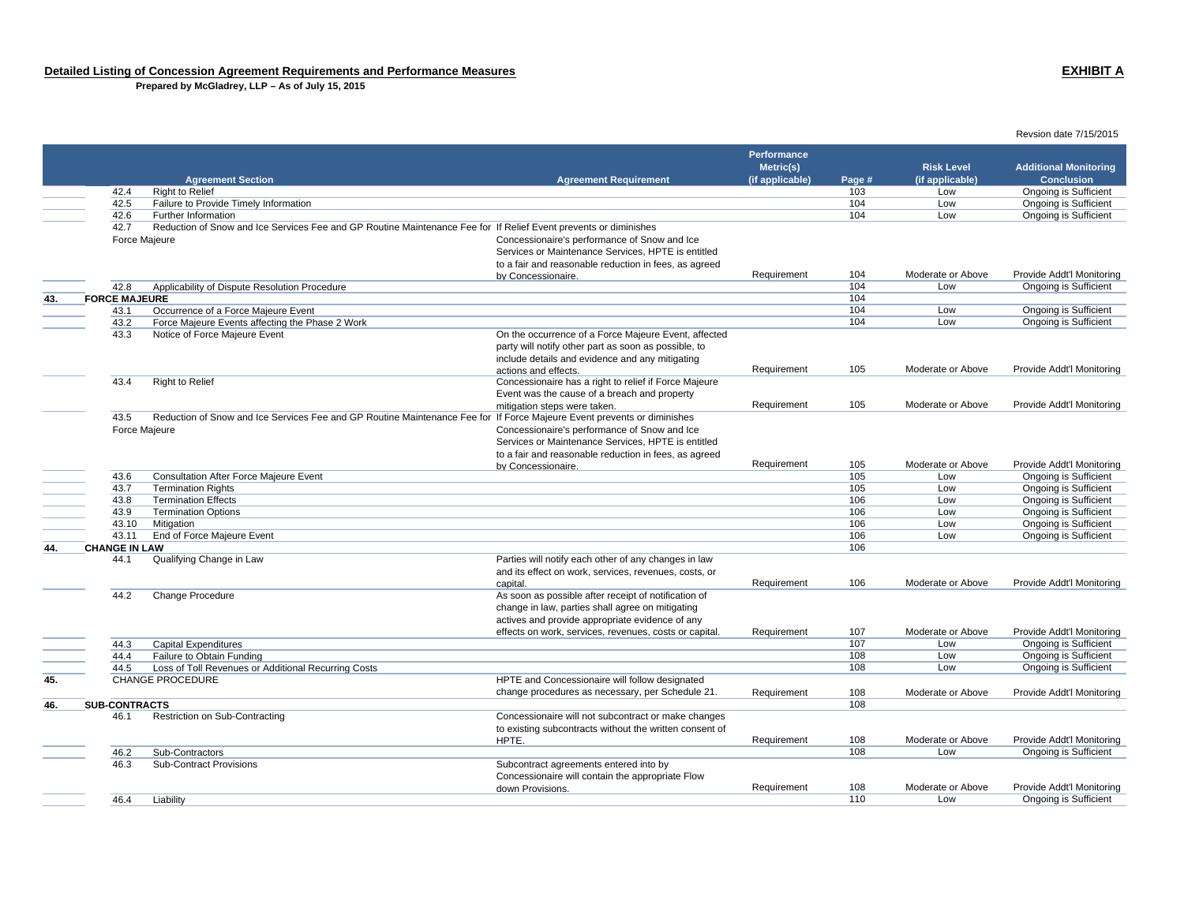**Detailed Listing of Concession Agreement Requirements and Performance Measures**

**Prepared by McGladrey, LLP – As of July 15, 2015**

**EXHIBIT A**

Revsion date 7/15/2015

| | | Agreement Section | Agreement Requirement | Performance Metric(s) (if applicable) | Page # | Risk Level (if applicable) | Additional Monitoring Conclusion |
|---|---|---|---|---|---|---|---|
| | 42.4 | Right to Relief | | | 103 | Low | Ongoing is Sufficient |
| | 42.5 | Failure to Provide Timely Information | | | 104 | Low | Ongoing is Sufficient |
| | 42.6 | Further Information | | | 104 | Low | Ongoing is Sufficient |
| | 42.7 | Reduction of Snow and Ice Services Fee and GP Routine Maintenance Fee for Force Majeure | If Relief Event prevents or diminishes Concessionaire's performance of Snow and Ice Services or Maintenance Services, HPTE is entitled to a fair and reasonable reduction in fees, as agreed by Concessionaire. | Requirement | 104 | Moderate or Above | Provide Addt'l Monitoring |
| | 42.8 | Applicability of Dispute Resolution Procedure | | | 104 | Low | Ongoing is Sufficient |
| 43. | **FORCE MAJEURE** | | | | 104 | | |
| | 43.1 | Occurrence of a Force Majeure Event | | | 104 | Low | Ongoing is Sufficient |
| | 43.2 | Force Majeure Events affecting the Phase 2 Work | | | 104 | Low | Ongoing is Sufficient |
| | 43.3 | Notice of Force Majeure Event | On the occurrence of a Force Majeure Event, affected party will notify other part as soon as possible, to include details and evidence and any mitigating actions and effects. | Requirement | 105 | Moderate or Above | Provide Addt'l Monitoring |
| | 43.4 | Right to Relief | Concessionaire has a right to relief if Force Majeure Event was the cause of a breach and property mitigation steps were taken. | Requirement | 105 | Moderate or Above | Provide Addt'l Monitoring |
| | 43.5 | Reduction of Snow and Ice Services Fee and GP Routine Maintenance Fee for Force Majeure | If Force Majeure Event prevents or diminishes Concessionaire's performance of Snow and Ice Services or Maintenance Services, HPTE is entitled to a fair and reasonable reduction in fees, as agreed by Concessionaire. | Requirement | 105 | Moderate or Above | Provide Addt'l Monitoring |
| | 43.6 | Consultation After Force Majeure Event | | | 105 | Low | Ongoing is Sufficient |
| | 43.7 | Termination Rights | | | 105 | Low | Ongoing is Sufficient |
| | 43.8 | Termination Effects | | | 106 | Low | Ongoing is Sufficient |
| | 43.9 | Termination Options | | | 106 | Low | Ongoing is Sufficient |
| | 43.10 | Mitigation | | | 106 | Low | Ongoing is Sufficient |
| | 43.11 | End of Force Majeure Event | | | 106 | Low | Ongoing is Sufficient |
| 44. | **CHANGE IN LAW** | | | | 106 | | |
| | 44.1 | Qualifying Change in Law | Parties will notify each other of any changes in law and its effect on work, services, revenues, costs, or capital. | Requirement | 106 | Moderate or Above | Provide Addt'l Monitoring |
| | 44.2 | Change Procedure | As soon as possible after receipt of notification of change in law, parties shall agree on mitigating actives and provide appropriate evidence of any effects on work, services, revenues, costs or capital. | Requirement | 107 | Moderate or Above | Provide Addt'l Monitoring |
| | 44.3 | Capital Expenditures | | | 107 | Low | Ongoing is Sufficient |
| | 44.4 | Failure to Obtain Funding | | | 108 | Low | Ongoing is Sufficient |
| | 44.5 | Loss of Toll Revenues or Additional Recurring Costs | | | 108 | Low | Ongoing is Sufficient |
| 45. | | CHANGE PROCEDURE | HPTE and Concessionaire will follow designated change procedures as necessary, per Schedule 21. | Requirement | 108 | Moderate or Above | Provide Addt'l Monitoring |
| 46. | **SUB-CONTRACTS** | | | | 108 | | |
| | 46.1 | Restriction on Sub-Contracting | Concessionaire will not subcontract or make changes to existing subcontracts without the written consent of HPTE. | Requirement | 108 | Moderate or Above | Provide Addt'l Monitoring |
| | 46.2 | Sub-Contractors | | | 108 | Low | Ongoing is Sufficient |
| | 46.3 | Sub-Contract Provisions | Subcontract agreements entered into by Concessionaire will contain the appropriate Flow down Provisions. | Requirement | 108 | Moderate or Above | Provide Addt'l Monitoring |
| | 46.4 | Liability | | | 110 | Low | Ongoing is Sufficient |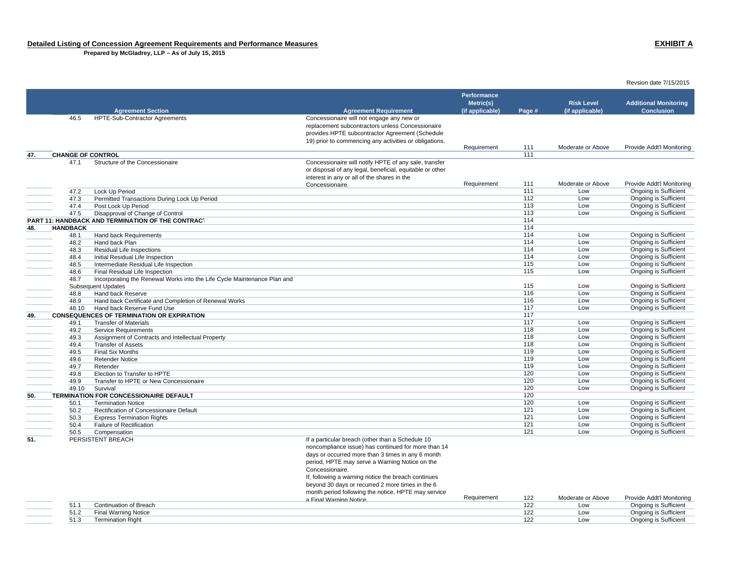**Detailed Listing of Concession Agreement Requirements and Performance Measures**

**Prepared by McGladrey, LLP – As of July 15, 2015**

**EXHIBIT A**

Revsion date 7/15/2015

| | | Agreement Section | Agreement Requirement | Performance Metric(s) (if applicable) | Page # | Risk Level (if applicable) | Additional Monitoring Conclusion |
|---|---|---|---|---|---|---|---|
| | 46.5 | HPTE-Sub-Contractor Agreements | Concessionaire will not engage any new or replacement subcontractors unless Concessionaire provides HPTE subcontractor Agreement (Schedule 19) prior to commencing any activities or obligations. | Requirement | 111 | Moderate or Above | Provide Addt'l Monitoring |
| 47. | CHANGE OF CONTROL | | | | 111 | | |
| | 47.1 | Structure of the Concessionaire | Concessionaire will notify HPTE of any sale, transfer or disposal of any legal, beneficial, equitable or other interest in any or all of the shares in the Concessionaire. | Requirement | 111 | Moderate or Above | Provide Addt'l Monitoring |
| | 47.2 | Lock Up Period | | | 111 | Low | Ongoing is Sufficient |
| | 47.3 | Permitted Transactions During Lock Up Period | | | 112 | Low | Ongoing is Sufficient |
| | 47.4 | Post Lock Up Period | | | 113 | Low | Ongoing is Sufficient |
| | 47.5 | Disapproval of Change of Control | | | 113 | Low | Ongoing is Sufficient |
| PART 11: HANDBACK AND TERMINATION OF THE CONTRACT | | | | | 114 | | |
| 48. | HANDBACK | | | | 114 | | |
| | 48.1 | Hand back Requirements | | | 114 | Low | Ongoing is Sufficient |
| | 48.2 | Hand back Plan | | | 114 | Low | Ongoing is Sufficient |
| | 48.3 | Residual Life Inspections | | | 114 | Low | Ongoing is Sufficient |
| | 48.4 | Initial Residual Life Inspection | | | 114 | Low | Ongoing is Sufficient |
| | 48.5 | Intermediate Residual Life Inspection | | | 115 | Low | Ongoing is Sufficient |
| | 48.6 | Final Residual Life Inspection | | | 115 | Low | Ongoing is Sufficient |
| | 48.7 | Incorporating the Renewal Works into the Life Cycle Maintenance Plan and Subsequent Updates | | | 115 | Low | Ongoing is Sufficient |
| | 48.8 | Hand back Reserve | | | 116 | Low | Ongoing is Sufficient |
| | 48.9 | Hand back Certificate and Completion of Renewal Works | | | 116 | Low | Ongoing is Sufficient |
| | 48.10 | Hand back Reserve Fund Use | | | 117 | Low | Ongoing is Sufficient |
| 49. | CONSEQUENCES OF TERMINATION OR EXPIRATION | | | | 117 | | |
| | 49.1 | Transfer of Materials | | | 117 | Low | Ongoing is Sufficient |
| | 49.2 | Service Requirements | | | 118 | Low | Ongoing is Sufficient |
| | 49.3 | Assignment of Contracts and Intellectual Property | | | 118 | Low | Ongoing is Sufficient |
| | 49.4 | Transfer of Assets | | | 118 | Low | Ongoing is Sufficient |
| | 49.5 | Final Six Months | | | 119 | Low | Ongoing is Sufficient |
| | 49.6 | Retender Notice | | | 119 | Low | Ongoing is Sufficient |
| | 49.7 | Retender | | | 119 | Low | Ongoing is Sufficient |
| | 49.8 | Election to Transfer to HPTE | | | 120 | Low | Ongoing is Sufficient |
| | 49.9 | Transfer to HPTE or New Concessionaire | | | 120 | Low | Ongoing is Sufficient |
| | 49.10 | Survival | | | 120 | Low | Ongoing is Sufficient |
| 50. | TERMINATION FOR CONCESSIONAIRE DEFAULT | | | | 120 | | |
| | 50.1 | Termination Notice | | | 120 | Low | Ongoing is Sufficient |
| | 50.2 | Rectification of Concessionaire Default | | | 121 | Low | Ongoing is Sufficient |
| | 50.3 | Express Termination Rights | | | 121 | Low | Ongoing is Sufficient |
| | 50.4 | Failure of Rectification | | | 121 | Low | Ongoing is Sufficient |
| | 50.5 | Compensation | | | 121 | Low | Ongoing is Sufficient |
| 51. | | PERSISTENT BREACH | If a particular breach (other than a Schedule 10 noncompliance issue) has continued for more than 14 days or occurred more than 3 times in any 6 month period, HPTE may serve a Warning Notice on the Concessionaire. If, following a warning notice the breach continues beyond 30 days or recurred 2 more times in the 6 month period following the notice, HPTE may service a Final Warning Notice. | Requirement | 122 | Moderate or Above | Provide Addt'l Monitoring |
| | 51.1 | Continuation of Breach | | | 122 | Low | Ongoing is Sufficient |
| | 51.2 | Final Warning Notice | | | 122 | Low | Ongoing is Sufficient |
| | 51.3 | Termination Right | | | 122 | Low | Ongoing is Sufficient |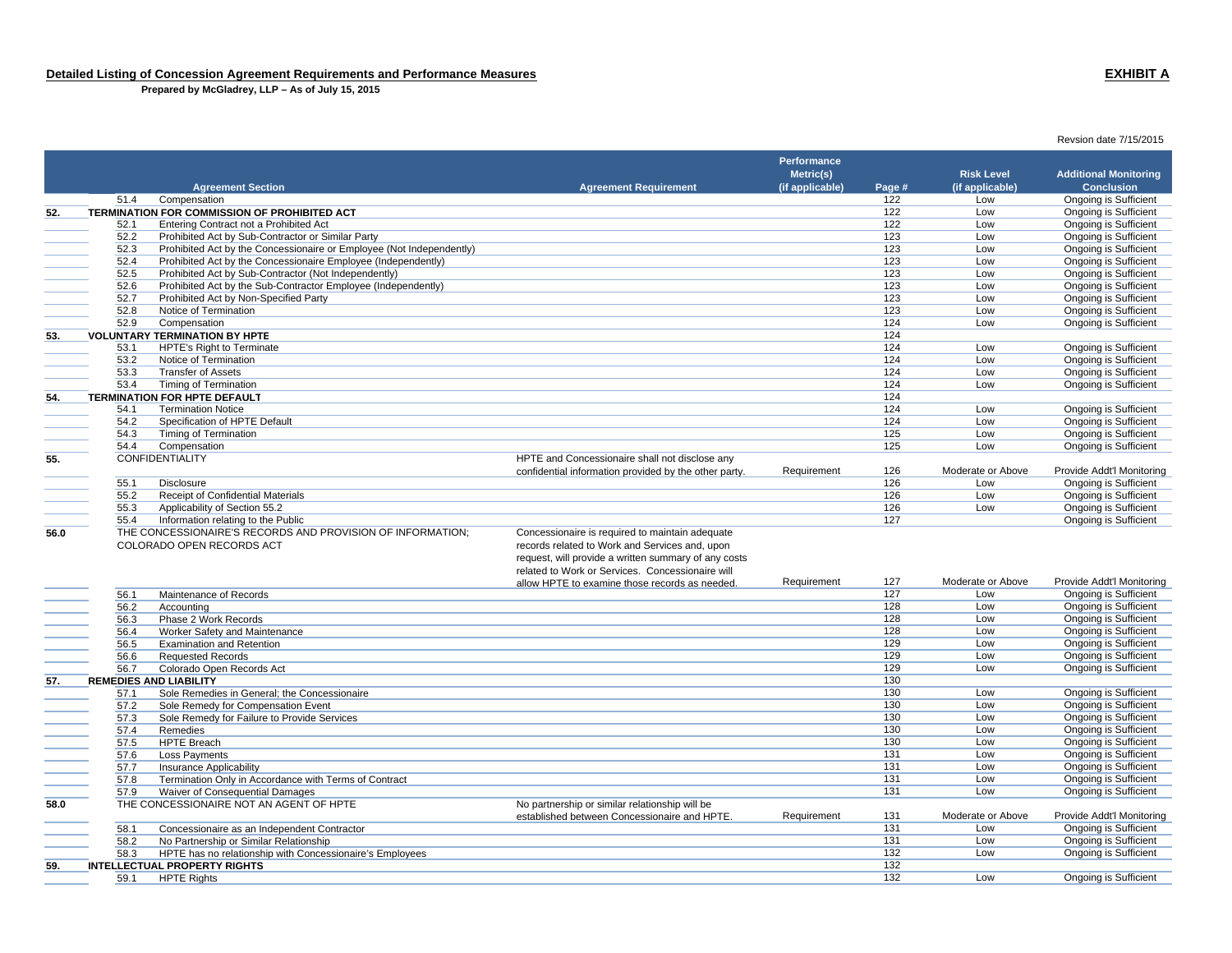**Detailed Listing of Concession Agreement Requirements and Performance Measures**

**EXHIBIT A**

**Prepared by McGladrey, LLP – As of July 15, 2015**

Revsion date 7/15/2015

| | | Agreement Section | Agreement Requirement | Performance Metric(s) (if applicable) | Page # | Risk Level (if applicable) | Additional Monitoring Conclusion |
|---|---|---|---|---|---|---|---|
| | 51.4 | Compensation | | | 122 | Low | Ongoing is Sufficient |
| **52.** | | **TERMINATION FOR COMMISSION OF PROHIBITED ACT** | | | 122 | Low | Ongoing is Sufficient |
| | 52.1 | Entering Contract not a Prohibited Act | | | 122 | Low | Ongoing is Sufficient |
| | 52.2 | Prohibited Act by Sub-Contractor or Similar Party | | | 123 | Low | Ongoing is Sufficient |
| | 52.3 | Prohibited Act by the Concessionaire or Employee (Not Independently) | | | 123 | Low | Ongoing is Sufficient |
| | 52.4 | Prohibited Act by the Concessionaire Employee (Independently) | | | 123 | Low | Ongoing is Sufficient |
| | 52.5 | Prohibited Act by Sub-Contractor (Not Independently) | | | 123 | Low | Ongoing is Sufficient |
| | 52.6 | Prohibited Act by the Sub-Contractor Employee (Independently) | | | 123 | Low | Ongoing is Sufficient |
| | 52.7 | Prohibited Act by Non-Specified Party | | | 123 | Low | Ongoing is Sufficient |
| | 52.8 | Notice of Termination | | | 123 | Low | Ongoing is Sufficient |
| | 52.9 | Compensation | | | 124 | Low | Ongoing is Sufficient |
| **53.** | | **VOLUNTARY TERMINATION BY HPTE** | | | 124 | | |
| | 53.1 | HPTE's Right to Terminate | | | 124 | Low | Ongoing is Sufficient |
| | 53.2 | Notice of Termination | | | 124 | Low | Ongoing is Sufficient |
| | 53.3 | Transfer of Assets | | | 124 | Low | Ongoing is Sufficient |
| | 53.4 | Timing of Termination | | | 124 | Low | Ongoing is Sufficient |
| **54.** | | **TERMINATION FOR HPTE DEFAULT** | | | 124 | | |
| | 54.1 | Termination Notice | | | 124 | Low | Ongoing is Sufficient |
| | 54.2 | Specification of HPTE Default | | | 124 | Low | Ongoing is Sufficient |
| | 54.3 | Timing of Termination | | | 125 | Low | Ongoing is Sufficient |
| | 54.4 | Compensation | | | 125 | Low | Ongoing is Sufficient |
| **55.** | | CONFIDENTIALITY | HPTE and Concessionaire shall not disclose any confidential information provided by the other party. | Requirement | 126 | Moderate or Above | Provide Addt'l Monitoring |
| | 55.1 | Disclosure | | | 126 | Low | Ongoing is Sufficient |
| | 55.2 | Receipt of Confidential Materials | | | 126 | Low | Ongoing is Sufficient |
| | 55.3 | Applicability of Section 55.2 | | | 126 | Low | Ongoing is Sufficient |
| | 55.4 | Information relating to the Public | | | 127 | | Ongoing is Sufficient |
| **56.0** | | THE CONCESSIONAIRE'S RECORDS AND PROVISION OF INFORMATION; COLORADO OPEN RECORDS ACT | Concessionaire is required to maintain adequate records related to Work and Services and, upon request, will provide a written summary of any costs related to Work or Services. Concessionaire will allow HPTE to examine those records as needed. | Requirement | 127 | Moderate or Above | Provide Addt'l Monitoring |
| | 56.1 | Maintenance of Records | | | 127 | Low | Ongoing is Sufficient |
| | 56.2 | Accounting | | | 128 | Low | Ongoing is Sufficient |
| | 56.3 | Phase 2 Work Records | | | 128 | Low | Ongoing is Sufficient |
| | 56.4 | Worker Safety and Maintenance | | | 128 | Low | Ongoing is Sufficient |
| | 56.5 | Examination and Retention | | | 129 | Low | Ongoing is Sufficient |
| | 56.6 | Requested Records | | | 129 | Low | Ongoing is Sufficient |
| | 56.7 | Colorado Open Records Act | | | 129 | Low | Ongoing is Sufficient |
| **57.** | | **REMEDIES AND LIABILITY** | | | 130 | | |
| | 57.1 | Sole Remedies in General; the Concessionaire | | | 130 | Low | Ongoing is Sufficient |
| | 57.2 | Sole Remedy for Compensation Event | | | 130 | Low | Ongoing is Sufficient |
| | 57.3 | Sole Remedy for Failure to Provide Services | | | 130 | Low | Ongoing is Sufficient |
| | 57.4 | Remedies | | | 130 | Low | Ongoing is Sufficient |
| | 57.5 | HPTE Breach | | | 130 | Low | Ongoing is Sufficient |
| | 57.6 | Loss Payments | | | 131 | Low | Ongoing is Sufficient |
| | 57.7 | Insurance Applicability | | | 131 | Low | Ongoing is Sufficient |
| | 57.8 | Termination Only in Accordance with Terms of Contract | | | 131 | Low | Ongoing is Sufficient |
| | 57.9 | Waiver of Consequential Damages | | | 131 | Low | Ongoing is Sufficient |
| **58.0** | | THE CONCESSIONAIRE NOT AN AGENT OF HPTE | No partnership or similar relationship will be established between Concessionaire and HPTE. | Requirement | 131 | Moderate or Above | Provide Addt'l Monitoring |
| | 58.1 | Concessionaire as an Independent Contractor | | | 131 | Low | Ongoing is Sufficient |
| | 58.2 | No Partnership or Similar Relationship | | | 131 | Low | Ongoing is Sufficient |
| | 58.3 | HPTE has no relationship with Concessionaire's Employees | | | 132 | Low | Ongoing is Sufficient |
| **59.** | | **INTELLECTUAL PROPERTY RIGHTS** | | | 132 | | |
| | 59.1 | HPTE Rights | | | 132 | Low | Ongoing is Sufficient |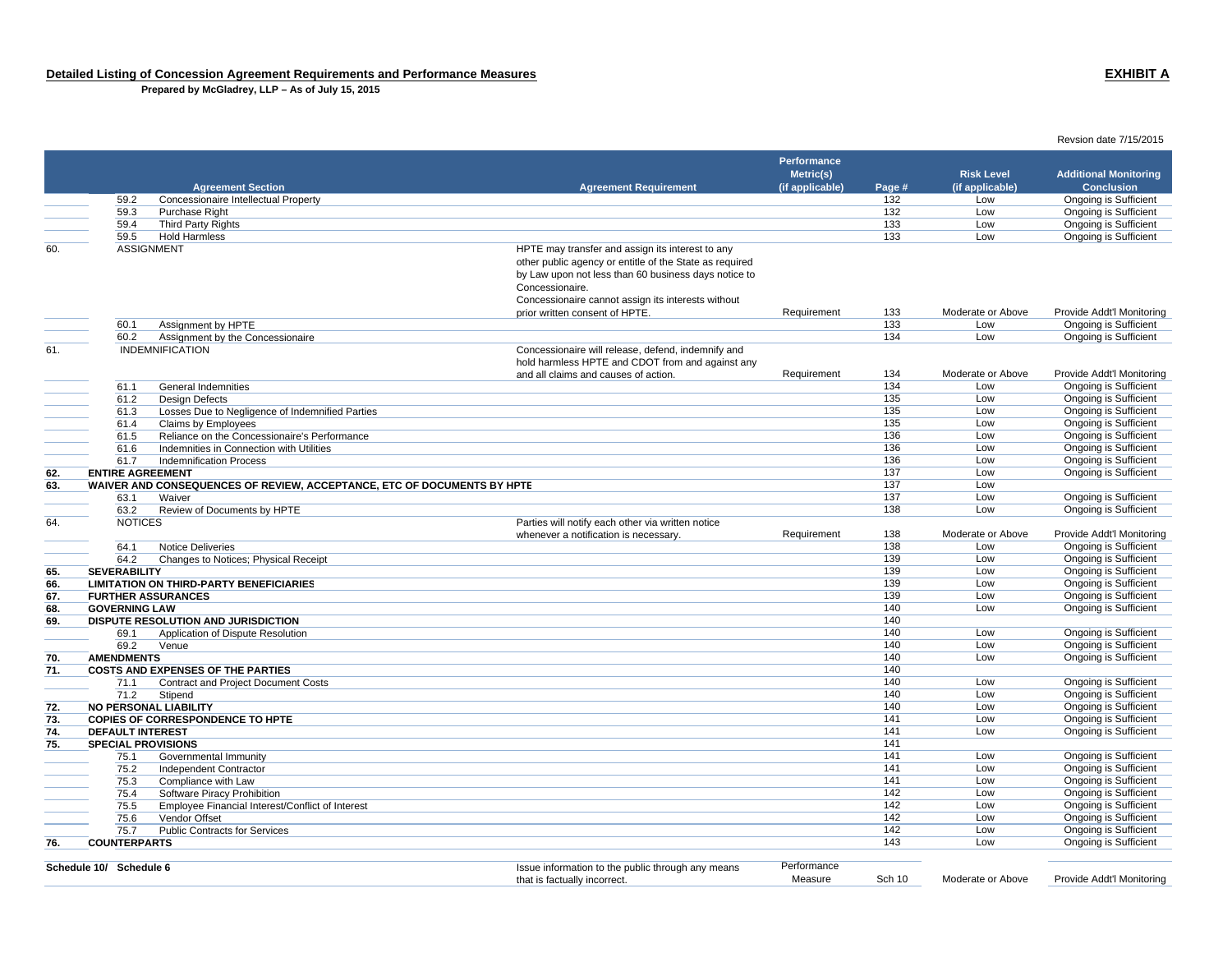**Detailed Listing of Concession Agreement Requirements and Performance Measures**

**Prepared by McGladrey, LLP – As of July 15, 2015**

**EXHIBIT A**

Revsion date 7/15/2015

| | | Agreement Section | Agreement Requirement | Performance Metric(s) (if applicable) | Page # | Risk Level (if applicable) | Additional Monitoring Conclusion |
|---|---|---|---|---|---|---|---|
| | 59.2 | Concessionaire Intellectual Property | | | 132 | Low | Ongoing is Sufficient |
| | 59.3 | Purchase Right | | | 132 | Low | Ongoing is Sufficient |
| | 59.4 | Third Party Rights | | | 133 | Low | Ongoing is Sufficient |
| | 59.5 | Hold Harmless | | | 133 | Low | Ongoing is Sufficient |
| 60. | | ASSIGNMENT | HPTE may transfer and assign its interest to any other public agency or entitle of the State as required by Law upon not less than 60 business days notice to Concessionaire. Concessionaire cannot assign its interests without prior written consent of HPTE. | Requirement | 133 | Moderate or Above | Provide Addt'l Monitoring |
| | 60.1 | Assignment by HPTE | | | 133 | Low | Ongoing is Sufficient |
| | 60.2 | Assignment by the Concessionaire | | | 134 | Low | Ongoing is Sufficient |
| 61. | | INDEMNIFICATION | Concessionaire will release, defend, indemnify and hold harmless HPTE and CDOT from and against any and all claims and causes of action. | Requirement | 134 | Moderate or Above | Provide Addt'l Monitoring |
| | 61.1 | General Indemnities | | | 134 | Low | Ongoing is Sufficient |
| | 61.2 | Design Defects | | | 135 | Low | Ongoing is Sufficient |
| | 61.3 | Losses Due to Negligence of Indemnified Parties | | | 135 | Low | Ongoing is Sufficient |
| | 61.4 | Claims by Employees | | | 135 | Low | Ongoing is Sufficient |
| | 61.5 | Reliance on the Concessionaire's Performance | | | 136 | Low | Ongoing is Sufficient |
| | 61.6 | Indemnities in Connection with Utilities | | | 136 | Low | Ongoing is Sufficient |
| | 61.7 | Indemnification Process | | | 136 | Low | Ongoing is Sufficient |
| **62.** | **ENTIRE AGREEMENT** | | | | 137 | Low | Ongoing is Sufficient |
| **63.** | **WAIVER AND CONSEQUENCES OF REVIEW, ACCEPTANCE, ETC OF DOCUMENTS BY HPTE** | | | | 137 | Low | |
| | 63.1 | Waiver | | | 137 | Low | Ongoing is Sufficient |
| | 63.2 | Review of Documents by HPTE | | | 138 | Low | Ongoing is Sufficient |
| 64. | | NOTICES | Parties will notify each other via written notice whenever a notification is necessary. | Requirement | 138 | Moderate or Above | Provide Addt'l Monitoring |
| | 64.1 | Notice Deliveries | | | 138 | Low | Ongoing is Sufficient |
| | 64.2 | Changes to Notices; Physical Receipt | | | 139 | Low | Ongoing is Sufficient |
| **65.** | **SEVERABILITY** | | | | 139 | Low | Ongoing is Sufficient |
| **66.** | **LIMITATION ON THIRD-PARTY BENEFICIARIES** | | | | 139 | Low | Ongoing is Sufficient |
| **67.** | **FURTHER ASSURANCES** | | | | 139 | Low | Ongoing is Sufficient |
| **68.** | **GOVERNING LAW** | | | | 140 | Low | Ongoing is Sufficient |
| **69.** | **DISPUTE RESOLUTION AND JURISDICTION** | | | | 140 | | |
| | 69.1 | Application of Dispute Resolution | | | 140 | Low | Ongoing is Sufficient |
| | 69.2 | Venue | | | 140 | Low | Ongoing is Sufficient |
| **70.** | **AMENDMENTS** | | | | 140 | Low | Ongoing is Sufficient |
| **71.** | **COSTS AND EXPENSES OF THE PARTIES** | | | | 140 | | |
| | 71.1 | Contract and Project Document Costs | | | 140 | Low | Ongoing is Sufficient |
| | 71.2 | Stipend | | | 140 | Low | Ongoing is Sufficient |
| **72.** | **NO PERSONAL LIABILITY** | | | | 140 | Low | Ongoing is Sufficient |
| **73.** | **COPIES OF CORRESPONDENCE TO HPTE** | | | | 141 | Low | Ongoing is Sufficient |
| **74.** | **DEFAULT INTEREST** | | | | 141 | Low | Ongoing is Sufficient |
| **75.** | **SPECIAL PROVISIONS** | | | | 141 | | |
| | 75.1 | Governmental Immunity | | | 141 | Low | Ongoing is Sufficient |
| | 75.2 | Independent Contractor | | | 141 | Low | Ongoing is Sufficient |
| | 75.3 | Compliance with Law | | | 141 | Low | Ongoing is Sufficient |
| | 75.4 | Software Piracy Prohibition | | | 142 | Low | Ongoing is Sufficient |
| | 75.5 | Employee Financial Interest/Conflict of Interest | | | 142 | Low | Ongoing is Sufficient |
| | 75.6 | Vendor Offset | | | 142 | Low | Ongoing is Sufficient |
| | 75.7 | Public Contracts for Services | | | 142 | Low | Ongoing is Sufficient |
| **76.** | **COUNTERPARTS** | | | | 143 | Low | Ongoing is Sufficient |
| **Schedule 10/ Schedule 6** | | | Issue information to the public through any means that is factually incorrect. | Performance Measure | Sch 10 | Moderate or Above | Provide Addt'l Monitoring |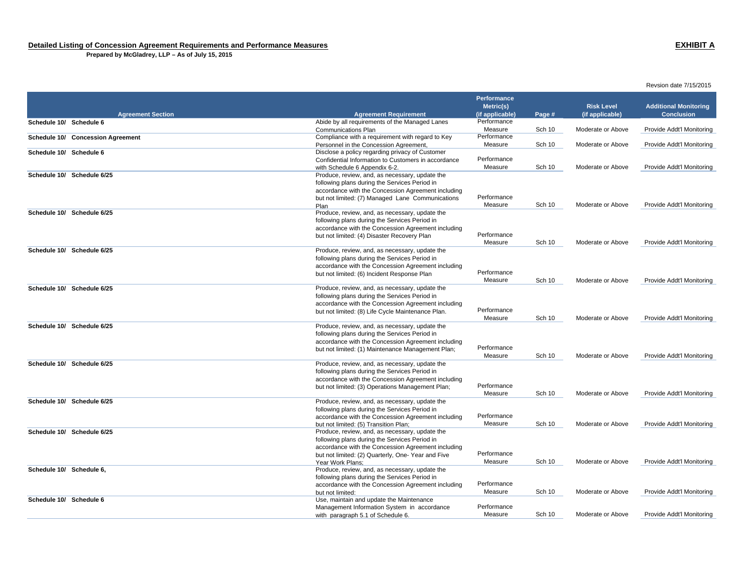**Detailed Listing of Concession Agreement Requirements and Performance Measures**

**Prepared by McGladrey, LLP – As of July 15, 2015**

**EXHIBIT A**

Revsion date 7/15/2015

| Agreement Section | Agreement Requirement | Performance Metric(s) (if applicable) | Page # | Risk Level (if applicable) | Additional Monitoring Conclusion |
|---|---|---|---|---|---|
| **Schedule 10/ Schedule 6** | Abide by all requirements of the Managed Lanes Communications Plan | Performance Measure | Sch 10 | Moderate or Above | Provide Addt'l Monitoring |
| **Schedule 10/ Concession Agreement** | Compliance with a requirement with regard to Key Personnel in the Concession Agreement, | Performance Measure | Sch 10 | Moderate or Above | Provide Addt'l Monitoring |
| **Schedule 10/ Schedule 6** | Disclose a policy regarding privacy of Customer Confidential Information to Customers in accordance with Schedule 6 Appendix 6-2. | Performance Measure | Sch 10 | Moderate or Above | Provide Addt'l Monitoring |
| **Schedule 10/ Schedule 6/25** | Produce, review, and, as necessary, update the following plans during the Services Period in accordance with the Concession Agreement including but not limited: (7) Managed Lane Communications Plan | Performance Measure | Sch 10 | Moderate or Above | Provide Addt'l Monitoring |
| **Schedule 10/ Schedule 6/25** | Produce, review, and, as necessary, update the following plans during the Services Period in accordance with the Concession Agreement including but not limited: (4) Disaster Recovery Plan | Performance Measure | Sch 10 | Moderate or Above | Provide Addt'l Monitoring |
| **Schedule 10/ Schedule 6/25** | Produce, review, and, as necessary, update the following plans during the Services Period in accordance with the Concession Agreement including but not limited: (6) Incident Response Plan | Performance Measure | Sch 10 | Moderate or Above | Provide Addt'l Monitoring |
| **Schedule 10/ Schedule 6/25** | Produce, review, and, as necessary, update the following plans during the Services Period in accordance with the Concession Agreement including but not limited: (8) Life Cycle Maintenance Plan. | Performance Measure | Sch 10 | Moderate or Above | Provide Addt'l Monitoring |
| **Schedule 10/ Schedule 6/25** | Produce, review, and, as necessary, update the following plans during the Services Period in accordance with the Concession Agreement including but not limited: (1) Maintenance Management Plan; | Performance Measure | Sch 10 | Moderate or Above | Provide Addt'l Monitoring |
| **Schedule 10/ Schedule 6/25** | Produce, review, and, as necessary, update the following plans during the Services Period in accordance with the Concession Agreement including but not limited: (3) Operations Management Plan; | Performance Measure | Sch 10 | Moderate or Above | Provide Addt'l Monitoring |
| **Schedule 10/ Schedule 6/25** | Produce, review, and, as necessary, update the following plans during the Services Period in accordance with the Concession Agreement including but not limited: (5) Transition Plan; | Performance Measure | Sch 10 | Moderate or Above | Provide Addt'l Monitoring |
| **Schedule 10/ Schedule 6/25** | Produce, review, and, as necessary, update the following plans during the Services Period in accordance with the Concession Agreement including but not limited: (2) Quarterly, One- Year and Five Year Work Plans; | Performance Measure | Sch 10 | Moderate or Above | Provide Addt'l Monitoring |
| **Schedule 10/ Schedule 6,** | Produce, review, and, as necessary, update the following plans during the Services Period in accordance with the Concession Agreement including but not limited: | Performance Measure | Sch 10 | Moderate or Above | Provide Addt'l Monitoring |
| **Schedule 10/ Schedule 6** | Use, maintain and update the Maintenance Management Information System in accordance with paragraph 5.1 of Schedule 6. | Performance Measure | Sch 10 | Moderate or Above | Provide Addt'l Monitoring |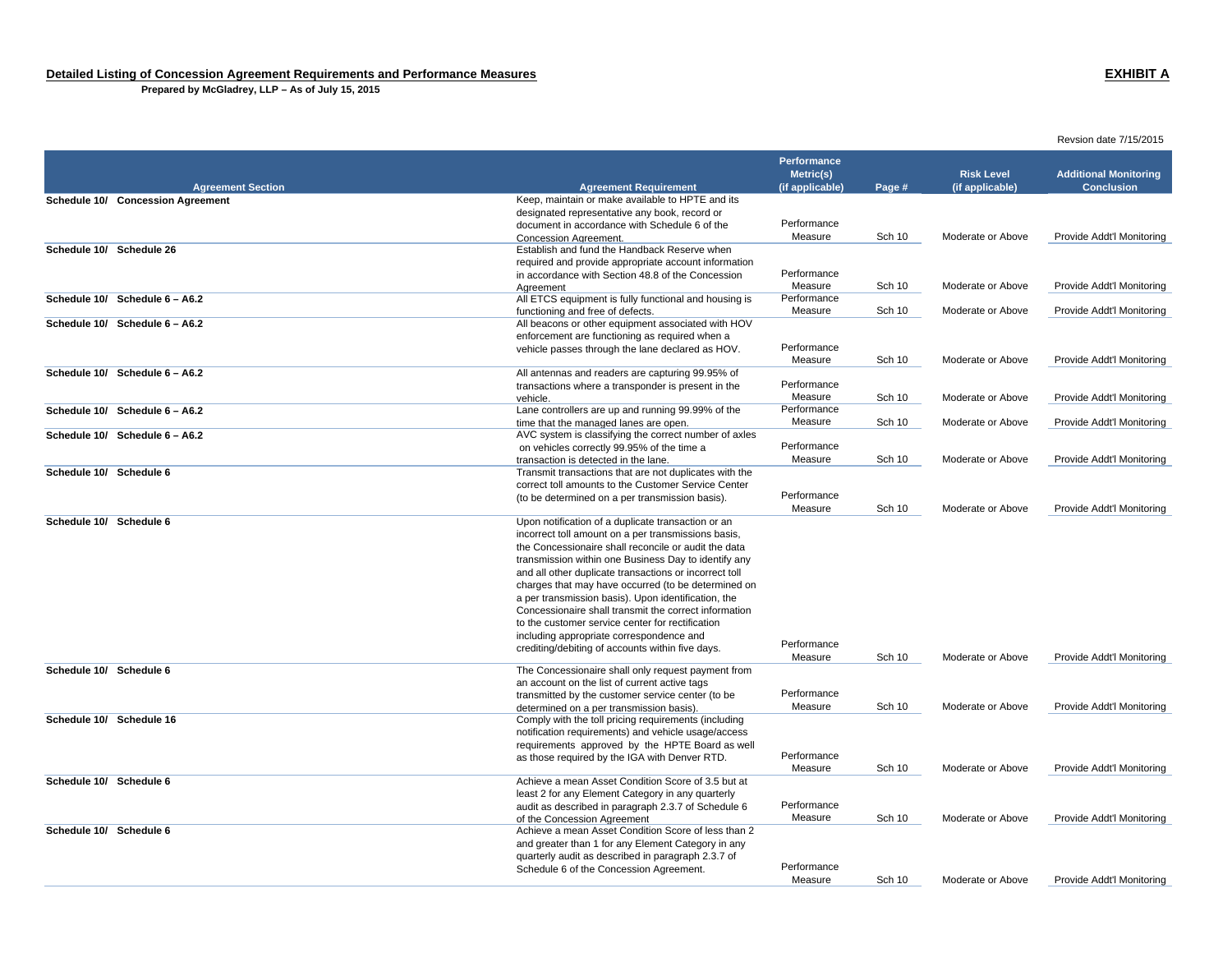**Detailed Listing of Concession Agreement Requirements and Performance Measures** **EXHIBIT A**

**Prepared by McGladrey, LLP – As of July 15, 2015**

Revsion date 7/15/2015

| Agreement Section | Agreement Requirement | Performance Metric(s) (if applicable) | Page # | Risk Level (if applicable) | Additional Monitoring Conclusion |
|---|---|---|---|---|---|
| **Schedule 10/ Concession Agreement** | Keep, maintain or make available to HPTE and its designated representative any book, record or document in accordance with Schedule 6 of the Concession Agreement. | Performance Measure | Sch 10 | Moderate or Above | Provide Addt'l Monitoring |
| **Schedule 10/ Schedule 26** | Establish and fund the Handback Reserve when required and provide appropriate account information in accordance with Section 48.8 of the Concession Agreement | Performance Measure | Sch 10 | Moderate or Above | Provide Addt'l Monitoring |
| **Schedule 10/ Schedule 6 – A6.2** | All ETCS equipment is fully functional and housing is functioning and free of defects. | Performance Measure | Sch 10 | Moderate or Above | Provide Addt'l Monitoring |
| **Schedule 10/ Schedule 6 – A6.2** | All beacons or other equipment associated with HOV enforcement are functioning as required when a vehicle passes through the lane declared as HOV. | Performance Measure | Sch 10 | Moderate or Above | Provide Addt'l Monitoring |
| **Schedule 10/ Schedule 6 – A6.2** | All antennas and readers are capturing 99.95% of transactions where a transponder is present in the vehicle. | Performance Measure | Sch 10 | Moderate or Above | Provide Addt'l Monitoring |
| **Schedule 10/ Schedule 6 – A6.2** | Lane controllers are up and running 99.99% of the time that the managed lanes are open. | Performance Measure | Sch 10 | Moderate or Above | Provide Addt'l Monitoring |
| **Schedule 10/ Schedule 6 – A6.2** | AVC system is classifying the correct number of axles on vehicles correctly 99.95% of the time a transaction is detected in the lane. | Performance Measure | Sch 10 | Moderate or Above | Provide Addt'l Monitoring |
| **Schedule 10/ Schedule 6** | Transmit transactions that are not duplicates with the correct toll amounts to the Customer Service Center (to be determined on a per transmission basis). | Performance Measure | Sch 10 | Moderate or Above | Provide Addt'l Monitoring |
| **Schedule 10/ Schedule 6** | Upon notification of a duplicate transaction or an incorrect toll amount on a per transmissions basis, the Concessionaire shall reconcile or audit the data transmission within one Business Day to identify any and all other duplicate transactions or incorrect toll charges that may have occurred (to be determined on a per transmission basis). Upon identification, the Concessionaire shall transmit the correct information to the customer service center for rectification including appropriate correspondence and crediting/debiting of accounts within five days. | Performance Measure | Sch 10 | Moderate or Above | Provide Addt'l Monitoring |
| **Schedule 10/ Schedule 6** | The Concessionaire shall only request payment from an account on the list of current active tags transmitted by the customer service center (to be determined on a per transmission basis). | Performance Measure | Sch 10 | Moderate or Above | Provide Addt'l Monitoring |
| **Schedule 10/ Schedule 16** | Comply with the toll pricing requirements (including notification requirements) and vehicle usage/access requirements approved by the HPTE Board as well as those required by the IGA with Denver RTD. | Performance Measure | Sch 10 | Moderate or Above | Provide Addt'l Monitoring |
| **Schedule 10/ Schedule 6** | Achieve a mean Asset Condition Score of 3.5 but at least 2 for any Element Category in any quarterly audit as described in paragraph 2.3.7 of Schedule 6 of the Concession Agreement | Performance Measure | Sch 10 | Moderate or Above | Provide Addt'l Monitoring |
| **Schedule 10/ Schedule 6** | Achieve a mean Asset Condition Score of less than 2 and greater than 1 for any Element Category in any quarterly audit as described in paragraph 2.3.7 of Schedule 6 of the Concession Agreement. | Performance Measure | Sch 10 | Moderate or Above | Provide Addt'l Monitoring |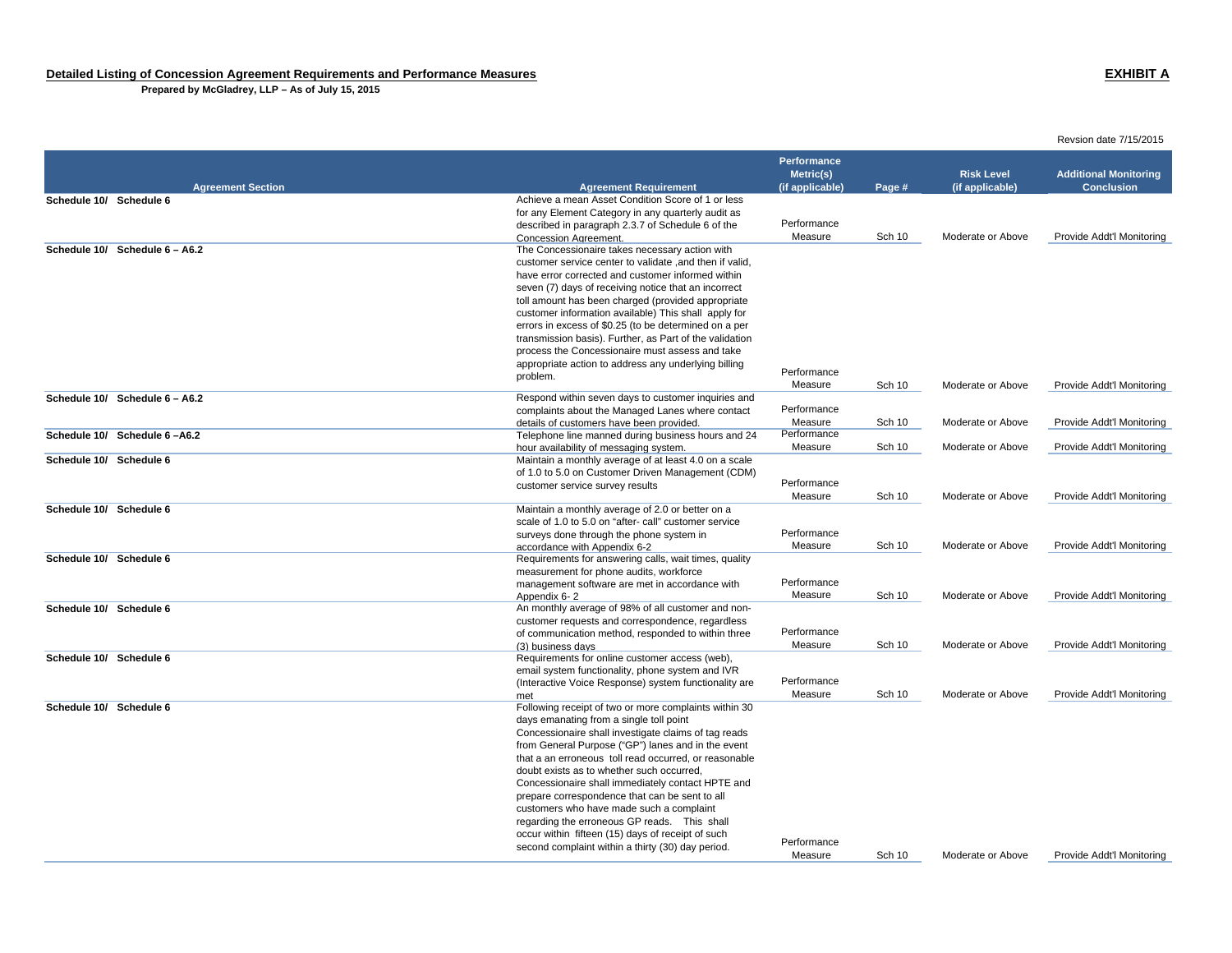**Detailed Listing of Concession Agreement Requirements and Performance Measures**

**Prepared by McGladrey, LLP – As of July 15, 2015**

**EXHIBIT A**

Revsion date 7/15/2015

| Agreement Section | Agreement Requirement | Performance Metric(s) (if applicable) | Page # | Risk Level (if applicable) | Additional Monitoring Conclusion |
|---|---|---|---|---|---|
| **Schedule 10/ Schedule 6** | Achieve a mean Asset Condition Score of 1 or less for any Element Category in any quarterly audit as described in paragraph 2.3.7 of Schedule 6 of the Concession Agreement. | Performance Measure | Sch 10 | Moderate or Above | Provide Addt'l Monitoring |
| **Schedule 10/ Schedule 6 – A6.2** | The Concessionaire takes necessary action with customer service center to validate ,and then if valid, have error corrected and customer informed within seven (7) days of receiving notice that an incorrect toll amount has been charged (provided appropriate customer information available) This shall apply for errors in excess of $0.25 (to be determined on a per transmission basis). Further, as Part of the validation process the Concessionaire must assess and take appropriate action to address any underlying billing problem. | Performance Measure | Sch 10 | Moderate or Above | Provide Addt'l Monitoring |
| **Schedule 10/ Schedule 6 – A6.2** | Respond within seven days to customer inquiries and complaints about the Managed Lanes where contact details of customers have been provided. | Performance Measure | Sch 10 | Moderate or Above | Provide Addt'l Monitoring |
| **Schedule 10/ Schedule 6 –A6.2** | Telephone line manned during business hours and 24 hour availability of messaging system. | Performance Measure | Sch 10 | Moderate or Above | Provide Addt'l Monitoring |
| **Schedule 10/ Schedule 6** | Maintain a monthly average of at least 4.0 on a scale of 1.0 to 5.0 on Customer Driven Management (CDM) customer service survey results | Performance Measure | Sch 10 | Moderate or Above | Provide Addt'l Monitoring |
| **Schedule 10/ Schedule 6** | Maintain a monthly average of 2.0 or better on a scale of 1.0 to 5.0 on "after- call" customer service surveys done through the phone system in accordance with Appendix 6-2 | Performance Measure | Sch 10 | Moderate or Above | Provide Addt'l Monitoring |
| **Schedule 10/ Schedule 6** | Requirements for answering calls, wait times, quality measurement for phone audits, workforce management software are met in accordance with Appendix 6- 2 | Performance Measure | Sch 10 | Moderate or Above | Provide Addt'l Monitoring |
| **Schedule 10/ Schedule 6** | An monthly average of 98% of all customer and non-customer requests and correspondence, regardless of communication method, responded to within three (3) business days | Performance Measure | Sch 10 | Moderate or Above | Provide Addt'l Monitoring |
| **Schedule 10/ Schedule 6** | Requirements for online customer access (web), email system functionality, phone system and IVR (Interactive Voice Response) system functionality are met | Performance Measure | Sch 10 | Moderate or Above | Provide Addt'l Monitoring |
| **Schedule 10/ Schedule 6** | Following receipt of two or more complaints within 30 days emanating from a single toll point Concessionaire shall investigate claims of tag reads from General Purpose ("GP") lanes and in the event that a an erroneous toll read occurred, or reasonable doubt exists as to whether such occurred, Concessionaire shall immediately contact HPTE and prepare correspondence that can be sent to all customers who have made such a complaint regarding the erroneous GP reads. This shall occur within fifteen (15) days of receipt of such second complaint within a thirty (30) day period. | Performance Measure | Sch 10 | Moderate or Above | Provide Addt'l Monitoring |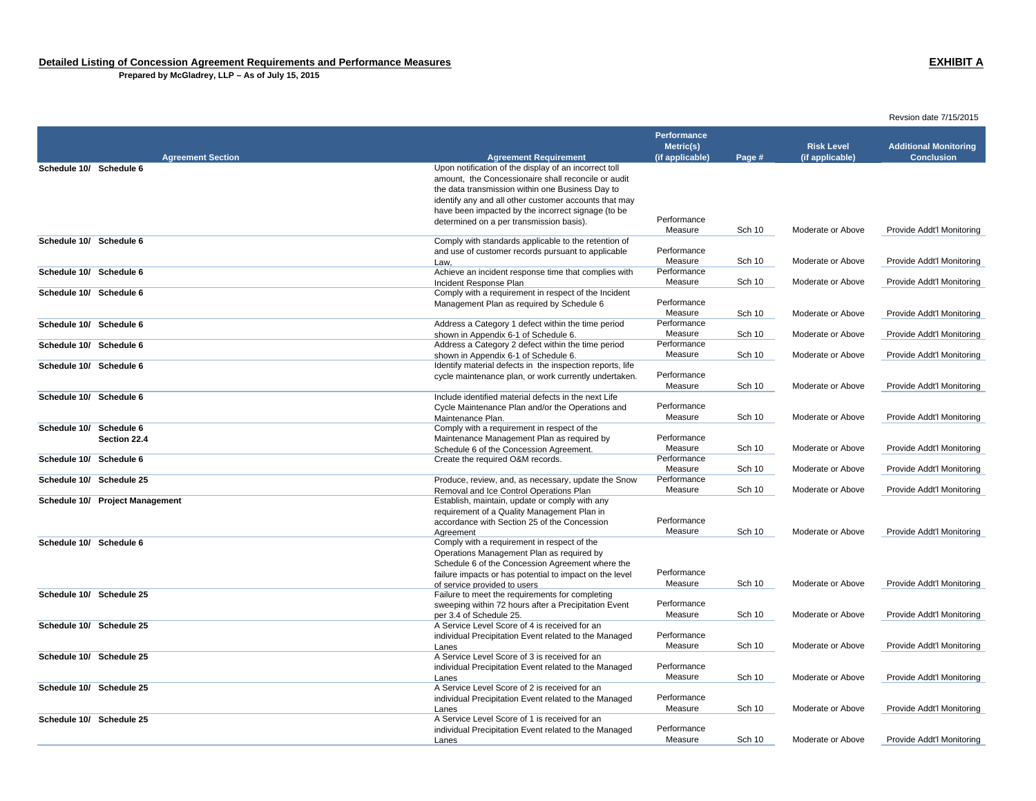**Detailed Listing of Concession Agreement Requirements and Performance Measures** **EXHIBIT A**

**Prepared by McGladrey, LLP – As of July 15, 2015**

Revsion date 7/15/2015

| Agreement Section | Agreement Requirement | Performance Metric(s) (if applicable) | Page # | Risk Level (if applicable) | Additional Monitoring Conclusion |
|---|---|---|---|---|---|
| **Schedule 10/ Schedule 6** | Upon notification of the display of an incorrect toll amount, the Concessionaire shall reconcile or audit the data transmission within one Business Day to identify any and all other customer accounts that may have been impacted by the incorrect signage (to be determined on a per transmission basis). | Performance Measure | Sch 10 | Moderate or Above | Provide Addt'l Monitoring |
| **Schedule 10/ Schedule 6** | Comply with standards applicable to the retention of and use of customer records pursuant to applicable Law, | Performance Measure | Sch 10 | Moderate or Above | Provide Addt'l Monitoring |
| **Schedule 10/ Schedule 6** | Achieve an incident response time that complies with Incident Response Plan | Performance Measure | Sch 10 | Moderate or Above | Provide Addt'l Monitoring |
| **Schedule 10/ Schedule 6** | Comply with a requirement in respect of the Incident Management Plan as required by Schedule 6 | Performance Measure | Sch 10 | Moderate or Above | Provide Addt'l Monitoring |
| **Schedule 10/ Schedule 6** | Address a Category 1 defect within the time period shown in Appendix 6-1 of Schedule 6. | Performance Measure | Sch 10 | Moderate or Above | Provide Addt'l Monitoring |
| **Schedule 10/ Schedule 6** | Address a Category 2 defect within the time period shown in Appendix 6-1 of Schedule 6. | Performance Measure | Sch 10 | Moderate or Above | Provide Addt'l Monitoring |
| **Schedule 10/ Schedule 6** | Identify material defects in the inspection reports, life cycle maintenance plan, or work currently undertaken. | Performance Measure | Sch 10 | Moderate or Above | Provide Addt'l Monitoring |
| **Schedule 10/ Schedule 6** | Include identified material defects in the next Life Cycle Maintenance Plan and/or the Operations and Maintenance Plan. | Performance Measure | Sch 10 | Moderate or Above | Provide Addt'l Monitoring |
| **Schedule 10/ Schedule 6 Section 22.4** | Comply with a requirement in respect of the Maintenance Management Plan as required by Schedule 6 of the Concession Agreement. | Performance Measure | Sch 10 | Moderate or Above | Provide Addt'l Monitoring |
| **Schedule 10/ Schedule 6** | Create the required O&M records. | Performance Measure | Sch 10 | Moderate or Above | Provide Addt'l Monitoring |
| **Schedule 10/ Schedule 25** | Produce, review, and, as necessary, update the Snow Removal and Ice Control Operations Plan | Performance Measure | Sch 10 | Moderate or Above | Provide Addt'l Monitoring |
| **Schedule 10/ Project Management** | Establish, maintain, update or comply with any requirement of a Quality Management Plan in accordance with Section 25 of the Concession Agreement | Performance Measure | Sch 10 | Moderate or Above | Provide Addt'l Monitoring |
| **Schedule 10/ Schedule 6** | Comply with a requirement in respect of the Operations Management Plan as required by Schedule 6 of the Concession Agreement where the failure impacts or has potential to impact on the level of service provided to users | Performance Measure | Sch 10 | Moderate or Above | Provide Addt'l Monitoring |
| **Schedule 10/ Schedule 25** | Failure to meet the requirements for completing sweeping within 72 hours after a Precipitation Event per 3.4 of Schedule 25. | Performance Measure | Sch 10 | Moderate or Above | Provide Addt'l Monitoring |
| **Schedule 10/ Schedule 25** | A Service Level Score of 4 is received for an individual Precipitation Event related to the Managed Lanes | Performance Measure | Sch 10 | Moderate or Above | Provide Addt'l Monitoring |
| **Schedule 10/ Schedule 25** | A Service Level Score of 3 is received for an individual Precipitation Event related to the Managed Lanes | Performance Measure | Sch 10 | Moderate or Above | Provide Addt'l Monitoring |
| **Schedule 10/ Schedule 25** | A Service Level Score of 2 is received for an individual Precipitation Event related to the Managed Lanes | Performance Measure | Sch 10 | Moderate or Above | Provide Addt'l Monitoring |
| **Schedule 10/ Schedule 25** | A Service Level Score of 1 is received for an individual Precipitation Event related to the Managed Lanes | Performance Measure | Sch 10 | Moderate or Above | Provide Addt'l Monitoring |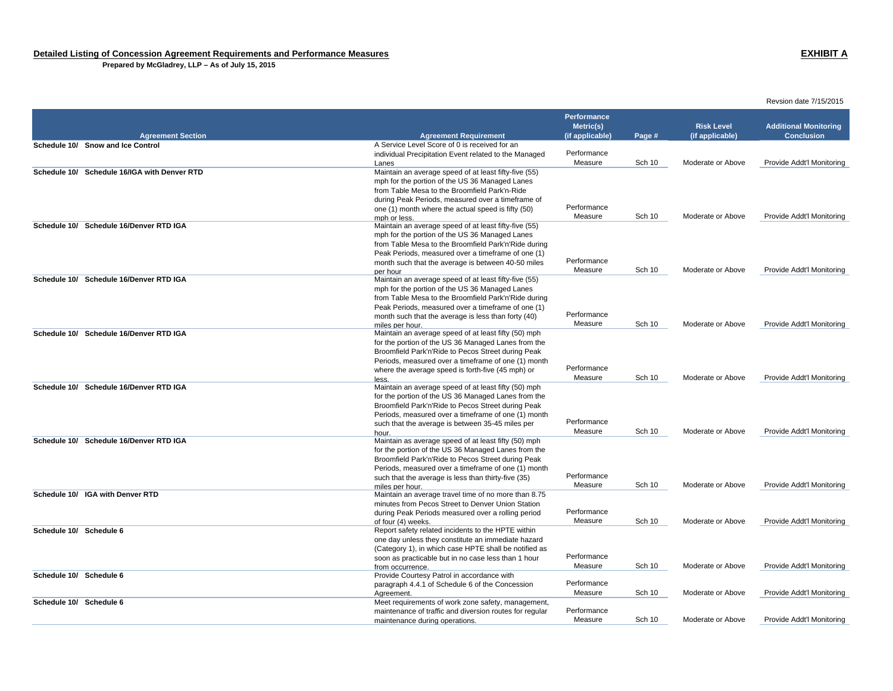**Detailed Listing of Concession Agreement Requirements and Performance Measures**

**EXHIBIT A**

**Prepared by McGladrey, LLP – As of July 15, 2015**

Revsion date 7/15/2015

| Agreement Section | Agreement Requirement | Performance Metric(s) (if applicable) | Page # | Risk Level (if applicable) | Additional Monitoring Conclusion |
|---|---|---|---|---|---|
| **Schedule 10/ Snow and Ice Control** | A Service Level Score of 0 is received for an individual Precipitation Event related to the Managed Lanes | Performance Measure | Sch 10 | Moderate or Above | Provide Addt'l Monitoring |
| **Schedule 10/ Schedule 16/IGA with Denver RTD** | Maintain an average speed of at least fifty-five (55) mph for the portion of the US 36 Managed Lanes from Table Mesa to the Broomfield Park'n-Ride during Peak Periods, measured over a timeframe of one (1) month where the actual speed is fifty (50) mph or less. | Performance Measure | Sch 10 | Moderate or Above | Provide Addt'l Monitoring |
| **Schedule 10/ Schedule 16/Denver RTD IGA** | Maintain an average speed of at least fifty-five (55) mph for the portion of the US 36 Managed Lanes from Table Mesa to the Broomfield Park'n'Ride during Peak Periods, measured over a timeframe of one (1) month such that the average is between 40-50 miles per hour | Performance Measure | Sch 10 | Moderate or Above | Provide Addt'l Monitoring |
| **Schedule 10/ Schedule 16/Denver RTD IGA** | Maintain an average speed of at least fifty-five (55) mph for the portion of the US 36 Managed Lanes from Table Mesa to the Broomfield Park'n'Ride during Peak Periods, measured over a timeframe of one (1) month such that the average is less than forty (40) miles per hour. | Performance Measure | Sch 10 | Moderate or Above | Provide Addt'l Monitoring |
| **Schedule 10/ Schedule 16/Denver RTD IGA** | Maintain an average speed of at least fifty (50) mph for the portion of the US 36 Managed Lanes from the Broomfield Park'n'Ride to Pecos Street during Peak Periods, measured over a timeframe of one (1) month where the average speed is forth-five (45 mph) or less. | Performance Measure | Sch 10 | Moderate or Above | Provide Addt'l Monitoring |
| **Schedule 10/ Schedule 16/Denver RTD IGA** | Maintain an average speed of at least fifty (50) mph for the portion of the US 36 Managed Lanes from the Broomfield Park'n'Ride to Pecos Street during Peak Periods, measured over a timeframe of one (1) month such that the average is between 35-45 miles per hour. | Performance Measure | Sch 10 | Moderate or Above | Provide Addt'l Monitoring |
| **Schedule 10/ Schedule 16/Denver RTD IGA** | Maintain as average speed of at least fifty (50) mph for the portion of the US 36 Managed Lanes from the Broomfield Park'n'Ride to Pecos Street during Peak Periods, measured over a timeframe of one (1) month such that the average is less than thirty-five (35) miles per hour. | Performance Measure | Sch 10 | Moderate or Above | Provide Addt'l Monitoring |
| **Schedule 10/ IGA with Denver RTD** | Maintain an average travel time of no more than 8.75 minutes from Pecos Street to Denver Union Station during Peak Periods measured over a rolling period of four (4) weeks. | Performance Measure | Sch 10 | Moderate or Above | Provide Addt'l Monitoring |
| **Schedule 10/ Schedule 6** | Report safety related incidents to the HPTE within one day unless they constitute an immediate hazard (Category 1), in which case HPTE shall be notified as soon as practicable but in no case less than 1 hour from occurrence. | Performance Measure | Sch 10 | Moderate or Above | Provide Addt'l Monitoring |
| **Schedule 10/ Schedule 6** | Provide Courtesy Patrol in accordance with paragraph 4.4.1 of Schedule 6 of the Concession Agreement. | Performance Measure | Sch 10 | Moderate or Above | Provide Addt'l Monitoring |
| **Schedule 10/ Schedule 6** | Meet requirements of work zone safety, management, maintenance of traffic and diversion routes for regular maintenance during operations. | Performance Measure | Sch 10 | Moderate or Above | Provide Addt'l Monitoring |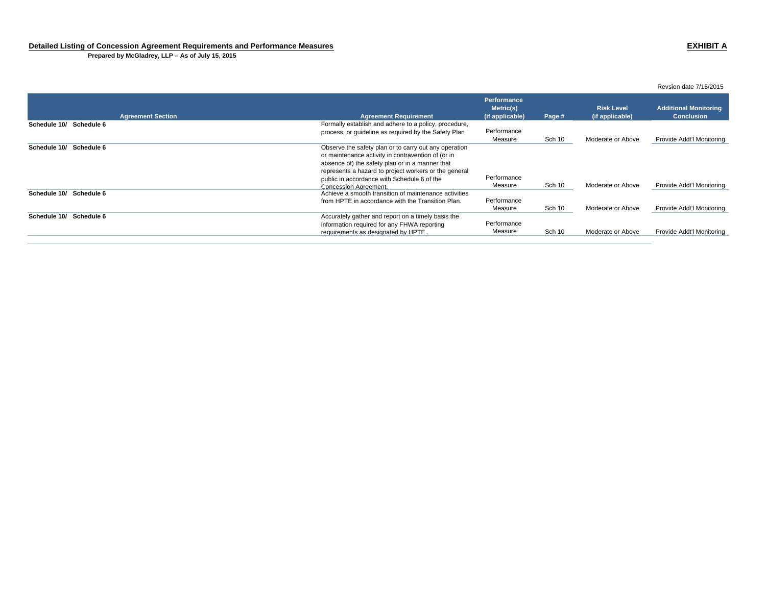**Detailed Listing of Concession Agreement Requirements and Performance Measures** **EXHIBIT A**

**Prepared by McGladrey, LLP – As of July 15, 2015**

Revsion date 7/15/2015

| Agreement Section | Agreement Requirement | Performance Metric(s) (if applicable) | Page # | Risk Level (if applicable) | Additional Monitoring Conclusion |
|---|---|---|---|---|---|
| **Schedule 10/ Schedule 6** | Formally establish and adhere to a policy, procedure, process, or guideline as required by the Safety Plan | Performance Measure | Sch 10 | Moderate or Above | Provide Addt'l Monitoring |
| **Schedule 10/ Schedule 6** | Observe the safety plan or to carry out any operation or maintenance activity in contravention of (or in absence of) the safety plan or in a manner that represents a hazard to project workers or the general public in accordance with Schedule 6 of the Concession Agreement. | Performance Measure | Sch 10 | Moderate or Above | Provide Addt'l Monitoring |
| **Schedule 10/ Schedule 6** | Achieve a smooth transition of maintenance activities from HPTE in accordance with the Transition Plan. | Performance Measure | Sch 10 | Moderate or Above | Provide Addt'l Monitoring |
| **Schedule 10/ Schedule 6** | Accurately gather and report on a timely basis the information required for any FHWA reporting requirements as designated by HPTE. | Performance Measure | Sch 10 | Moderate or Above | Provide Addt'l Monitoring |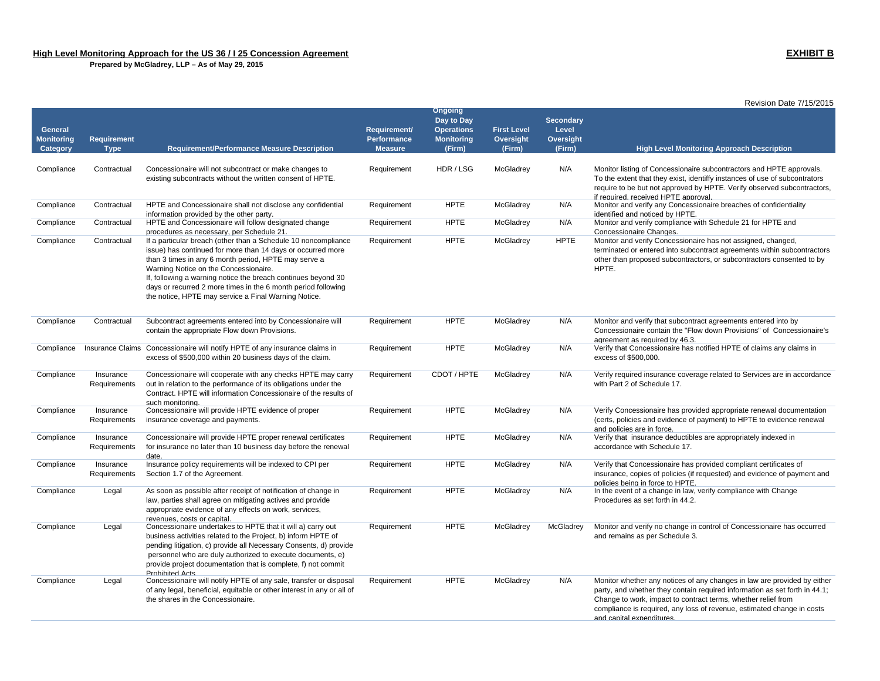**High Level Monitoring Approach for the US 36 / I 25 Concession Agreement**

**Prepared by McGladrey, LLP – As of May 29, 2015**

**EXHIBIT B**

Revision Date 7/15/2015

| General Monitoring Category | Requirement Type | Requirement/Performance Measure Description | Requirement/ Performance Measure | Ongoing Day to Day Operations Monitoring (Firm) | First Level Oversight (Firm) | Secondary Level Oversight (Firm) | High Level Monitoring Approach Description |
|---|---|---|---|---|---|---|---|
| Compliance | Contractual | Concessionaire will not subcontract or make changes to existing subcontracts without the written consent of HPTE. | Requirement | HDR / LSG | McGladrey | N/A | Monitor listing of Concessionaire subcontractors and HPTE approvals. To the extent that they exist, identiffy instances of use of subcontrators require to be but not approved by HPTE. Verify observed subcontractors, if required, received HPTE approval. |
| Compliance | Contractual | HPTE and Concessionaire shall not disclose any confidential information provided by the other party. | Requirement | HPTE | McGladrey | N/A | Monitor and verify any Concessionaire breaches of confidentiality identified and noticed by HPTE. |
| Compliance | Contractual | HPTE and Concessionaire will follow designated change procedures as necessary, per Schedule 21. | Requirement | HPTE | McGladrey | N/A | Monitor and verify compliance with Schedule 21 for HPTE and Concessionaire Changes. |
| Compliance | Contractual | If a particular breach (other than a Schedule 10 noncompliance issue) has continued for more than 14 days or occurred more than 3 times in any 6 month period, HPTE may serve a Warning Notice on the Concessionaire.<br>If, following a warning notice the breach continues beyond 30 days or recurred 2 more times in the 6 month period following the notice, HPTE may service a Final Warning Notice. | Requirement | HPTE | McGladrey | HPTE | Monitor and verify Concessionaire has not assigned, changed, terminated or entered into subcontract agreements within subcontractors other than proposed subcontractors, or subcontractors consented to by HPTE. |
| Compliance | Contractual | Subcontract agreements entered into by Concessionaire will contain the appropriate Flow down Provisions. | Requirement | HPTE | McGladrey | N/A | Monitor and verify that subcontract agreements entered into by Concessionaire contain the "Flow down Provisions" of Concessionaire's agreement as required by 46.3. |
| Compliance | Insurance Claims | Concessionaire will notify HPTE of any insurance claims in excess of $500,000 within 20 business days of the claim. | Requirement | HPTE | McGladrey | N/A | Verify that Concessionaire has notified HPTE of claims any claims in excess of $500,000. |
| Compliance | Insurance Requirements | Concessionaire will cooperate with any checks HPTE may carry out in relation to the performance of its obligations under the Contract. HPTE will information Concessionaire of the results of such monitoring. | Requirement | CDOT / HPTE | McGladrey | N/A | Verify required insurance coverage related to Services are in accordance with Part 2 of Schedule 17. |
| Compliance | Insurance Requirements | Concessionaire will provide HPTE evidence of proper insurance coverage and payments. | Requirement | HPTE | McGladrey | N/A | Verify Concessionaire has provided appropriate renewal documentation (certs, policies and evidence of payment) to HPTE to evidence renewal and policies are in force. |
| Compliance | Insurance Requirements | Concessionaire will provide HPTE proper renewal certificates for insurance no later than 10 business day before the renewal date. | Requirement | HPTE | McGladrey | N/A | Verify that insurance deductibles are appropriately indexed in accordance with Schedule 17. |
| Compliance | Insurance Requirements | Insurance policy requirements will be indexed to CPI per Section 1.7 of the Agreement. | Requirement | HPTE | McGladrey | N/A | Verify that Concessionaire has provided compliant certificates of insurance, copies of policies (if requested) and evidence of payment and policies being in force to HPTE. |
| Compliance | Legal | As soon as possible after receipt of notification of change in law, parties shall agree on mitigating actives and provide appropriate evidence of any effects on work, services, revenues, costs or capital. | Requirement | HPTE | McGladrey | N/A | In the event of a change in law, verify compliance with Change Procedures as set forth in 44.2. |
| Compliance | Legal | Concessionaire undertakes to HPTE that it will a) carry out business activities related to the Project, b) inform HPTE of pending litigation, c) provide all Necessary Consents, d) provide personnel who are duly authorized to execute documents, e) provide project documentation that is complete, f) not commit Prohibited Acts | Requirement | HPTE | McGladrey | McGladrey | Monitor and verify no change in control of Concessionaire has occurred and remains as per Schedule 3. |
| Compliance | Legal | Concessionaire will notify HPTE of any sale, transfer or disposal of any legal, beneficial, equitable or other interest in any or all of the shares in the Concessionaire. | Requirement | HPTE | McGladrey | N/A | Monitor whether any notices of any changes in law are provided by either party, and whether they contain required information as set forth in 44.1; Change to work, impact to contract terms, whether relief from compliance is required, any loss of revenue, estimated change in costs and capital expenditures. |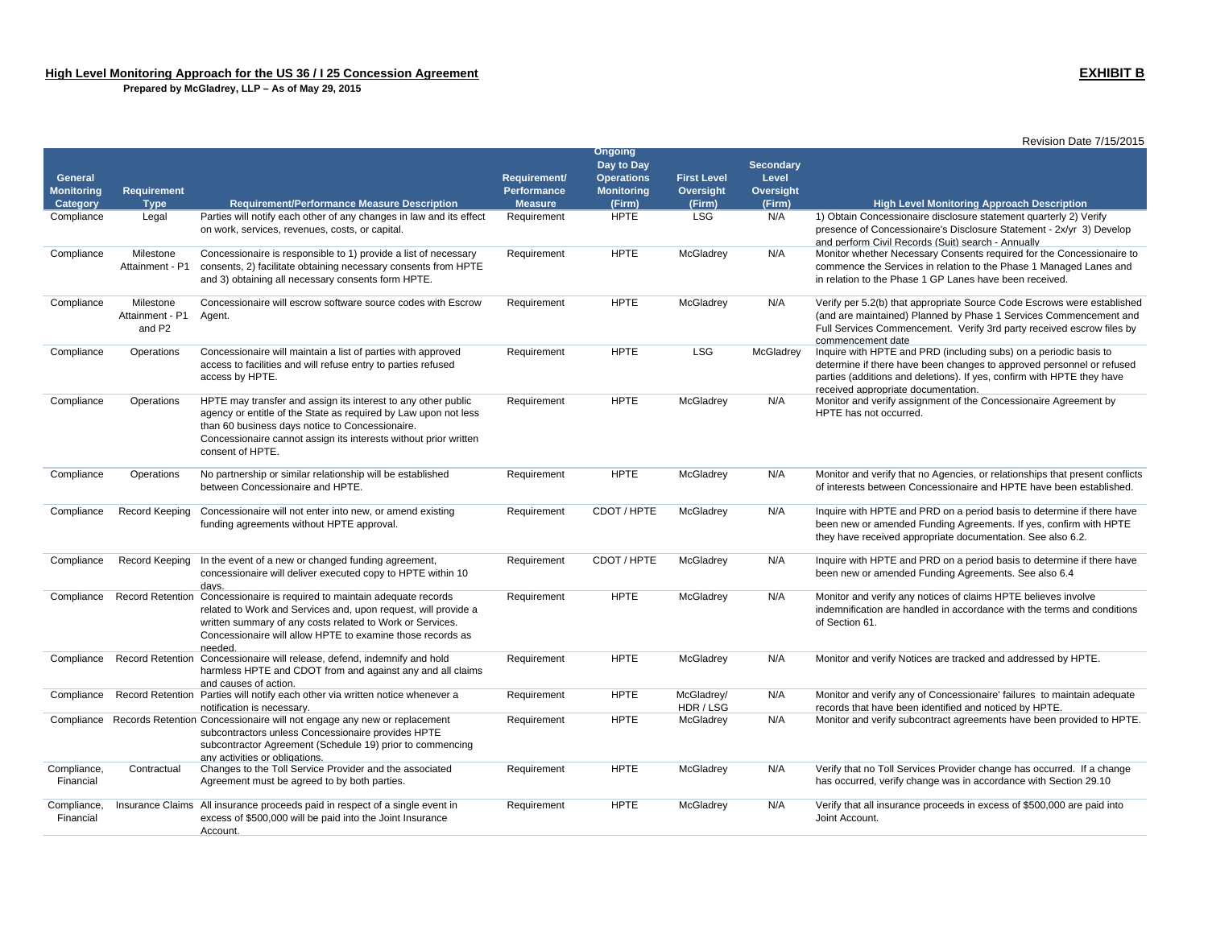**High Level Monitoring Approach for the US 36 / I 25 Concession Agreement**

**EXHIBIT B**

**Prepared by McGladrey, LLP – As of May 29, 2015**

Revision Date 7/15/2015

| General Monitoring Category | Requirement Type | Requirement/Performance Measure Description | Requirement/ Performance Measure | Ongoing Day to Day Operations Monitoring (Firm) | First Level Oversight (Firm) | Secondary Level Oversight (Firm) | High Level Monitoring Approach Description |
|---|---|---|---|---|---|---|---|
| Compliance | Legal | Parties will notify each other of any changes in law and its effect on work, services, revenues, costs, or capital. | Requirement | HPTE | LSG | N/A | 1) Obtain Concessionaire disclosure statement quarterly 2) Verify presence of Concessionaire's Disclosure Statement - 2x/yr 3) Develop and perform Civil Records (Suit) search - Annually |
| Compliance | Milestone Attainment - P1 | Concessionaire is responsible to 1) provide a list of necessary consents, 2) facilitate obtaining necessary consents from HPTE and 3) obtaining all necessary consents form HPTE. | Requirement | HPTE | McGladrey | N/A | Monitor whether Necessary Consents required for the Concessionaire to commence the Services in relation to the Phase 1 Managed Lanes and in relation to the Phase 1 GP Lanes have been received. |
| Compliance | Milestone Attainment - P1 and P2 | Concessionaire will escrow software source codes with Escrow Agent. | Requirement | HPTE | McGladrey | N/A | Verify per 5.2(b) that appropriate Source Code Escrows were established (and are maintained) Planned by Phase 1 Services Commencement and Full Services Commencement. Verify 3rd party received escrow files by commencement date |
| Compliance | Operations | Concessionaire will maintain a list of parties with approved access to facilities and will refuse entry to parties refused access by HPTE. | Requirement | HPTE | LSG | McGladrey | Inquire with HPTE and PRD (including subs) on a periodic basis to determine if there have been changes to approved personnel or refused parties (additions and deletions). If yes, confirm with HPTE they have received appropriate documentation. |
| Compliance | Operations | HPTE may transfer and assign its interest to any other public agency or entitle of the State as required by Law upon not less than 60 business days notice to Concessionaire. Concessionaire cannot assign its interests without prior written consent of HPTE. | Requirement | HPTE | McGladrey | N/A | Monitor and verify assignment of the Concessionaire Agreement by HPTE has not occurred. |
| Compliance | Operations | No partnership or similar relationship will be established between Concessionaire and HPTE. | Requirement | HPTE | McGladrey | N/A | Monitor and verify that no Agencies, or relationships that present conflicts of interests between Concessionaire and HPTE have been established. |
| Compliance | Record Keeping | Concessionaire will not enter into new, or amend existing funding agreements without HPTE approval. | Requirement | CDOT / HPTE | McGladrey | N/A | Inquire with HPTE and PRD on a period basis to determine if there have been new or amended Funding Agreements. If yes, confirm with HPTE they have received appropriate documentation. See also 6.2. |
| Compliance | Record Keeping | In the event of a new or changed funding agreement, concessionaire will deliver executed copy to HPTE within 10 days. | Requirement | CDOT / HPTE | McGladrey | N/A | Inquire with HPTE and PRD on a period basis to determine if there have been new or amended Funding Agreements. See also 6.4 |
| Compliance | Record Retention | Concessionaire is required to maintain adequate records related to Work and Services and, upon request, will provide a written summary of any costs related to Work or Services. Concessionaire will allow HPTE to examine those records as needed. | Requirement | HPTE | McGladrey | N/A | Monitor and verify any notices of claims HPTE believes involve indemnification are handled in accordance with the terms and conditions of Section 61. |
| Compliance | Record Retention | Concessionaire will release, defend, indemnify and hold harmless HPTE and CDOT from and against any and all claims and causes of action. | Requirement | HPTE | McGladrey | N/A | Monitor and verify Notices are tracked and addressed by HPTE. |
| Compliance | Record Retention | Parties will notify each other via written notice whenever a notification is necessary. | Requirement | HPTE | McGladrey/ HDR / LSG | N/A | Monitor and verify any of Concessionaire' failures to maintain adequate records that have been identified and noticed by HPTE. |
| Compliance | Records Retention | Concessionaire will not engage any new or replacement subcontractors unless Concessionaire provides HPTE subcontractor Agreement (Schedule 19) prior to commencing any activities or obligations. | Requirement | HPTE | McGladrey | N/A | Monitor and verify subcontract agreements have been provided to HPTE. |
| Compliance, Financial | Contractual | Changes to the Toll Service Provider and the associated Agreement must be agreed to by both parties. | Requirement | HPTE | McGladrey | N/A | Verify that no Toll Services Provider change has occurred. If a change has occurred, verify change was in accordance with Section 29.10 |
| Compliance, Financial | Insurance Claims | All insurance proceeds paid in respect of a single event in excess of $500,000 will be paid into the Joint Insurance Account. | Requirement | HPTE | McGladrey | N/A | Verify that all insurance proceeds in excess of $500,000 are paid into Joint Account. |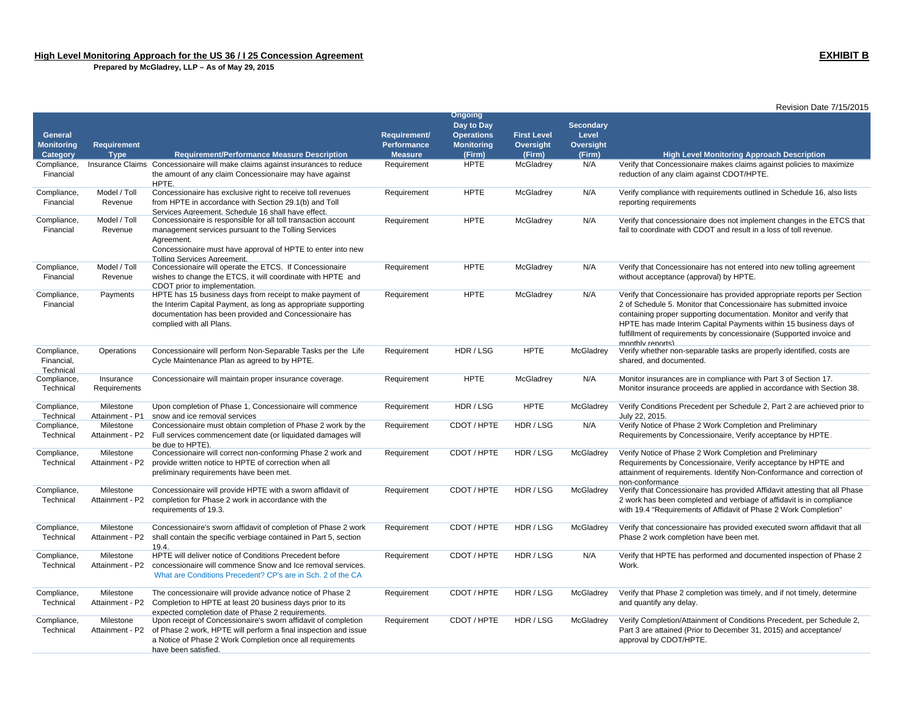**High Level Monitoring Approach for the US 36 / I 25 Concession Agreement**

**EXHIBIT B**

**Prepared by McGladrey, LLP – As of May 29, 2015**

Revision Date 7/15/2015

| General Monitoring Category | Requirement Type | Requirement/Performance Measure Description | Requirement/ Performance Measure | Ongoing Day to Day Operations Monitoring (Firm) | First Level Oversight (Firm) | Secondary Level Oversight (Firm) | High Level Monitoring Approach Description |
|---|---|---|---|---|---|---|---|
| Compliance, Financial | Insurance Claims | Concessionaire will make claims against insurances to reduce the amount of any claim Concessionaire may have against HPTE. | Requirement | HPTE | McGladrey | N/A | Verify that Concessionaire makes claims against policies to maximize reduction of any claim against CDOT/HPTE. |
| Compliance, Financial | Model / Toll Revenue | Concessionaire has exclusive right to receive toll revenues from HPTE in accordance with Section 29.1(b) and Toll Services Agreement. Schedule 16 shall have effect. | Requirement | HPTE | McGladrey | N/A | Verify compliance with requirements outlined in Schedule 16, also lists reporting requirements |
| Compliance, Financial | Model / Toll Revenue | Concessionaire is responsible for all toll transaction account management services pursuant to the Tolling Services Agreement.<br>Concessionaire must have approval of HPTE to enter into new Tolling Services Agreement. | Requirement | HPTE | McGladrey | N/A | Verify that concessionaire does not implement changes in the ETCS that fail to coordinate with CDOT and result in a loss of toll revenue. |
| Compliance, Financial | Model / Toll Revenue | Concessionaire will operate the ETCS. If Concessionaire wishes to change the ETCS, it will coordinate with HPTE and CDOT prior to implementation. | Requirement | HPTE | McGladrey | N/A | Verify that Concessionaire has not entered into new tolling agreement without acceptance (approval) by HPTE. |
| Compliance, Financial | Payments | HPTE has 15 business days from receipt to make payment of the Interim Capital Payment, as long as appropriate supporting documentation has been provided and Concessionaire has complied with all Plans. | Requirement | HPTE | McGladrey | N/A | Verify that Concessionaire has provided appropriate reports per Section 2 of Schedule 5. Monitor that Concessionaire has submitted invoice containing proper supporting documentation. Monitor and verify that HPTE has made Interim Capital Payments within 15 business days of fulfillment of requirements by concessionaire (Supported invoice and monthly reports) |
| Compliance, Financial, Technical | Operations | Concessionaire will perform Non-Separable Tasks per the Life Cycle Maintenance Plan as agreed to by HPTE. | Requirement | HDR / LSG | HPTE | McGladrey | Verify whether non-separable tasks are properly identified, costs are shared, and documented. |
| Compliance, Technical | Insurance Requirements | Concessionaire will maintain proper insurance coverage. | Requirement | HPTE | McGladrey | N/A | Monitor insurances are in compliance with Part 3 of Section 17. Monitor insurance proceeds are applied in accordance with Section 38. |
| Compliance, Technical | Milestone Attainment - P1 | Upon completion of Phase 1, Concessionaire will commence snow and ice removal services | Requirement | HDR / LSG | HPTE | McGladrey | Verify Conditions Precedent per Schedule 2, Part 2 are achieved prior to July 22, 2015. |
| Compliance, Technical | Milestone Attainment - P2 | Concessionaire must obtain completion of Phase 2 work by the Full services commencement date (or liquidated damages will be due to HPTE). | Requirement | CDOT / HPTE | HDR / LSG | N/A | Verify Notice of Phase 2 Work Completion and Preliminary Requirements by Concessionaire, Verify acceptance by HPTE. |
| Compliance, Technical | Milestone Attainment - P2 | Concessionaire will correct non-conforming Phase 2 work and provide written notice to HPTE of correction when all preliminary requirements have been met. | Requirement | CDOT / HPTE | HDR / LSG | McGladrey | Verify Notice of Phase 2 Work Completion and Preliminary Requirements by Concessionaire, Verify acceptance by HPTE and attainment of requirements. Identify Non-Conformance and correction of non-conformance |
| Compliance, Technical | Milestone Attainment - P2 | Concessionaire will provide HPTE with a sworn affidavit of completion for Phase 2 work in accordance with the requirements of 19.3. | Requirement | CDOT / HPTE | HDR / LSG | McGladrey | Verify that Concessionaire has provided Affidavit attesting that all Phase 2 work has been completed and verbiage of affidavit is in compliance with 19.4 "Requirements of Affidavit of Phase 2 Work Completion" |
| Compliance, Technical | Milestone Attainment - P2 | Concessionaire's sworn affidavit of completion of Phase 2 work shall contain the specific verbiage contained in Part 5, section 19.4. | Requirement | CDOT / HPTE | HDR / LSG | McGladrey | Verify that concessionaire has provided executed sworn affidavit that all Phase 2 work completion have been met. |
| Compliance, Technical | Milestone Attainment - P2 | HPTE will deliver notice of Conditions Precedent before concessionaire will commence Snow and Ice removal services.<br>What are Conditions Precedent? CP's are in Sch. 2 of the CA | Requirement | CDOT / HPTE | HDR / LSG | N/A | Verify that HPTE has performed and documented inspection of Phase 2 Work. |
| Compliance, Technical | Milestone Attainment - P2 | The concessionaire will provide advance notice of Phase 2 Completion to HPTE at least 20 business days prior to its expected completion date of Phase 2 requirements. | Requirement | CDOT / HPTE | HDR / LSG | McGladrey | Verify that Phase 2 completion was timely, and if not timely, determine and quantify any delay. |
| Compliance, Technical | Milestone Attainment - P2 | Upon receipt of Concessionaire's sworn affidavit of completion of Phase 2 work, HPTE will perform a final inspection and issue a Notice of Phase 2 Work Completion once all requirements have been satisfied. | Requirement | CDOT / HPTE | HDR / LSG | McGladrey | Verify Completion/Attainment of Conditions Precedent, per Schedule 2, Part 3 are attained (Prior to December 31, 2015) and acceptance/ approval by CDOT/HPTE. |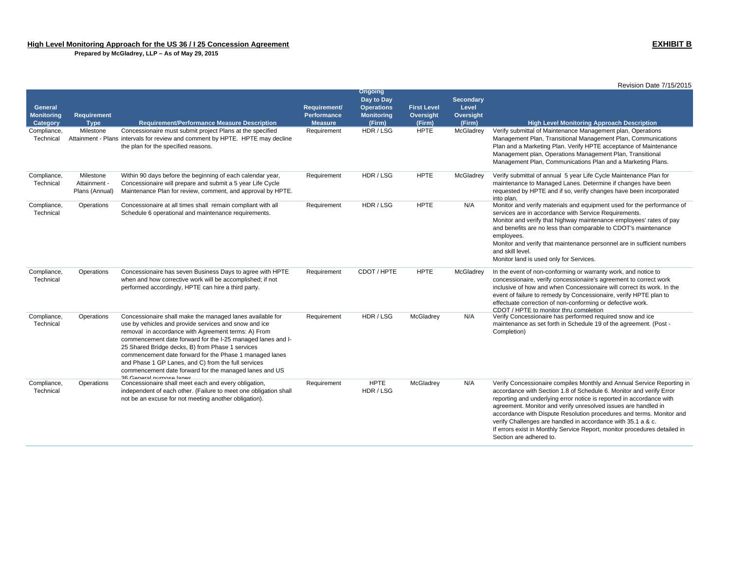**High Level Monitoring Approach for the US 36 / I 25 Concession Agreement**

**EXHIBIT B**

**Prepared by McGladrey, LLP – As of May 29, 2015**

Revision Date 7/15/2015

| General Monitoring Category | Requirement Type | Requirement/Performance Measure Description | Requirement/ Performance Measure | Ongoing Day to Day Operations Monitoring (Firm) | First Level Oversight (Firm) | Secondary Level Oversight (Firm) | High Level Monitoring Approach Description |
|---|---|---|---|---|---|---|---|
| Compliance, Technical | Milestone Attainment - Plans | Concessionaire must submit project Plans at the specified intervals for review and comment by HPTE. HPTE may decline the plan for the specified reasons. | Requirement | HDR / LSG | HPTE | McGladrey | Verify submittal of Maintenance Management plan, Operations Management Plan, Transitional Management Plan, Communications Plan and a Marketing Plan. Verify HPTE acceptance of Maintenance Management plan, Operations Management Plan, Transitional Management Plan, Communications Plan and a Marketing Plans. |
| Compliance, Technical | Milestone Attainment - Plans (Annual) | Within 90 days before the beginning of each calendar year, Concessionaire will prepare and submit a 5 year Life Cycle Maintenance Plan for review, comment, and approval by HPTE. | Requirement | HDR / LSG | HPTE | McGladrey | Verify submittal of annual 5 year Life Cycle Maintenance Plan for maintenance to Managed Lanes. Determine if changes have been requested by HPTE and if so, verify changes have been incorporated into plan. |
| Compliance, Technical | Operations | Concessionaire at all times shall remain compliant with all Schedule 6 operational and maintenance requirements. | Requirement | HDR / LSG | HPTE | N/A | Monitor and verify materials and equipment used for the performance of services are in accordance with Service Requirements.<br>Monitor and verify that highway maintenance employees' rates of pay and benefits are no less than comparable to CDOT's maintenance employees.<br>Monitor and verify that maintenance personnel are in sufficient numbers and skill level.<br>Monitor land is used only for Services. |
| Compliance, Technical | Operations | Concessionaire has seven Business Days to agree with HPTE when and how corrective work will be accomplished; if not performed accordingly, HPTE can hire a third party. | Requirement | CDOT / HPTE | HPTE | McGladrey | In the event of non-conforming or warranty work, and notice to concessionaire, verify concessionaire's agreement to correct work inclusive of how and when Concessionaire will correct its work. In the event of failure to remedy by Concessionaire, verify HPTE plan to effectuate correction of non-conforming or defective work.<br>CDOT / HPTE to monitor thru completion |
| Compliance, Technical | Operations | Concessionaire shall make the managed lanes available for use by vehicles and provide services and snow and ice removal in accordance with Agreement terms: A) From commencement date forward for the I-25 managed lanes and I-25 Shared Bridge decks, B) from Phase 1 services commencement date forward for the Phase 1 managed lanes and Phase 1 GP Lanes, and C) from the full services commencement date forward for the managed lanes and US 36 General purpose lanes | Requirement | HDR / LSG | McGladrey | N/A | Verify Concessionaire has performed required snow and ice maintenance as set forth in Schedule 19 of the agreement. (Post - Completion) |
| Compliance, Technical | Operations | Concessionaire shall meet each and every obligation, independent of each other. (Failure to meet one obligation shall not be an excuse for not meeting another obligation). | Requirement | HPTE HDR / LSG | McGladrey | N/A | Verify Concessionaire compiles Monthly and Annual Service Reporting in accordance with Section 1.8 of Schedule 6. Monitor and verify Error reporting and underlying error notice is reported in accordance with agreement. Monitor and verify unresolved issues are handled in accordance with Dispute Resolution procedures and terms. Monitor and verify Challenges are handled in accordance with 35.1 a & c.<br>If errors exist in Monthly Service Report, monitor procedures detailed in Section are adhered to. |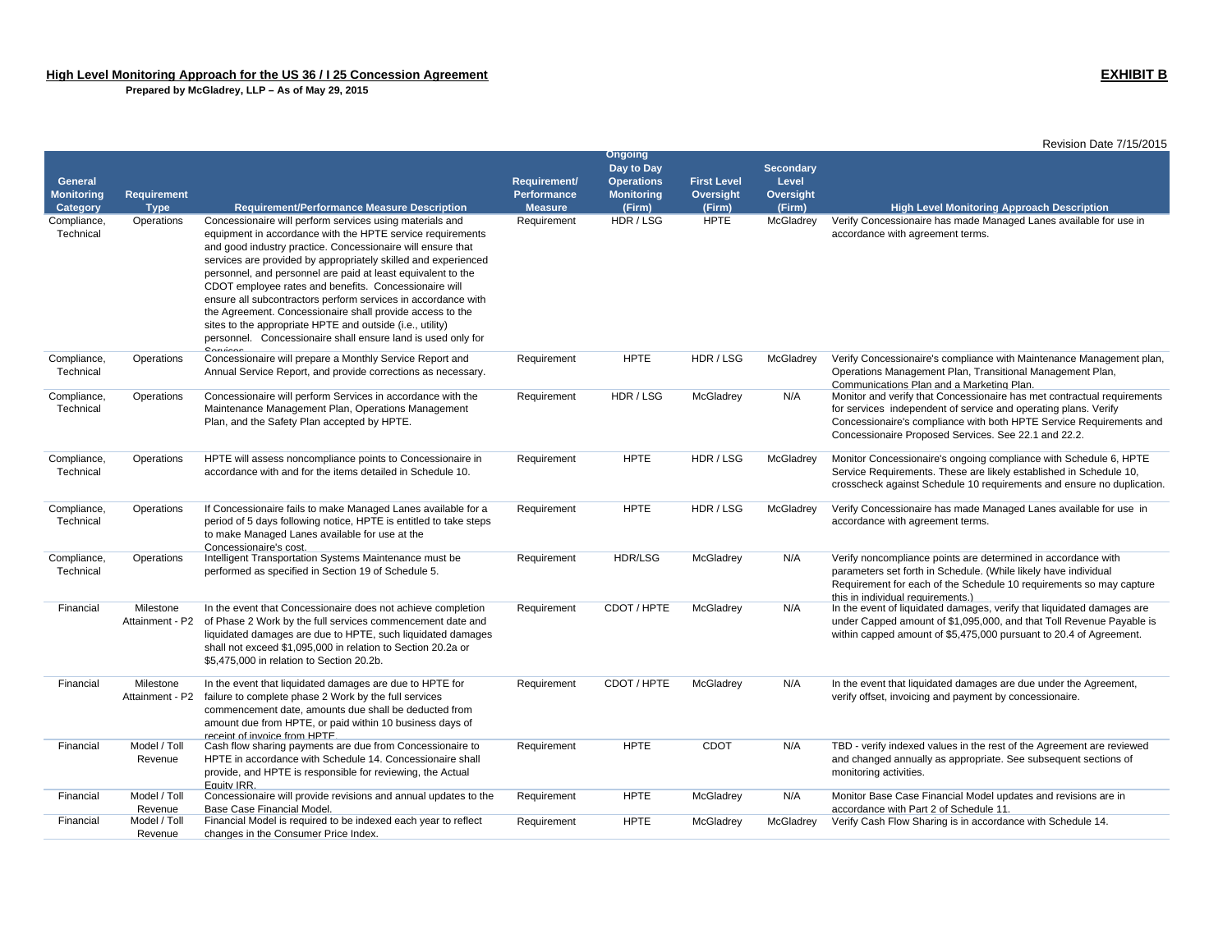**High Level Monitoring Approach for the US 36 / I 25 Concession Agreement**

**Prepared by McGladrey, LLP – As of May 29, 2015**

**EXHIBIT B**

Revision Date 7/15/2015

| General Monitoring Category | Requirement Type | Requirement/Performance Measure Description | Requirement/ Performance Measure | Ongoing Day to Day Operations Monitoring (Firm) | First Level Oversight (Firm) | Secondary Level Oversight (Firm) | High Level Monitoring Approach Description |
|---|---|---|---|---|---|---|---|
| Compliance, Technical | Operations | Concessionaire will perform services using materials and equipment in accordance with the HPTE service requirements and good industry practice. Concessionaire will ensure that services are provided by appropriately skilled and experienced personnel, and personnel are paid at least equivalent to the CDOT employee rates and benefits. Concessionaire will ensure all subcontractors perform services in accordance with the Agreement. Concessionaire shall provide access to the sites to the appropriate HPTE and outside (i.e., utility) personnel. Concessionaire shall ensure land is used only for Services. | Requirement | HDR / LSG | HPTE | McGladrey | Verify Concessionaire has made Managed Lanes available for use in accordance with agreement terms. |
| Compliance, Technical | Operations | Concessionaire will prepare a Monthly Service Report and Annual Service Report, and provide corrections as necessary. | Requirement | HPTE | HDR / LSG | McGladrey | Verify Concessionaire's compliance with Maintenance Management plan, Operations Management Plan, Transitional Management Plan, Communications Plan and a Marketing Plan. |
| Compliance, Technical | Operations | Concessionaire will perform Services in accordance with the Maintenance Management Plan, Operations Management Plan, and the Safety Plan accepted by HPTE. | Requirement | HDR / LSG | McGladrey | N/A | Monitor and verify that Concessionaire has met contractual requirements for services independent of service and operating plans. Verify Concessionaire's compliance with both HPTE Service Requirements and Concessionaire Proposed Services. See 22.1 and 22.2. |
| Compliance, Technical | Operations | HPTE will assess noncompliance points to Concessionaire in accordance with and for the items detailed in Schedule 10. | Requirement | HPTE | HDR / LSG | McGladrey | Monitor Concessionaire's ongoing compliance with Schedule 6, HPTE Service Requirements. These are likely established in Schedule 10, crosscheck against Schedule 10 requirements and ensure no duplication. |
| Compliance, Technical | Operations | If Concessionaire fails to make Managed Lanes available for a period of 5 days following notice, HPTE is entitled to take steps to make Managed Lanes available for use at the Concessionaire's cost. | Requirement | HPTE | HDR / LSG | McGladrey | Verify Concessionaire has made Managed Lanes available for use in accordance with agreement terms. |
| Compliance, Technical | Operations | Intelligent Transportation Systems Maintenance must be performed as specified in Section 19 of Schedule 5. | Requirement | HDR/LSG | McGladrey | N/A | Verify noncompliance points are determined in accordance with parameters set forth in Schedule. (While likely have individual Requirement for each of the Schedule 10 requirements so may capture this in individual requirements.) |
| Financial | Milestone Attainment - P2 | In the event that Concessionaire does not achieve completion of Phase 2 Work by the full services commencement date and liquidated damages are due to HPTE, such liquidated damages shall not exceed $1,095,000 in relation to Section 20.2a or $5,475,000 in relation to Section 20.2b. | Requirement | CDOT / HPTE | McGladrey | N/A | In the event of liquidated damages, verify that liquidated damages are under Capped amount of $1,095,000, and that Toll Revenue Payable is within capped amount of $5,475,000 pursuant to 20.4 of Agreement. |
| Financial | Milestone Attainment - P2 | In the event that liquidated damages are due to HPTE for failure to complete phase 2 Work by the full services commencement date, amounts due shall be deducted from amount due from HPTE, or paid within 10 business days of receipt of invoice from HPTE. | Requirement | CDOT / HPTE | McGladrey | N/A | In the event that liquidated damages are due under the Agreement, verify offset, invoicing and payment by concessionaire. |
| Financial | Model / Toll Revenue | Cash flow sharing payments are due from Concessionaire to HPTE in accordance with Schedule 14. Concessionaire shall provide, and HPTE is responsible for reviewing, the Actual Equity IRR. | Requirement | HPTE | CDOT | N/A | TBD - verify indexed values in the rest of the Agreement are reviewed and changed annually as appropriate. See subsequent sections of monitoring activities. |
| Financial | Model / Toll Revenue | Concessionaire will provide revisions and annual updates to the Base Case Financial Model. | Requirement | HPTE | McGladrey | N/A | Monitor Base Case Financial Model updates and revisions are in accordance with Part 2 of Schedule 11. |
| Financial | Model / Toll Revenue | Financial Model is required to be indexed each year to reflect changes in the Consumer Price Index. | Requirement | HPTE | McGladrey | McGladrey | Verify Cash Flow Sharing is in accordance with Schedule 14. |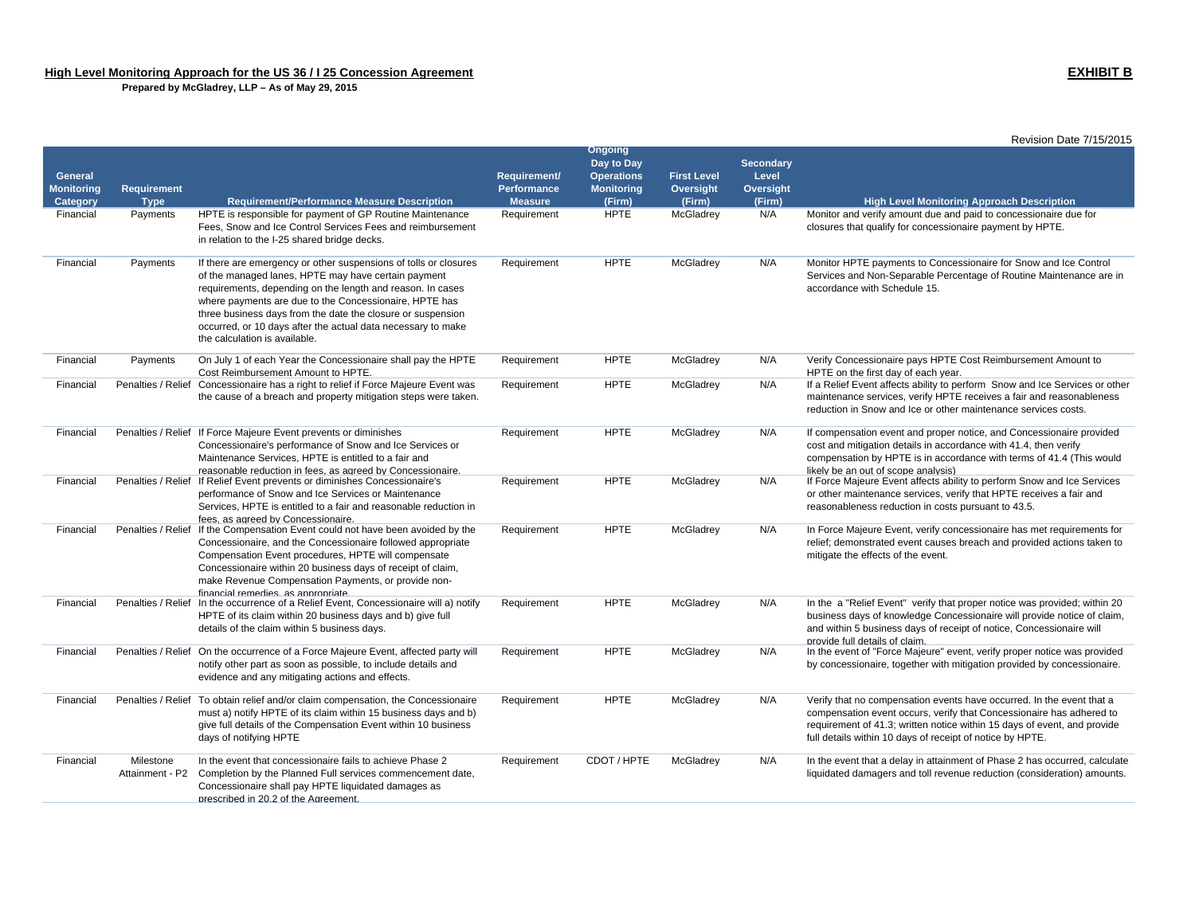**High Level Monitoring Approach for the US 36 / I 25 Concession Agreement**

**Prepared by McGladrey, LLP – As of May 29, 2015**

**EXHIBIT B**

Revision Date 7/15/2015

| General Monitoring Category | Requirement Type | Requirement/Performance Measure Description | Requirement/ Performance Measure | Ongoing Day to Day Operations Monitoring (Firm) | First Level Oversight (Firm) | Secondary Level Oversight (Firm) | High Level Monitoring Approach Description |
|---|---|---|---|---|---|---|---|
| Financial | Payments | HPTE is responsible for payment of GP Routine Maintenance Fees, Snow and Ice Control Services Fees and reimbursement in relation to the I-25 shared bridge decks. | Requirement | HPTE | McGladrey | N/A | Monitor and verify amount due and paid to concessionaire due for closures that qualify for concessionaire payment by HPTE. |
| Financial | Payments | If there are emergency or other suspensions of tolls or closures of the managed lanes, HPTE may have certain payment requirements, depending on the length and reason. In cases where payments are due to the Concessionaire, HPTE has three business days from the date the closure or suspension occurred, or 10 days after the actual data necessary to make the calculation is available. | Requirement | HPTE | McGladrey | N/A | Monitor HPTE payments to Concessionaire for Snow and Ice Control Services and Non-Separable Percentage of Routine Maintenance are in accordance with Schedule 15. |
| Financial | Payments | On July 1 of each Year the Concessionaire shall pay the HPTE Cost Reimbursement Amount to HPTE. | Requirement | HPTE | McGladrey | N/A | Verify Concessionaire pays HPTE Cost Reimbursement Amount to HPTE on the first day of each year. |
| Financial | Penalties / Relief | Concessionaire has a right to relief if Force Majeure Event was the cause of a breach and property mitigation steps were taken. | Requirement | HPTE | McGladrey | N/A | If a Relief Event affects ability to perform Snow and Ice Services or other maintenance services, verify HPTE receives a fair and reasonableness reduction in Snow and Ice or other maintenance services costs. |
| Financial | Penalties / Relief | If Force Majeure Event prevents or diminishes Concessionaire's performance of Snow and Ice Services or Maintenance Services, HPTE is entitled to a fair and reasonable reduction in fees, as agreed by Concessionaire. | Requirement | HPTE | McGladrey | N/A | If compensation event and proper notice, and Concessionaire provided cost and mitigation details in accordance with 41.4, then verify compensation by HPTE is in accordance with terms of 41.4 (This would likely be an out of scope analysis) |
| Financial | Penalties / Relief | If Relief Event prevents or diminishes Concessionaire's performance of Snow and Ice Services or Maintenance Services, HPTE is entitled to a fair and reasonable reduction in fees, as agreed by Concessionaire. | Requirement | HPTE | McGladrey | N/A | If Force Majeure Event affects ability to perform Snow and Ice Services or other maintenance services, verify that HPTE receives a fair and reasonableness reduction in costs pursuant to 43.5. |
| Financial | Penalties / Relief | If the Compensation Event could not have been avoided by the Concessionaire, and the Concessionaire followed appropriate Compensation Event procedures, HPTE will compensate Concessionaire within 20 business days of receipt of claim, make Revenue Compensation Payments, or provide non-financial remedies, as appropriate. | Requirement | HPTE | McGladrey | N/A | In Force Majeure Event, verify concessionaire has met requirements for relief; demonstrated event causes breach and provided actions taken to mitigate the effects of the event. |
| Financial | Penalties / Relief | In the occurrence of a Relief Event, Concessionaire will a) notify HPTE of its claim within 20 business days and b) give full details of the claim within 5 business days. | Requirement | HPTE | McGladrey | N/A | In the a "Relief Event" verify that proper notice was provided; within 20 business days of knowledge Concessionaire will provide notice of claim, and within 5 business days of receipt of notice, Concessionaire will provide full details of claim. |
| Financial | Penalties / Relief | On the occurrence of a Force Majeure Event, affected party will notify other part as soon as possible, to include details and evidence and any mitigating actions and effects. | Requirement | HPTE | McGladrey | N/A | In the event of "Force Majeure" event, verify proper notice was provided by concessionaire, together with mitigation provided by concessionaire. |
| Financial | Penalties / Relief | To obtain relief and/or claim compensation, the Concessionaire must a) notify HPTE of its claim within 15 business days and b) give full details of the Compensation Event within 10 business days of notifying HPTE | Requirement | HPTE | McGladrey | N/A | Verify that no compensation events have occurred. In the event that a compensation event occurs, verify that Concessionaire has adhered to requirement of 41.3; written notice within 15 days of event, and provide full details within 10 days of receipt of notice by HPTE. |
| Financial | Milestone Attainment - P2 | In the event that concessionaire fails to achieve Phase 2 Completion by the Planned Full services commencement date, Concessionaire shall pay HPTE liquidated damages as prescribed in 20.2 of the Agreement. | Requirement | CDOT / HPTE | McGladrey | N/A | In the event that a delay in attainment of Phase 2 has occurred, calculate liquidated damagers and toll revenue reduction (consideration) amounts. |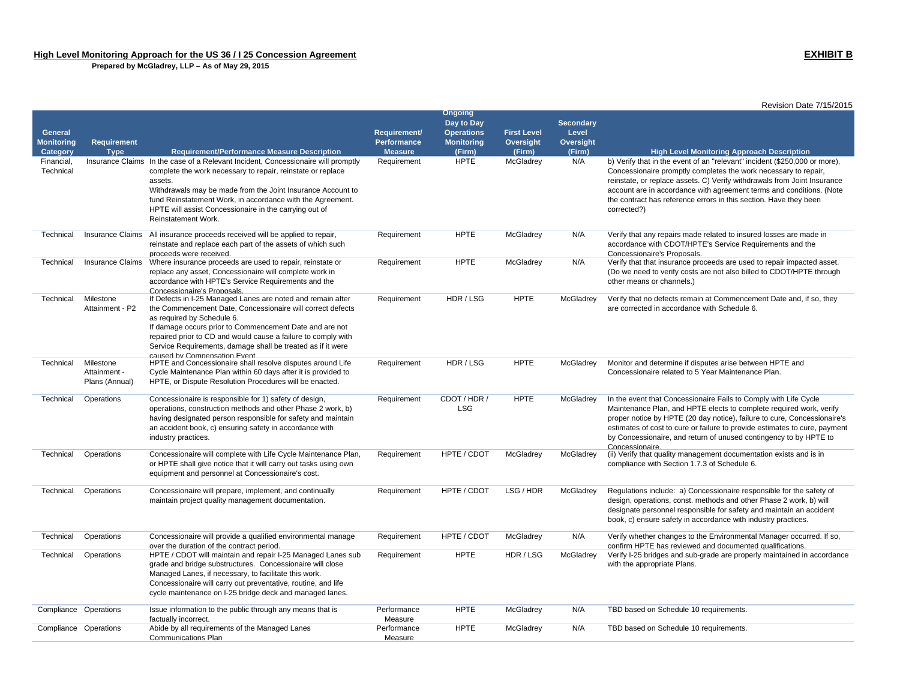**High Level Monitoring Approach for the US 36 / I 25 Concession Agreement**

**Prepared by McGladrey, LLP – As of May 29, 2015**

**EXHIBIT B**

Revision Date 7/15/2015

| General Monitoring Category | Requirement Type | Requirement/Performance Measure Description | Requirement/ Performance Measure | Ongoing Day to Day Operations Monitoring (Firm) | First Level Oversight (Firm) | Secondary Level Oversight (Firm) | High Level Monitoring Approach Description |
|---|---|---|---|---|---|---|---|
| Financial, Technical | Insurance Claims | In the case of a Relevant Incident, Concessionaire will promptly complete the work necessary to repair, reinstate or replace assets. Withdrawals may be made from the Joint Insurance Account to fund Reinstatement Work, in accordance with the Agreement. HPTE will assist Concessionaire in the carrying out of Reinstatement Work. | Requirement | HPTE | McGladrey | N/A | b) Verify that in the event of an "relevant" incident ($250,000 or more), Concessionaire promptly completes the work necessary to repair, reinstate, or replace assets. C) Verify withdrawals from Joint Insurance account are in accordance with agreement terms and conditions. (Note the contract has reference errors in this section. Have they been corrected?) |
| Technical | Insurance Claims | All insurance proceeds received will be applied to repair, reinstate and replace each part of the assets of which such proceeds were received. | Requirement | HPTE | McGladrey | N/A | Verify that any repairs made related to insured losses are made in accordance with CDOT/HPTE's Service Requirements and the Concessionaire's Proposals. |
| Technical | Insurance Claims | Where insurance proceeds are used to repair, reinstate or replace any asset, Concessionaire will complete work in accordance with HPTE's Service Requirements and the Concessionaire's Proposals. | Requirement | HPTE | McGladrey | N/A | Verify that that insurance proceeds are used to repair impacted asset. (Do we need to verify costs are not also billed to CDOT/HPTE through other means or channels.) |
| Technical | Milestone Attainment - P2 | If Defects in I-25 Managed Lanes are noted and remain after the Commencement Date, Concessionaire will correct defects as required by Schedule 6. If damage occurs prior to Commencement Date and are not repaired prior to CD and would cause a failure to comply with Service Requirements, damage shall be treated as if it were caused by Compensation Event. | Requirement | HDR / LSG | HPTE | McGladrey | Verify that no defects remain at Commencement Date and, if so, they are corrected in accordance with Schedule 6. |
| Technical | Milestone Attainment - Plans (Annual) | HPTE and Concessionaire shall resolve disputes around Life Cycle Maintenance Plan within 60 days after it is provided to HPTE, or Dispute Resolution Procedures will be enacted. | Requirement | HDR / LSG | HPTE | McGladrey | Monitor and determine if disputes arise between HPTE and Concessionaire related to 5 Year Maintenance Plan. |
| Technical | Operations | Concessionaire is responsible for 1) safety of design, operations, construction methods and other Phase 2 work, b) having designated person responsible for safety and maintain an accident book, c) ensuring safety in accordance with industry practices. | Requirement | CDOT / HDR / LSG | HPTE | McGladrey | In the event that Concessionaire Fails to Comply with Life Cycle Maintenance Plan, and HPTE elects to complete required work, verify proper notice by HPTE (20 day notice), failure to cure, Concessionaire's estimates of cost to cure or failure to provide estimates to cure, payment by Concessionaire, and return of unused contingency to by HPTE to Concessionaire. |
| Technical | Operations | Concessionaire will complete with Life Cycle Maintenance Plan, or HPTE shall give notice that it will carry out tasks using own equipment and personnel at Concessionaire's cost. | Requirement | HPTE / CDOT | McGladrey | McGladrey | (ii) Verify that quality management documentation exists and is in compliance with Section 1.7.3 of Schedule 6. |
| Technical | Operations | Concessionaire will prepare, implement, and continually maintain project quality management documentation. | Requirement | HPTE / CDOT | LSG / HDR | McGladrey | Regulations include: a) Concessionaire responsible for the safety of design, operations, const. methods and other Phase 2 work, b) will designate personnel responsible for safety and maintain an accident book, c) ensure safety in accordance with industry practices. |
| Technical | Operations | Concessionaire will provide a qualified environmental manage over the duration of the contract period. | Requirement | HPTE / CDOT | McGladrey | N/A | Verify whether changes to the Environmental Manager occurred. If so, confirm HPTE has reviewed and documented qualifications. |
| Technical | Operations | HPTE / CDOT will maintain and repair I-25 Managed Lanes sub grade and bridge substructures. Concessionaire will close Managed Lanes, if necessary, to facilitate this work. Concessionaire will carry out preventative, routine, and life cycle maintenance on I-25 bridge deck and managed lanes. | Requirement | HPTE | HDR / LSG | McGladrey | Verify I-25 bridges and sub-grade are properly maintained in accordance with the appropriate Plans. |
| Compliance | Operations | Issue information to the public through any means that is factually incorrect. | Performance Measure | HPTE | McGladrey | N/A | TBD based on Schedule 10 requirements. |
| Compliance | Operations | Abide by all requirements of the Managed Lanes Communications Plan | Performance Measure | HPTE | McGladrey | N/A | TBD based on Schedule 10 requirements. |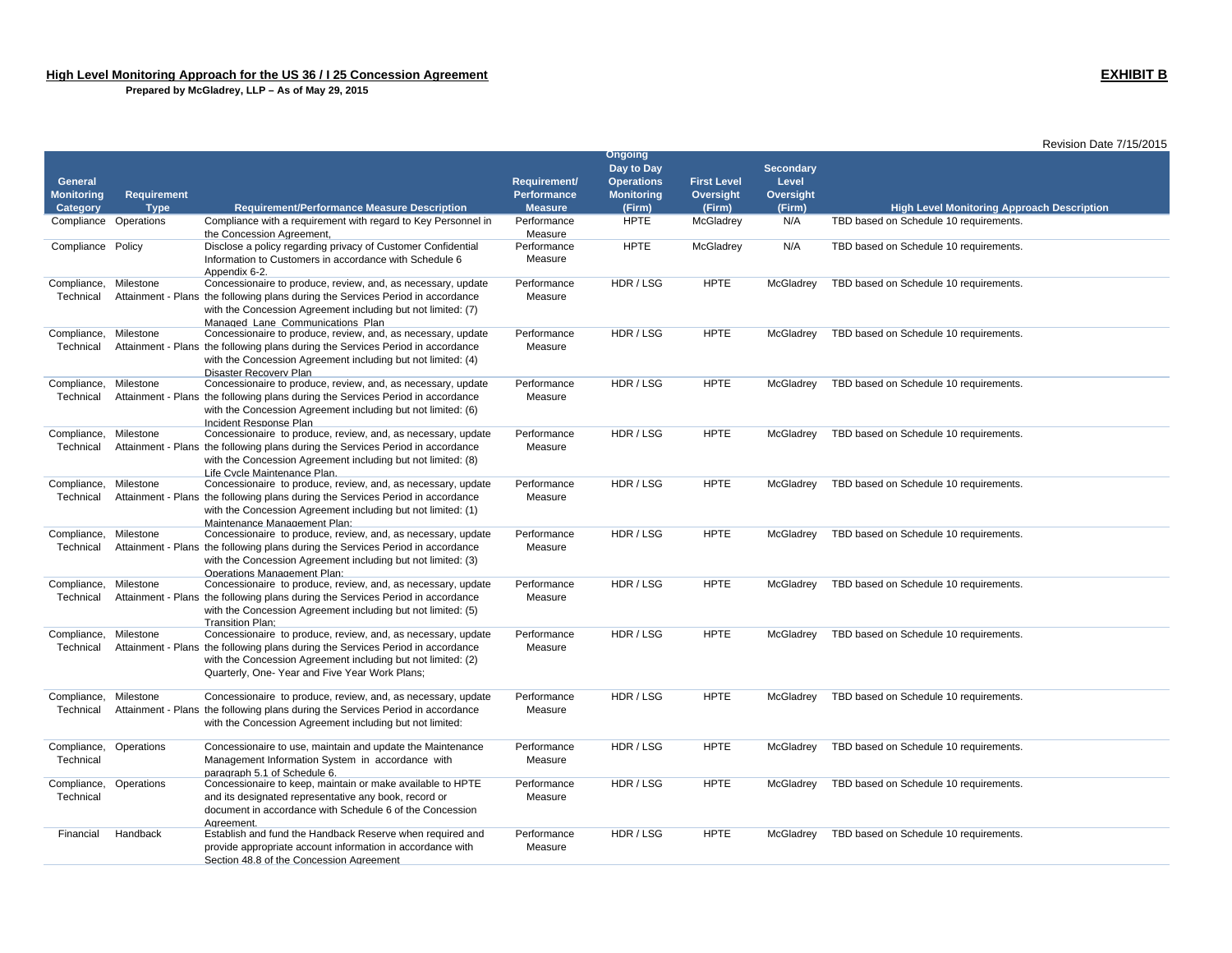**High Level Monitoring Approach for the US 36 / I 25 Concession Agreement**

**Prepared by McGladrey, LLP – As of May 29, 2015**

**EXHIBIT B**

Revision Date 7/15/2015

| General Monitoring Category | Requirement Type | Requirement/Performance Measure Description | Requirement/ Performance Measure | Ongoing Day to Day Operations Monitoring (Firm) | First Level Oversight (Firm) | Secondary Level Oversight (Firm) | High Level Monitoring Approach Description |
|---|---|---|---|---|---|---|---|
| Compliance | Operations | Compliance with a requirement with regard to Key Personnel in the Concession Agreement, | Performance Measure | HPTE | McGladrey | N/A | TBD based on Schedule 10 requirements. |
| Compliance | Policy | Disclose a policy regarding privacy of Customer Confidential Information to Customers in accordance with Schedule 6 Appendix 6-2. | Performance Measure | HPTE | McGladrey | N/A | TBD based on Schedule 10 requirements. |
| Compliance, Technical | Milestone Attainment - Plans | Concessionaire to produce, review, and, as necessary, update the following plans during the Services Period in accordance with the Concession Agreement including but not limited: (7) Managed Lane Communications Plan | Performance Measure | HDR / LSG | HPTE | McGladrey | TBD based on Schedule 10 requirements. |
| Compliance, Technical | Milestone Attainment - Plans | Concessionaire to produce, review, and, as necessary, update the following plans during the Services Period in accordance with the Concession Agreement including but not limited: (4) Disaster Recovery Plan | Performance Measure | HDR / LSG | HPTE | McGladrey | TBD based on Schedule 10 requirements. |
| Compliance, Technical | Milestone Attainment - Plans | Concessionaire to produce, review, and, as necessary, update the following plans during the Services Period in accordance with the Concession Agreement including but not limited: (6) Incident Response Plan | Performance Measure | HDR / LSG | HPTE | McGladrey | TBD based on Schedule 10 requirements. |
| Compliance, Technical | Milestone Attainment - Plans | Concessionaire to produce, review, and, as necessary, update the following plans during the Services Period in accordance with the Concession Agreement including but not limited: (8) Life Cycle Maintenance Plan. | Performance Measure | HDR / LSG | HPTE | McGladrey | TBD based on Schedule 10 requirements. |
| Compliance, Technical | Milestone Attainment - Plans | Concessionaire to produce, review, and, as necessary, update the following plans during the Services Period in accordance with the Concession Agreement including but not limited: (1) Maintenance Management Plan; | Performance Measure | HDR / LSG | HPTE | McGladrey | TBD based on Schedule 10 requirements. |
| Compliance, Technical | Milestone Attainment - Plans | Concessionaire to produce, review, and, as necessary, update the following plans during the Services Period in accordance with the Concession Agreement including but not limited: (3) Operations Management Plan; | Performance Measure | HDR / LSG | HPTE | McGladrey | TBD based on Schedule 10 requirements. |
| Compliance, Technical | Milestone Attainment - Plans | Concessionaire to produce, review, and, as necessary, update the following plans during the Services Period in accordance with the Concession Agreement including but not limited: (5) Transition Plan; | Performance Measure | HDR / LSG | HPTE | McGladrey | TBD based on Schedule 10 requirements. |
| Compliance, Technical | Milestone Attainment - Plans | Concessionaire to produce, review, and, as necessary, update the following plans during the Services Period in accordance with the Concession Agreement including but not limited: (2) Quarterly, One- Year and Five Year Work Plans; | Performance Measure | HDR / LSG | HPTE | McGladrey | TBD based on Schedule 10 requirements. |
| Compliance, Technical | Milestone Attainment - Plans | Concessionaire to produce, review, and, as necessary, update the following plans during the Services Period in accordance with the Concession Agreement including but not limited: | Performance Measure | HDR / LSG | HPTE | McGladrey | TBD based on Schedule 10 requirements. |
| Compliance, Technical | Operations | Concessionaire to use, maintain and update the Maintenance Management Information System in accordance with paragraph 5.1 of Schedule 6. | Performance Measure | HDR / LSG | HPTE | McGladrey | TBD based on Schedule 10 requirements. |
| Compliance, Technical | Operations | Concessionaire to keep, maintain or make available to HPTE and its designated representative any book, record or document in accordance with Schedule 6 of the Concession Agreement. | Performance Measure | HDR / LSG | HPTE | McGladrey | TBD based on Schedule 10 requirements. |
| Financial | Handback | Establish and fund the Handback Reserve when required and provide appropriate account information in accordance with Section 48.8 of the Concession Agreement | Performance Measure | HDR / LSG | HPTE | McGladrey | TBD based on Schedule 10 requirements. |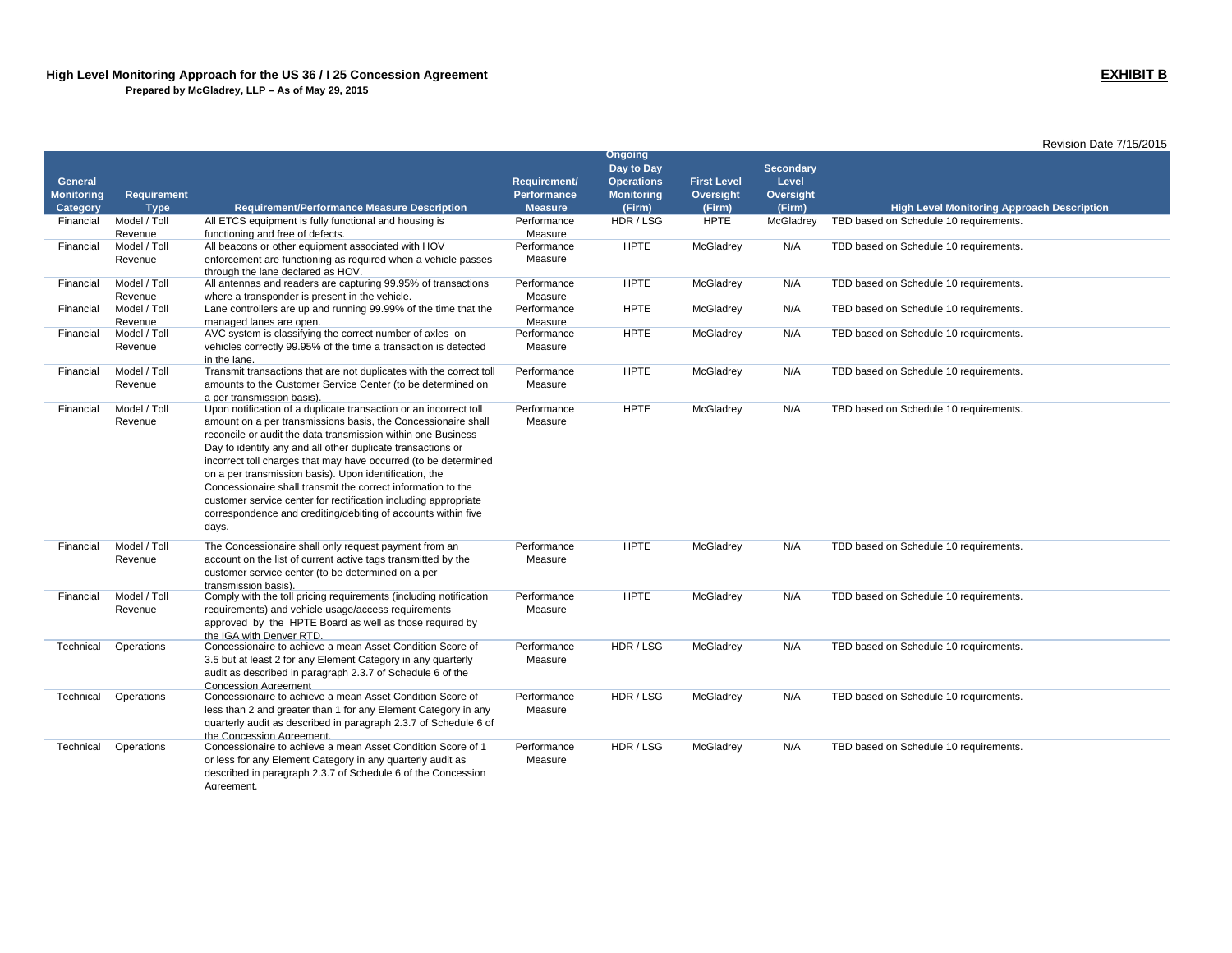**High Level Monitoring Approach for the US 36 / I 25 Concession Agreement**

**EXHIBIT B**

**Prepared by McGladrey, LLP – As of May 29, 2015**

Revision Date 7/15/2015

| General Monitoring Category | Requirement Type | Requirement/Performance Measure Description | Requirement/ Performance Measure | Ongoing Day to Day Operations Monitoring (Firm) | First Level Oversight (Firm) | Secondary Level Oversight (Firm) | High Level Monitoring Approach Description |
|---|---|---|---|---|---|---|---|
| Financial | Model / Toll Revenue | All ETCS equipment is fully functional and housing is functioning and free of defects. | Performance Measure | HDR / LSG | HPTE | McGladrey | TBD based on Schedule 10 requirements. |
| Financial | Model / Toll Revenue | All beacons or other equipment associated with HOV enforcement are functioning as required when a vehicle passes through the lane declared as HOV. | Performance Measure | HPTE | McGladrey | N/A | TBD based on Schedule 10 requirements. |
| Financial | Model / Toll Revenue | All antennas and readers are capturing 99.95% of transactions where a transponder is present in the vehicle. | Performance Measure | HPTE | McGladrey | N/A | TBD based on Schedule 10 requirements. |
| Financial | Model / Toll Revenue | Lane controllers are up and running 99.99% of the time that the managed lanes are open. | Performance Measure | HPTE | McGladrey | N/A | TBD based on Schedule 10 requirements. |
| Financial | Model / Toll Revenue | AVC system is classifying the correct number of axles on vehicles correctly 99.95% of the time a transaction is detected in the lane. | Performance Measure | HPTE | McGladrey | N/A | TBD based on Schedule 10 requirements. |
| Financial | Model / Toll Revenue | Transmit transactions that are not duplicates with the correct toll amounts to the Customer Service Center (to be determined on a per transmission basis). | Performance Measure | HPTE | McGladrey | N/A | TBD based on Schedule 10 requirements. |
| Financial | Model / Toll Revenue | Upon notification of a duplicate transaction or an incorrect toll amount on a per transmissions basis, the Concessionaire shall reconcile or audit the data transmission within one Business Day to identify any and all other duplicate transactions or incorrect toll charges that may have occurred (to be determined on a per transmission basis). Upon identification, the Concessionaire shall transmit the correct information to the customer service center for rectification including appropriate correspondence and crediting/debiting of accounts within five days. | Performance Measure | HPTE | McGladrey | N/A | TBD based on Schedule 10 requirements. |
| Financial | Model / Toll Revenue | The Concessionaire shall only request payment from an account on the list of current active tags transmitted by the customer service center (to be determined on a per transmission basis). | Performance Measure | HPTE | McGladrey | N/A | TBD based on Schedule 10 requirements. |
| Financial | Model / Toll Revenue | Comply with the toll pricing requirements (including notification requirements) and vehicle usage/access requirements approved by the HPTE Board as well as those required by the IGA with Denver RTD. | Performance Measure | HPTE | McGladrey | N/A | TBD based on Schedule 10 requirements. |
| Technical | Operations | Concessionaire to achieve a mean Asset Condition Score of 3.5 but at least 2 for any Element Category in any quarterly audit as described in paragraph 2.3.7 of Schedule 6 of the Concession Agreement | Performance Measure | HDR / LSG | McGladrey | N/A | TBD based on Schedule 10 requirements. |
| Technical | Operations | Concessionaire to achieve a mean Asset Condition Score of less than 2 and greater than 1 for any Element Category in any quarterly audit as described in paragraph 2.3.7 of Schedule 6 of the Concession Agreement. | Performance Measure | HDR / LSG | McGladrey | N/A | TBD based on Schedule 10 requirements. |
| Technical | Operations | Concessionaire to achieve a mean Asset Condition Score of 1 or less for any Element Category in any quarterly audit as described in paragraph 2.3.7 of Schedule 6 of the Concession Agreement. | Performance Measure | HDR / LSG | McGladrey | N/A | TBD based on Schedule 10 requirements. |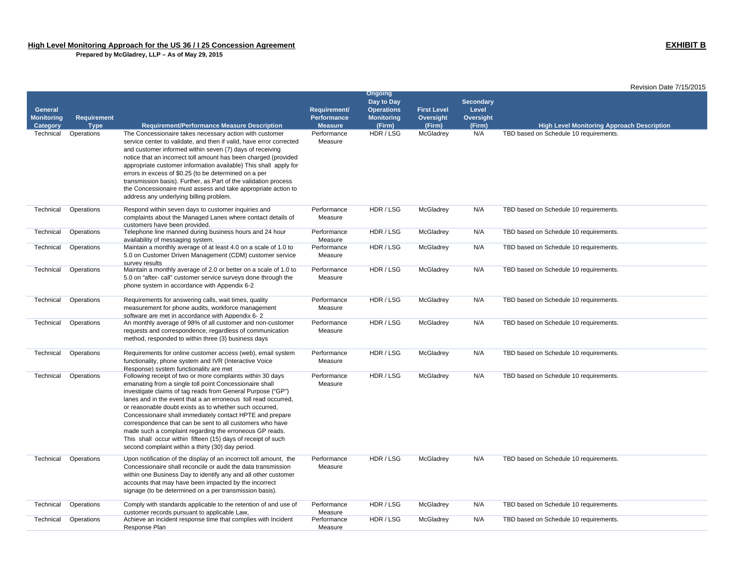**High Level Monitoring Approach for the US 36 / I 25 Concession Agreement**

**Prepared by McGladrey, LLP – As of May 29, 2015**

**EXHIBIT B**

Revision Date 7/15/2015

| General Monitoring Category | Requirement Type | Requirement/Performance Measure Description | Requirement/ Performance Measure | Ongoing Day to Day Operations Monitoring (Firm) | First Level Oversight (Firm) | Secondary Level Oversight (Firm) | High Level Monitoring Approach Description |
|---|---|---|---|---|---|---|---|
| Technical | Operations | The Concessionaire takes necessary action with customer service center to validate, and then if valid, have error corrected and customer informed within seven (7) days of receiving notice that an incorrect toll amount has been charged (provided appropriate customer information available) This shall apply for errors in excess of $0.25 (to be determined on a per transmission basis). Further, as Part of the validation process the Concessionaire must assess and take appropriate action to address any underlying billing problem. | Performance Measure | HDR / LSG | McGladrey | N/A | TBD based on Schedule 10 requirements. |
| Technical | Operations | Respond within seven days to customer inquiries and complaints about the Managed Lanes where contact details of customers have been provided. | Performance Measure | HDR / LSG | McGladrey | N/A | TBD based on Schedule 10 requirements. |
| Technical | Operations | Telephone line manned during business hours and 24 hour availability of messaging system. | Performance Measure | HDR / LSG | McGladrey | N/A | TBD based on Schedule 10 requirements. |
| Technical | Operations | Maintain a monthly average of at least 4.0 on a scale of 1.0 to 5.0 on Customer Driven Management (CDM) customer service survey results | Performance Measure | HDR / LSG | McGladrey | N/A | TBD based on Schedule 10 requirements. |
| Technical | Operations | Maintain a monthly average of 2.0 or better on a scale of 1.0 to 5.0 on "after- call" customer service surveys done through the phone system in accordance with Appendix 6-2 | Performance Measure | HDR / LSG | McGladrey | N/A | TBD based on Schedule 10 requirements. |
| Technical | Operations | Requirements for answering calls, wait times, quality measurement for phone audits, workforce management software are met in accordance with Appendix 6- 2 | Performance Measure | HDR / LSG | McGladrey | N/A | TBD based on Schedule 10 requirements. |
| Technical | Operations | An monthly average of 98% of all customer and non-customer requests and correspondence, regardless of communication method, responded to within three (3) business days | Performance Measure | HDR / LSG | McGladrey | N/A | TBD based on Schedule 10 requirements. |
| Technical | Operations | Requirements for online customer access (web), email system functionality, phone system and IVR (Interactive Voice Response) system functionality are met | Performance Measure | HDR / LSG | McGladrey | N/A | TBD based on Schedule 10 requirements. |
| Technical | Operations | Following receipt of two or more complaints within 30 days emanating from a single toll point Concessionaire shall investigate claims of tag reads from General Purpose ("GP") lanes and in the event that a an erroneous toll read occurred, or reasonable doubt exists as to whether such occurred, Concessionaire shall immediately contact HPTE and prepare correspondence that can be sent to all customers who have made such a complaint regarding the erroneous GP reads. This shall occur within fifteen (15) days of receipt of such second complaint within a thirty (30) day period. | Performance Measure | HDR / LSG | McGladrey | N/A | TBD based on Schedule 10 requirements. |
| Technical | Operations | Upon notification of the display of an incorrect toll amount, the Concessionaire shall reconcile or audit the data transmission within one Business Day to identify any and all other customer accounts that may have been impacted by the incorrect signage (to be determined on a per transmission basis). | Performance Measure | HDR / LSG | McGladrey | N/A | TBD based on Schedule 10 requirements. |
| Technical | Operations | Comply with standards applicable to the retention of and use of customer records pursuant to applicable Law, | Performance Measure | HDR / LSG | McGladrey | N/A | TBD based on Schedule 10 requirements. |
| Technical | Operations | Achieve an incident response time that complies with Incident Response Plan | Performance Measure | HDR / LSG | McGladrey | N/A | TBD based on Schedule 10 requirements. |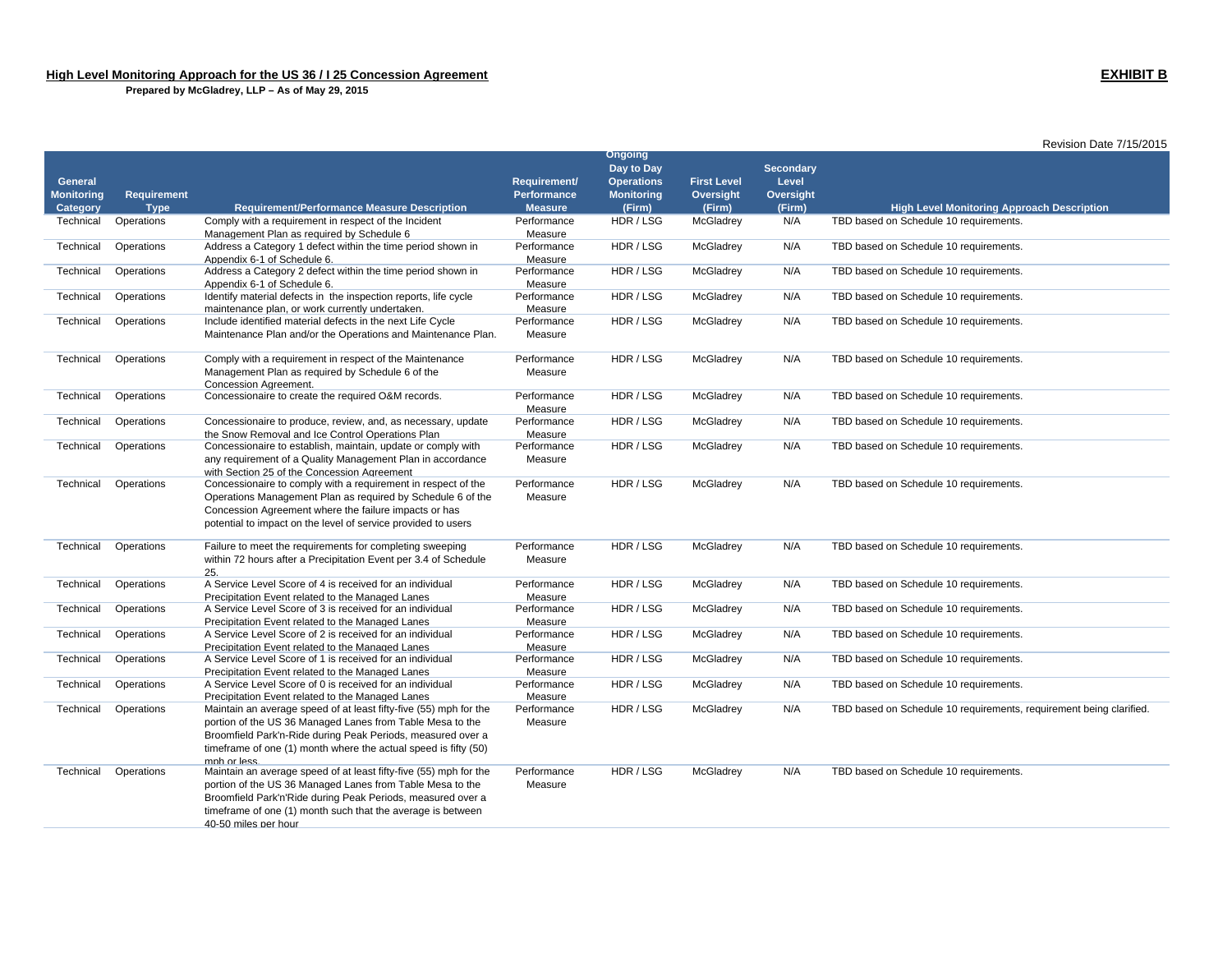**High Level Monitoring Approach for the US 36 / I 25 Concession Agreement**

**Prepared by McGladrey, LLP – As of May 29, 2015**

**EXHIBIT B**

Revision Date 7/15/2015

| General Monitoring Category | Requirement Type | Requirement/Performance Measure Description | Requirement/ Performance Measure | Ongoing Day to Day Operations Monitoring (Firm) | First Level Oversight (Firm) | Secondary Level Oversight (Firm) | High Level Monitoring Approach Description |
|---|---|---|---|---|---|---|---|
| Technical | Operations | Comply with a requirement in respect of the Incident Management Plan as required by Schedule 6 | Performance Measure | HDR / LSG | McGladrey | N/A | TBD based on Schedule 10 requirements. |
| Technical | Operations | Address a Category 1 defect within the time period shown in Appendix 6-1 of Schedule 6. | Performance Measure | HDR / LSG | McGladrey | N/A | TBD based on Schedule 10 requirements. |
| Technical | Operations | Address a Category 2 defect within the time period shown in Appendix 6-1 of Schedule 6. | Performance Measure | HDR / LSG | McGladrey | N/A | TBD based on Schedule 10 requirements. |
| Technical | Operations | Identify material defects in the inspection reports, life cycle maintenance plan, or work currently undertaken. | Performance Measure | HDR / LSG | McGladrey | N/A | TBD based on Schedule 10 requirements. |
| Technical | Operations | Include identified material defects in the next Life Cycle Maintenance Plan and/or the Operations and Maintenance Plan. | Performance Measure | HDR / LSG | McGladrey | N/A | TBD based on Schedule 10 requirements. |
| Technical | Operations | Comply with a requirement in respect of the Maintenance Management Plan as required by Schedule 6 of the Concession Agreement. | Performance Measure | HDR / LSG | McGladrey | N/A | TBD based on Schedule 10 requirements. |
| Technical | Operations | Concessionaire to create the required O&M records. | Performance Measure | HDR / LSG | McGladrey | N/A | TBD based on Schedule 10 requirements. |
| Technical | Operations | Concessionaire to produce, review, and, as necessary, update the Snow Removal and Ice Control Operations Plan | Performance Measure | HDR / LSG | McGladrey | N/A | TBD based on Schedule 10 requirements. |
| Technical | Operations | Concessionaire to establish, maintain, update or comply with any requirement of a Quality Management Plan in accordance with Section 25 of the Concession Agreement | Performance Measure | HDR / LSG | McGladrey | N/A | TBD based on Schedule 10 requirements. |
| Technical | Operations | Concessionaire to comply with a requirement in respect of the Operations Management Plan as required by Schedule 6 of the Concession Agreement where the failure impacts or has potential to impact on the level of service provided to users | Performance Measure | HDR / LSG | McGladrey | N/A | TBD based on Schedule 10 requirements. |
| Technical | Operations | Failure to meet the requirements for completing sweeping within 72 hours after a Precipitation Event per 3.4 of Schedule 25. | Performance Measure | HDR / LSG | McGladrey | N/A | TBD based on Schedule 10 requirements. |
| Technical | Operations | A Service Level Score of 4 is received for an individual Precipitation Event related to the Managed Lanes | Performance Measure | HDR / LSG | McGladrey | N/A | TBD based on Schedule 10 requirements. |
| Technical | Operations | A Service Level Score of 3 is received for an individual Precipitation Event related to the Managed Lanes | Performance Measure | HDR / LSG | McGladrey | N/A | TBD based on Schedule 10 requirements. |
| Technical | Operations | A Service Level Score of 2 is received for an individual Precipitation Event related to the Managed Lanes | Performance Measure | HDR / LSG | McGladrey | N/A | TBD based on Schedule 10 requirements. |
| Technical | Operations | A Service Level Score of 1 is received for an individual Precipitation Event related to the Managed Lanes | Performance Measure | HDR / LSG | McGladrey | N/A | TBD based on Schedule 10 requirements. |
| Technical | Operations | A Service Level Score of 0 is received for an individual Precipitation Event related to the Managed Lanes | Performance Measure | HDR / LSG | McGladrey | N/A | TBD based on Schedule 10 requirements. |
| Technical | Operations | Maintain an average speed of at least fifty-five (55) mph for the portion of the US 36 Managed Lanes from Table Mesa to the Broomfield Park'n-Ride during Peak Periods, measured over a timeframe of one (1) month where the actual speed is fifty (50) mph or less. | Performance Measure | HDR / LSG | McGladrey | N/A | TBD based on Schedule 10 requirements, requirement being clarified. |
| Technical | Operations | Maintain an average speed of at least fifty-five (55) mph for the portion of the US 36 Managed Lanes from Table Mesa to the Broomfield Park'n'Ride during Peak Periods, measured over a timeframe of one (1) month such that the average is between 40-50 miles per hour | Performance Measure | HDR / LSG | McGladrey | N/A | TBD based on Schedule 10 requirements. |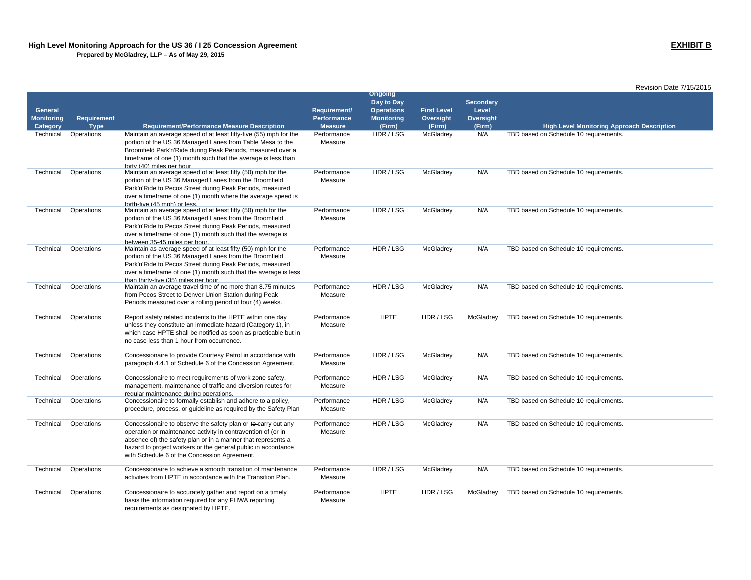**High Level Monitoring Approach for the US 36 / I 25 Concession Agreement**

**Prepared by McGladrey, LLP – As of May 29, 2015**

**EXHIBIT B**

Revision Date 7/15/2015

| General Monitoring Category | Requirement Type | Requirement/Performance Measure Description | Requirement/ Performance Measure | Ongoing Day to Day Operations Monitoring (Firm) | First Level Oversight (Firm) | Secondary Level Oversight (Firm) | High Level Monitoring Approach Description |
|---|---|---|---|---|---|---|---|
| Technical | Operations | Maintain an average speed of at least fifty-five (55) mph for the portion of the US 36 Managed Lanes from Table Mesa to the Broomfield Park'n'Ride during Peak Periods, measured over a timeframe of one (1) month such that the average is less than forty (40) miles per hour. | Performance Measure | HDR / LSG | McGladrey | N/A | TBD based on Schedule 10 requirements. |
| Technical | Operations | Maintain an average speed of at least fifty (50) mph for the portion of the US 36 Managed Lanes from the Broomfield Park'n'Ride to Pecos Street during Peak Periods, measured over a timeframe of one (1) month where the average speed is forth-five (45 mph) or less. | Performance Measure | HDR / LSG | McGladrey | N/A | TBD based on Schedule 10 requirements. |
| Technical | Operations | Maintain an average speed of at least fifty (50) mph for the portion of the US 36 Managed Lanes from the Broomfield Park'n'Ride to Pecos Street during Peak Periods, measured over a timeframe of one (1) month such that the average is between 35-45 miles per hour. | Performance Measure | HDR / LSG | McGladrey | N/A | TBD based on Schedule 10 requirements. |
| Technical | Operations | Maintain as average speed of at least fifty (50) mph for the portion of the US 36 Managed Lanes from the Broomfield Park'n'Ride to Pecos Street during Peak Periods, measured over a timeframe of one (1) month such that the average is less than thirty-five (35) miles per hour. | Performance Measure | HDR / LSG | McGladrey | N/A | TBD based on Schedule 10 requirements. |
| Technical | Operations | Maintain an average travel time of no more than 8.75 minutes from Pecos Street to Denver Union Station during Peak Periods measured over a rolling period of four (4) weeks. | Performance Measure | HDR / LSG | McGladrey | N/A | TBD based on Schedule 10 requirements. |
| Technical | Operations | Report safety related incidents to the HPTE within one day unless they constitute an immediate hazard (Category 1), in which case HPTE shall be notified as soon as practicable but in no case less than 1 hour from occurrence. | Performance Measure | HPTE | HDR / LSG | McGladrey | TBD based on Schedule 10 requirements. |
| Technical | Operations | Concessionaire to provide Courtesy Patrol in accordance with paragraph 4.4.1 of Schedule 6 of the Concession Agreement. | Performance Measure | HDR / LSG | McGladrey | N/A | TBD based on Schedule 10 requirements. |
| Technical | Operations | Concessionaire to meet requirements of work zone safety, management, maintenance of traffic and diversion routes for regular maintenance during operations. | Performance Measure | HDR / LSG | McGladrey | N/A | TBD based on Schedule 10 requirements. |
| Technical | Operations | Concessionaire to formally establish and adhere to a policy, procedure, process, or guideline as required by the Safety Plan | Performance Measure | HDR / LSG | McGladrey | N/A | TBD based on Schedule 10 requirements. |
| Technical | Operations | Concessionaire to observe the safety plan or ~~to~~ carry out any operation or maintenance activity in contravention of (or in absence of) the safety plan or in a manner that represents a hazard to project workers or the general public in accordance with Schedule 6 of the Concession Agreement. | Performance Measure | HDR / LSG | McGladrey | N/A | TBD based on Schedule 10 requirements. |
| Technical | Operations | Concessionaire to achieve a smooth transition of maintenance activities from HPTE in accordance with the Transition Plan. | Performance Measure | HDR / LSG | McGladrey | N/A | TBD based on Schedule 10 requirements. |
| Technical | Operations | Concessionaire to accurately gather and report on a timely basis the information required for any FHWA reporting requirements as designated by HPTE. | Performance Measure | HPTE | HDR / LSG | McGladrey | TBD based on Schedule 10 requirements. |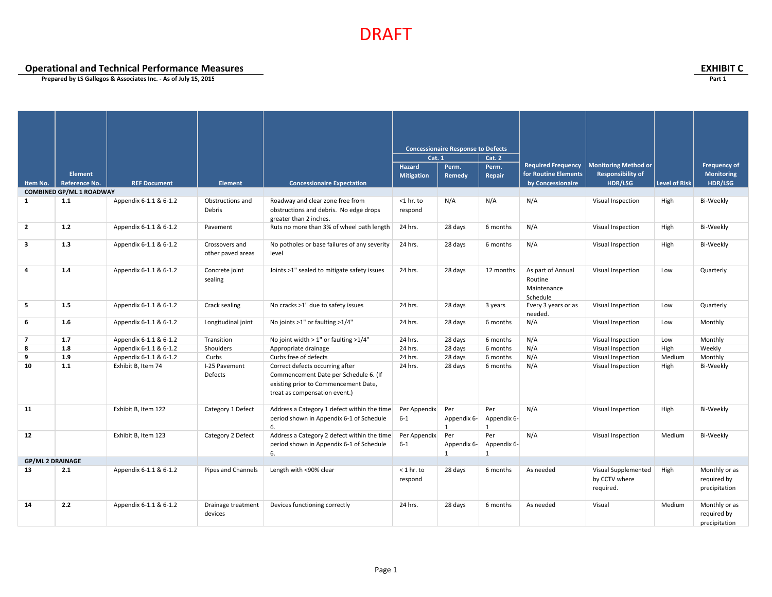DRAFT

## Operational and Technical Performance Measures

**Prepared by LS Gallegos & Associates Inc. - As of July 15, 2015**

## EXHIBIT C

**Part 1**

| Item No. | Element Reference No. | REF Document | Element | Concessionaire Expectation | Concessionaire Response to Defects | | | Required Frequency for Routine Elements by Concessionaire | Monitoring Method or Responsibility of HDR/LSG | Level of Risk | Frequency of Monitoring HDR/LSG |
|---|---|---|---|---|---|---|---|---|---|---|---|
| | | | | | Cat. 1 | | Cat. 2 | | | | |
| | | | | | Hazard Mitigation | Perm. Remedy | Perm. Repair | | | | |
| **COMBINED GP/ML 1 ROADWAY** | | | | | | | | | | | |
| **1** | **1.1** | Appendix 6-1.1 & 6-1.2 | Obstructions and Debris | Roadway and clear zone free from obstructions and debris. No edge drops greater than 2 inches. | <1 hr. to respond | N/A | N/A | N/A | Visual Inspection | High | Bi-Weekly |
| **2** | **1.2** | Appendix 6-1.1 & 6-1.2 | Pavement | Ruts no more than 3% of wheel path length | 24 hrs. | 28 days | 6 months | N/A | Visual Inspection | High | Bi-Weekly |
| **3** | **1.3** | Appendix 6-1.1 & 6-1.2 | Crossovers and other paved areas | No potholes or base failures of any severity level | 24 hrs. | 28 days | 6 months | N/A | Visual Inspection | High | Bi-Weekly |
| **4** | **1.4** | Appendix 6-1.1 & 6-1.2 | Concrete joint sealing | Joints >1" sealed to mitigate safety issues | 24 hrs. | 28 days | 12 months | As part of Annual Routine Maintenance Schedule | Visual Inspection | Low | Quarterly |
| **5** | **1.5** | Appendix 6-1.1 & 6-1.2 | Crack sealing | No cracks >1" due to safety issues | 24 hrs. | 28 days | 3 years | Every 3 years or as needed. | Visual Inspection | Low | Quarterly |
| **6** | **1.6** | Appendix 6-1.1 & 6-1.2 | Longitudinal joint | No joints >1" or faulting >1/4" | 24 hrs. | 28 days | 6 months | N/A | Visual Inspection | Low | Monthly |
| **7** | **1.7** | Appendix 6-1.1 & 6-1.2 | Transition | No joint width > 1" or faulting >1/4" | 24 hrs. | 28 days | 6 months | N/A | Visual Inspection | Low | Monthly |
| **8** | **1.8** | Appendix 6-1.1 & 6-1.2 | Shoulders | Appropriate drainage | 24 hrs. | 28 days | 6 months | N/A | Visual Inspection | High | Weekly |
| **9** | **1.9** | Appendix 6-1.1 & 6-1.2 | Curbs | Curbs free of defects | 24 hrs. | 28 days | 6 months | N/A | Visual Inspection | Medium | Monthly |
| **10** | **1.1** | Exhibit B, Item 74 | I-25 Pavement Defects | Correct defects occurring after Commencement Date per Schedule 6. (If existing prior to Commencement Date, treat as compensation event.) | 24 hrs. | 28 days | 6 months | N/A | Visual Inspection | High | Bi-Weekly |
| **11** | | Exhibit B, Item 122 | Category 1 Defect | Address a Category 1 defect within the time period shown in Appendix 6-1 of Schedule 6. | Per Appendix 6-1 | Per Appendix 6-1 | Per Appendix 6-1 | N/A | Visual Inspection | High | Bi-Weekly |
| **12** | | Exhibit B, Item 123 | Category 2 Defect | Address a Category 2 defect within the time period shown in Appendix 6-1 of Schedule 6. | Per Appendix 6-1 | Per Appendix 6-1 | Per Appendix 6-1 | N/A | Visual Inspection | Medium | Bi-Weekly |
| **GP/ML 2 DRAINAGE** | | | | | | | | | | | |
| **13** | **2.1** | Appendix 6-1.1 & 6-1.2 | Pipes and Channels | Length with <90% clear | < 1 hr. to respond | 28 days | 6 months | As needed | Visual Supplemented by CCTV where required. | High | Monthly or as required by precipitation |
| **14** | **2.2** | Appendix 6-1.1 & 6-1.2 | Drainage treatment devices | Devices functioning correctly | 24 hrs. | 28 days | 6 months | As needed | Visual | Medium | Monthly or as required by precipitation |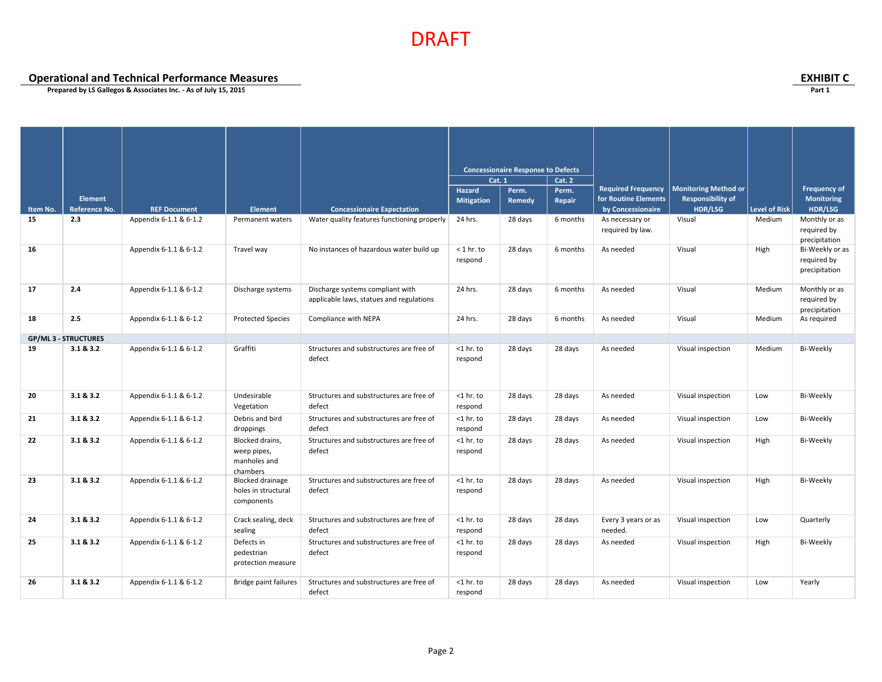DRAFT

**Operational and Technical Performance Measures**
**Prepared by LS Gallegos & Associates Inc. - As of July 15, 2015**

**EXHIBIT C**
**Part 1**

| Item No. | Element Reference No. | REF Document | Element | Concessionaire Expectation | Concessionaire Response to Defects | | | Required Frequency for Routine Elements by Concessionaire | Monitoring Method or Responsibility of HDR/LSG | Level of Risk | Frequency of Monitoring HDR/LSG |
|---|---|---|---|---|---|---|---|---|---|---|---|
| | | | | | Cat. 1 | | Cat. 2 | | | | |
| | | | | | Hazard Mitigation | Perm. Remedy | Perm. Repair | | | | |
| 15 | 2.3 | Appendix 6-1.1 & 6-1.2 | Permanent waters | Water quality features functioning properly | 24 hrs. | 28 days | 6 months | As necessary or required by law. | Visual | Medium | Monthly or as required by precipitation |
| 16 | | Appendix 6-1.1 & 6-1.2 | Travel way | No instances of hazardous water build up | < 1 hr. to respond | 28 days | 6 months | As needed | Visual | High | Bi-Weekly or as required by precipitation |
| 17 | 2.4 | Appendix 6-1.1 & 6-1.2 | Discharge systems | Discharge systems compliant with applicable laws, statues and regulations | 24 hrs. | 28 days | 6 months | As needed | Visual | Medium | Monthly or as required by precipitation |
| 18 | 2.5 | Appendix 6-1.1 & 6-1.2 | Protected Species | Compliance with NEPA | 24 hrs. | 28 days | 6 months | As needed | Visual | Medium | As required |
| **GP/ML 3 - STRUCTURES** | | | | | | | | | | | |
| 19 | 3.1 & 3.2 | Appendix 6-1.1 & 6-1.2 | Graffiti | Structures and substructures are free of defect | <1 hr. to respond | 28 days | 28 days | As needed | Visual inspection | Medium | Bi-Weekly |
| 20 | 3.1 & 3.2 | Appendix 6-1.1 & 6-1.2 | Undesirable Vegetation | Structures and substructures are free of defect | <1 hr. to respond | 28 days | 28 days | As needed | Visual inspection | Low | Bi-Weekly |
| 21 | 3.1 & 3.2 | Appendix 6-1.1 & 6-1.2 | Debris and bird droppings | Structures and substructures are free of defect | <1 hr. to respond | 28 days | 28 days | As needed | Visual inspection | Low | Bi-Weekly |
| 22 | 3.1 & 3.2 | Appendix 6-1.1 & 6-1.2 | Blocked drains, weep pipes, manholes and chambers | Structures and substructures are free of defect | <1 hr. to respond | 28 days | 28 days | As needed | Visual inspection | High | Bi-Weekly |
| 23 | 3.1 & 3.2 | Appendix 6-1.1 & 6-1.2 | Blocked drainage holes in structural components | Structures and substructures are free of defect | <1 hr. to respond | 28 days | 28 days | As needed | Visual inspection | High | Bi-Weekly |
| 24 | 3.1 & 3.2 | Appendix 6-1.1 & 6-1.2 | Crack sealing, deck sealing | Structures and substructures are free of defect | <1 hr. to respond | 28 days | 28 days | Every 3 years or as needed. | Visual inspection | Low | Quarterly |
| 25 | 3.1 & 3.2 | Appendix 6-1.1 & 6-1.2 | Defects in pedestrian protection measure | Structures and substructures are free of defect | <1 hr. to respond | 28 days | 28 days | As needed | Visual inspection | High | Bi-Weekly |
| 26 | 3.1 & 3.2 | Appendix 6-1.1 & 6-1.2 | Bridge paint failures | Structures and substructures are free of defect | <1 hr. to respond | 28 days | 28 days | As needed | Visual inspection | Low | Yearly |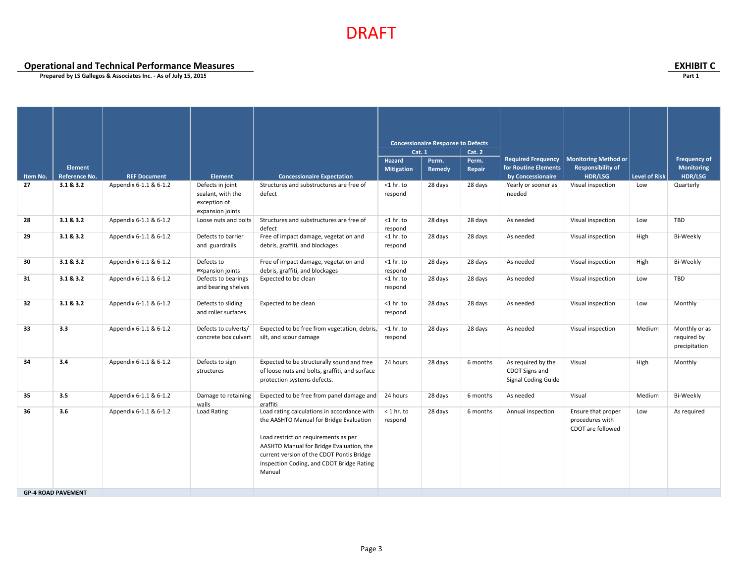DRAFT

**Operational and Technical Performance Measures**

**Prepared by LS Gallegos & Associates Inc. - As of July 15, 2015**

**EXHIBIT C**

**Part 1**

| Item No. | Element Reference No. | REF Document | Element | Concessionaire Expectation | Concessionaire Response to Defects | | | Required Frequency for Routine Elements by Concessionaire | Monitoring Method or Responsibility of HDR/LSG | Level of Risk | Frequency of Monitoring HDR/LSG |
|---|---|---|---|---|---|---|---|---|---|---|---|
| | | | | | Cat. 1 | | Cat. 2 | | | | |
| | | | | | Hazard Mitigation | Perm. Remedy | Perm. Repair | | | | |
| **27** | **3.1 & 3.2** | Appendix 6-1.1 & 6-1.2 | Defects in joint sealant, with the exception of expansion joints | Structures and substructures are free of defect | <1 hr. to respond | 28 days | 28 days | Yearly or sooner as needed | Visual inspection | Low | Quarterly |
| **28** | **3.1 & 3.2** | Appendix 6-1.1 & 6-1.2 | Loose nuts and bolts | Structures and substructures are free of defect | <1 hr. to respond | 28 days | 28 days | As needed | Visual inspection | Low | TBD |
| **29** | **3.1 & 3.2** | Appendix 6-1.1 & 6-1.2 | Defects to barrier and guardrails | Free of impact damage, vegetation and debris, graffiti, and blockages | <1 hr. to respond | 28 days | 28 days | As needed | Visual inspection | High | Bi-Weekly |
| **30** | **3.1 & 3.2** | Appendix 6-1.1 & 6-1.2 | Defects to expansion joints | Free of impact damage, vegetation and debris, graffiti, and blockages | <1 hr. to respond | 28 days | 28 days | As needed | Visual inspection | High | Bi-Weekly |
| **31** | **3.1 & 3.2** | Appendix 6-1.1 & 6-1.2 | Defects to bearings and bearing shelves | Expected to be clean | <1 hr. to respond | 28 days | 28 days | As needed | Visual inspection | Low | TBD |
| **32** | **3.1 & 3.2** | Appendix 6-1.1 & 6-1.2 | Defects to sliding and roller surfaces | Expected to be clean | <1 hr. to respond | 28 days | 28 days | As needed | Visual inspection | Low | Monthly |
| **33** | **3.3** | Appendix 6-1.1 & 6-1.2 | Defects to culverts/ concrete box culvert | Expected to be free from vegetation, debris, silt, and scour damage | <1 hr. to respond | 28 days | 28 days | As needed | Visual inspection | Medium | Monthly or as required by precipitation |
| **34** | **3.4** | Appendix 6-1.1 & 6-1.2 | Defects to sign structures | Expected to be structurally sound and free of loose nuts and bolts, graffiti, and surface protection systems defects. | 24 hours | 28 days | 6 months | As required by the CDOT Signs and Signal Coding Guide | Visual | High | Monthly |
| **35** | **3.5** | Appendix 6-1.1 & 6-1.2 | Damage to retaining walls | Expected to be free from panel damage and graffiti | 24 hours | 28 days | 6 months | As needed | Visual | Medium | Bi-Weekly |
| **36** | **3.6** | Appendix 6-1.1 & 6-1.2 | Load Rating | Load rating calculations in accordance with the AASHTO Manual for Bridge Evaluation<br><br>Load restriction requirements as per AASHTO Manual for Bridge Evaluation, the current version of the CDOT Pontis Bridge Inspection Coding, and CDOT Bridge Rating Manual | < 1 hr. to respond | 28 days | 6 months | Annual inspection | Ensure that proper procedures with CDOT are followed | Low | As required |
| **GP-4 ROAD PAVEMENT** | | | | | | | | | | | |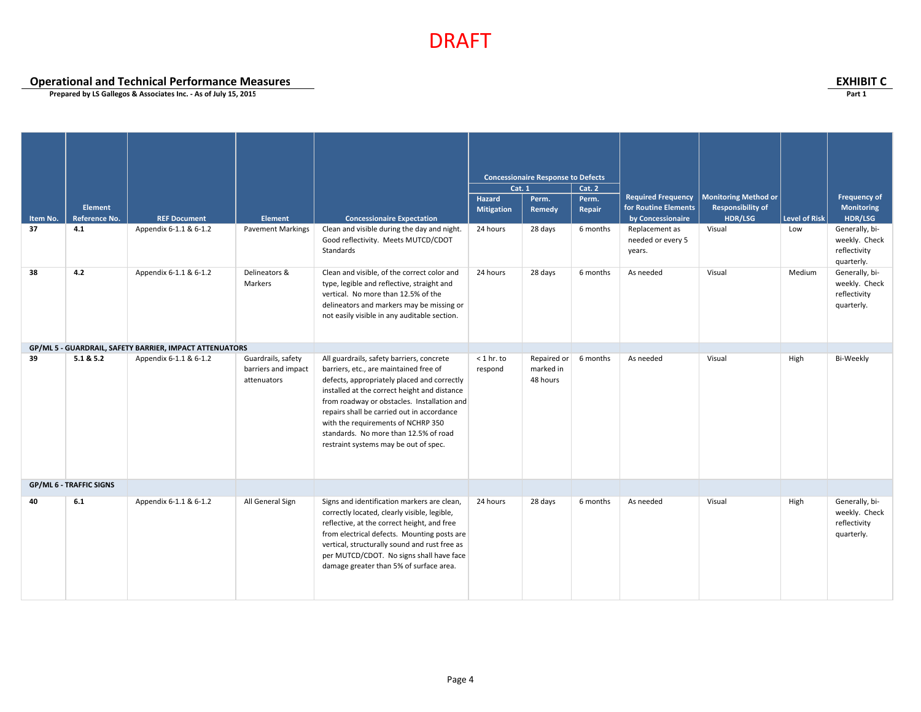DRAFT

**Operational and Technical Performance Measures**

**Prepared by LS Gallegos & Associates Inc. - As of July 15, 2015**

**EXHIBIT C**

**Part 1**

| Item No. | Element Reference No. | REF Document | Element | Concessionaire Expectation | Concessionaire Response to Defects | | | Required Frequency for Routine Elements by Concessionaire | Monitoring Method or Responsibility of HDR/LSG | Level of Risk | Frequency of Monitoring HDR/LSG |
|---|---|---|---|---|---|---|---|---|---|---|---|
| | | | | | Cat. 1 | | Cat. 2 | | | | |
| | | | | | Hazard Mitigation | Perm. Remedy | Perm. Repair | | | | |
| **37** | **4.1** | Appendix 6-1.1 & 6-1.2 | Pavement Markings | Clean and visible during the day and night. Good reflectivity. Meets MUTCD/CDOT Standards | 24 hours | 28 days | 6 months | Replacement as needed or every 5 years. | Visual | Low | Generally, bi-weekly. Check reflectivity quarterly. |
| **38** | **4.2** | Appendix 6-1.1 & 6-1.2 | Delineators & Markers | Clean and visible, of the correct color and type, legible and reflective, straight and vertical. No more than 12.5% of the delineators and markers may be missing or not easily visible in any auditable section. | 24 hours | 28 days | 6 months | As needed | Visual | Medium | Generally, bi-weekly. Check reflectivity quarterly. |
| **GP/ML 5 - GUARDRAIL, SAFETY BARRIER, IMPACT ATTENUATORS** | | | | | | | | | | | |
| **39** | **5.1 & 5.2** | Appendix 6-1.1 & 6-1.2 | Guardrails, safety barriers and impact attenuators | All guardrails, safety barriers, concrete barriers, etc., are maintained free of defects, appropriately placed and correctly installed at the correct height and distance from roadway or obstacles. Installation and repairs shall be carried out in accordance with the requirements of NCHRP 350 standards. No more than 12.5% of road restraint systems may be out of spec. | < 1 hr. to respond | Repaired or marked in 48 hours | 6 months | As needed | Visual | High | Bi-Weekly |
| **GP/ML 6 - TRAFFIC SIGNS** | | | | | | | | | | | |
| **40** | **6.1** | Appendix 6-1.1 & 6-1.2 | All General Sign | Signs and identification markers are clean, correctly located, clearly visible, legible, reflective, at the correct height, and free from electrical defects. Mounting posts are vertical, structurally sound and rust free as per MUTCD/CDOT. No signs shall have face damage greater than 5% of surface area. | 24 hours | 28 days | 6 months | As needed | Visual | High | Generally, bi-weekly. Check reflectivity quarterly. |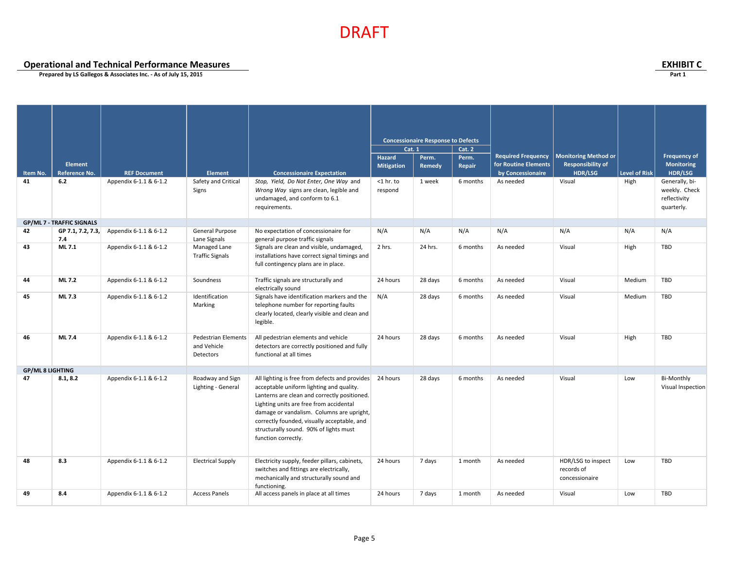DRAFT

## Operational and Technical Performance Measures

**Prepared by LS Gallegos & Associates Inc. - As of July 15, 2015**

**EXHIBIT C**
**Part 1**

| Item No. | Element Reference No. | REF Document | Element | Concessionaire Expectation | Concessionaire Response to Defects | | | Required Frequency for Routine Elements by Concessionaire | Monitoring Method or Responsibility of HDR/LSG | Level of Risk | Frequency of Monitoring HDR/LSG |
|---|---|---|---|---|---|---|---|---|---|---|---|
| | | | | | Cat. 1 | | Cat. 2 | | | | |
| | | | | | Hazard Mitigation | Perm. Remedy | Perm. Repair | | | | |
| **41** | **6.2** | Appendix 6-1.1 & 6-1.2 | Safety and Critical Signs | *Stop, Yield, Do Not Enter, One Way* and *Wrong Way* signs are clean, legible and undamaged, and conform to 6.1 requirements. | <1 hr. to respond | 1 week | 6 months | As needed | Visual | High | Generally, bi-weekly. Check reflectivity quarterly. |
| **GP/ML 7 - TRAFFIC SIGNALS** | | | | | | | | | | | |
| **42** | **GP 7.1, 7.2, 7.3, 7.4** | Appendix 6-1.1 & 6-1.2 | General Purpose Lane Signals | No expectation of concessionaire for general purpose traffic signals | N/A | N/A | N/A | N/A | N/A | N/A | N/A |
| **43** | **ML 7.1** | Appendix 6-1.1 & 6-1.2 | Managed Lane Traffic Signals | Signals are clean and visible, undamaged, installations have correct signal timings and full contingency plans are in place. | 2 hrs. | 24 hrs. | 6 months | As needed | Visual | High | TBD |
| **44** | **ML 7.2** | Appendix 6-1.1 & 6-1.2 | Soundness | Traffic signals are structurally and electrically sound | 24 hours | 28 days | 6 months | As needed | Visual | Medium | TBD |
| **45** | **ML 7.3** | Appendix 6-1.1 & 6-1.2 | Identification Marking | Signals have identification markers and the telephone number for reporting faults clearly located, clearly visible and clean and legible. | N/A | 28 days | 6 months | As needed | Visual | Medium | TBD |
| **46** | **ML 7.4** | Appendix 6-1.1 & 6-1.2 | Pedestrian Elements and Vehicle Detectors | All pedestrian elements and vehicle detectors are correctly positioned and fully functional at all times | 24 hours | 28 days | 6 months | As needed | Visual | High | TBD |
| **GP/ML 8 LIGHTING** | | | | | | | | | | | |
| **47** | **8.1, 8.2** | Appendix 6-1.1 & 6-1.2 | Roadway and Sign Lighting - General | All lighting is free from defects and provides acceptable uniform lighting and quality. Lanterns are clean and correctly positioned. Lighting units are free from accidental damage or vandalism. Columns are upright, correctly founded, visually acceptable, and structurally sound. 90% of lights must function correctly. | 24 hours | 28 days | 6 months | As needed | Visual | Low | Bi-Monthly Visual Inspection |
| **48** | **8.3** | Appendix 6-1.1 & 6-1.2 | Electrical Supply | Electricity supply, feeder pillars, cabinets, switches and fittings are electrically, mechanically and structurally sound and functioning. | 24 hours | 7 days | 1 month | As needed | HDR/LSG to inspect records of concessionaire | Low | TBD |
| **49** | **8.4** | Appendix 6-1.1 & 6-1.2 | Access Panels | All access panels in place at all times | 24 hours | 7 days | 1 month | As needed | Visual | Low | TBD |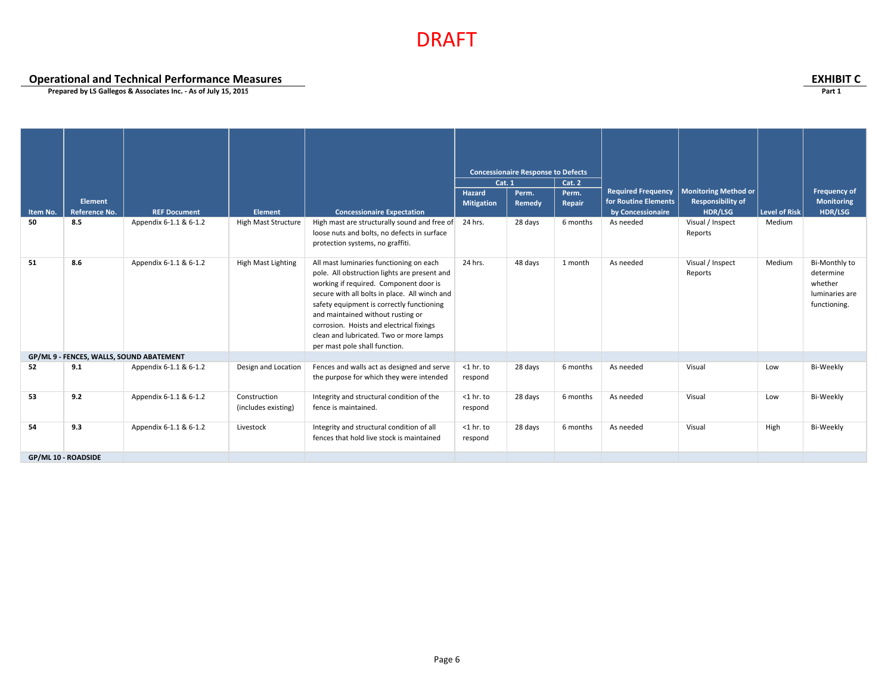DRAFT

**Operational and Technical Performance Measures**

**Prepared by LS Gallegos & Associates Inc. - As of July 15, 2015**

**EXHIBIT C**

**Part 1**

| Item No. | Element Reference No. | REF Document | Element | Concessionaire Expectation | Concessionaire Response to Defects | | | Required Frequency for Routine Elements by Concessionaire | Monitoring Method or Responsibility of HDR/LSG | Level of Risk | Frequency of Monitoring HDR/LSG |
|---|---|---|---|---|---|---|---|---|---|---|---|
| | | | | | Cat. 1 | | Cat. 2 | | | | |
| | | | | | Hazard Mitigation | Perm. Remedy | Perm. Repair | | | | |
| **50** | **8.5** | Appendix 6-1.1 & 6-1.2 | High Mast Structure | High mast are structurally sound and free of loose nuts and bolts, no defects in surface protection systems, no graffiti. | 24 hrs. | 28 days | 6 months | As needed | Visual / Inspect Reports | Medium | |
| **51** | **8.6** | Appendix 6-1.1 & 6-1.2 | High Mast Lighting | All mast luminaries functioning on each pole. All obstruction lights are present and working if required. Component door is secure with all bolts in place. All winch and safety equipment is correctly functioning and maintained without rusting or corrosion. Hoists and electrical fixings clean and lubricated. Two or more lamps per mast pole shall function. | 24 hrs. | 48 days | 1 month | As needed | Visual / Inspect Reports | Medium | Bi-Monthly to determine whether luminaries are functioning. |
| **GP/ML 9 - FENCES, WALLS, SOUND ABATEMENT** | | | | | | | | | | | |
| **52** | **9.1** | Appendix 6-1.1 & 6-1.2 | Design and Location | Fences and walls act as designed and serve the purpose for which they were intended | <1 hr. to respond | 28 days | 6 months | As needed | Visual | Low | Bi-Weekly |
| **53** | **9.2** | Appendix 6-1.1 & 6-1.2 | Construction (includes existing) | Integrity and structural condition of the fence is maintained. | <1 hr. to respond | 28 days | 6 months | As needed | Visual | Low | Bi-Weekly |
| **54** | **9.3** | Appendix 6-1.1 & 6-1.2 | Livestock | Integrity and structural condition of all fences that hold live stock is maintained | <1 hr. to respond | 28 days | 6 months | As needed | Visual | High | Bi-Weekly |
| **GP/ML 10 - ROADSIDE** | | | | | | | | | | | |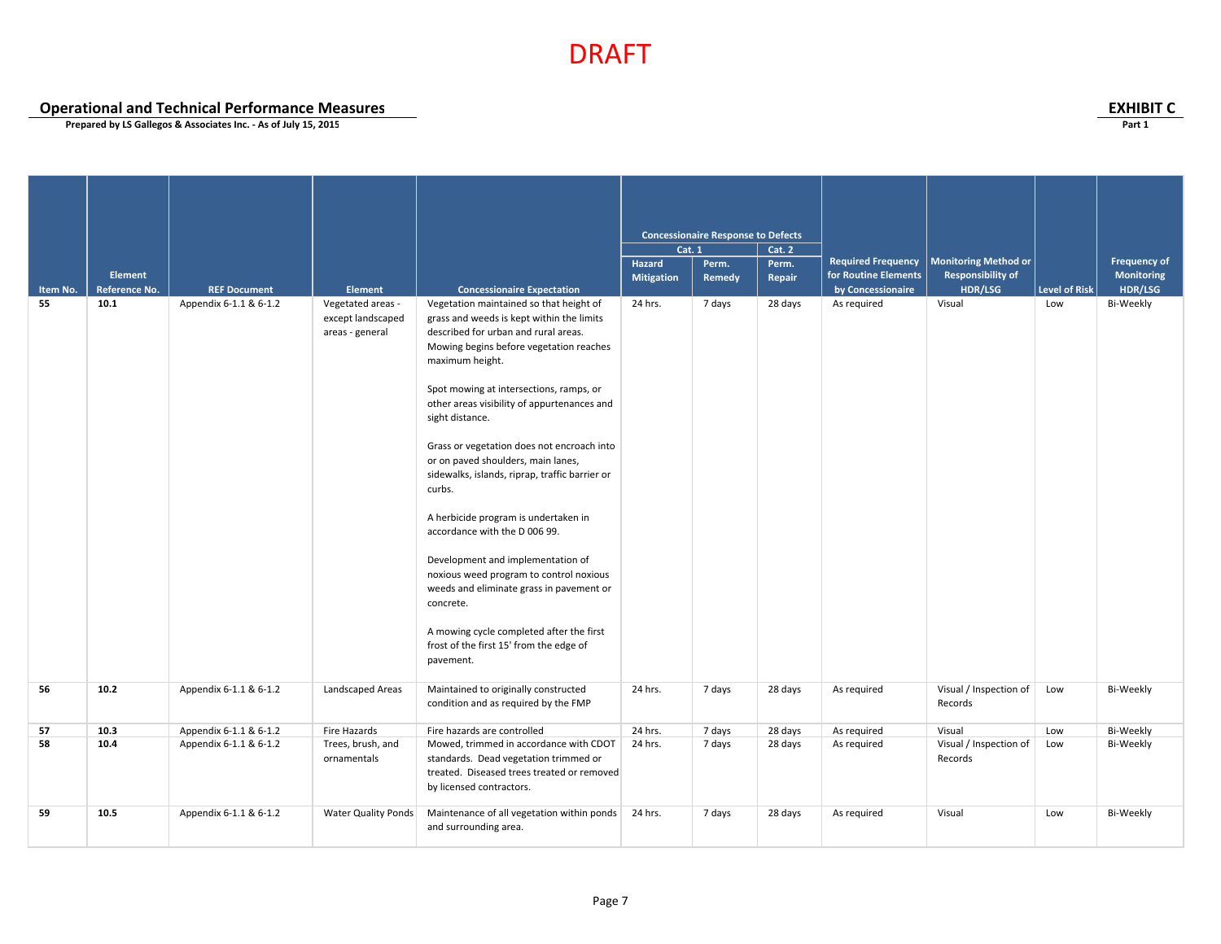DRAFT

**Operational and Technical Performance Measures**
**Prepared by LS Gallegos & Associates Inc. - As of July 15, 2015**

**EXHIBIT C**
**Part 1**

| Item No. | Element Reference No. | REF Document | Element | Concessionaire Expectation | Concessionaire Response to Defects | | | Required Frequency for Routine Elements by Concessionaire | Monitoring Method or Responsibility of HDR/LSG | Level of Risk | Frequency of Monitoring HDR/LSG |
|---|---|---|---|---|---|---|---|---|---|---|---|
| | | | | | Cat. 1 | | Cat. 2 | | | | |
| | | | | | Hazard Mitigation | Perm. Remedy | Perm. Repair | | | | |
| **55** | **10.1** | Appendix 6-1.1 & 6-1.2 | Vegetated areas - except landscaped areas - general | Vegetation maintained so that height of grass and weeds is kept within the limits described for urban and rural areas. Mowing begins before vegetation reaches maximum height.<br><br>Spot mowing at intersections, ramps, or other areas visibility of appurtenances and sight distance.<br><br>Grass or vegetation does not encroach into or on paved shoulders, main lanes, sidewalks, islands, riprap, traffic barrier or curbs.<br><br>A herbicide program is undertaken in accordance with the D 006 99.<br><br>Development and implementation of noxious weed program to control noxious weeds and eliminate grass in pavement or concrete.<br><br>A mowing cycle completed after the first frost of the first 15' from the edge of pavement. | 24 hrs. | 7 days | 28 days | As required | Visual | Low | Bi-Weekly |
| **56** | **10.2** | Appendix 6-1.1 & 6-1.2 | Landscaped Areas | Maintained to originally constructed condition and as required by the FMP | 24 hrs. | 7 days | 28 days | As required | Visual / Inspection of Records | Low | Bi-Weekly |
| **57** | **10.3** | Appendix 6-1.1 & 6-1.2 | Fire Hazards | Fire hazards are controlled | 24 hrs. | 7 days | 28 days | As required | Visual | Low | Bi-Weekly |
| **58** | **10.4** | Appendix 6-1.1 & 6-1.2 | Trees, brush, and ornamentals | Mowed, trimmed in accordance with CDOT standards. Dead vegetation trimmed or treated. Diseased trees treated or removed by licensed contractors. | 24 hrs. | 7 days | 28 days | As required | Visual / Inspection of Records | Low | Bi-Weekly |
| **59** | **10.5** | Appendix 6-1.1 & 6-1.2 | Water Quality Ponds | Maintenance of all vegetation within ponds and surrounding area. | 24 hrs. | 7 days | 28 days | As required | Visual | Low | Bi-Weekly |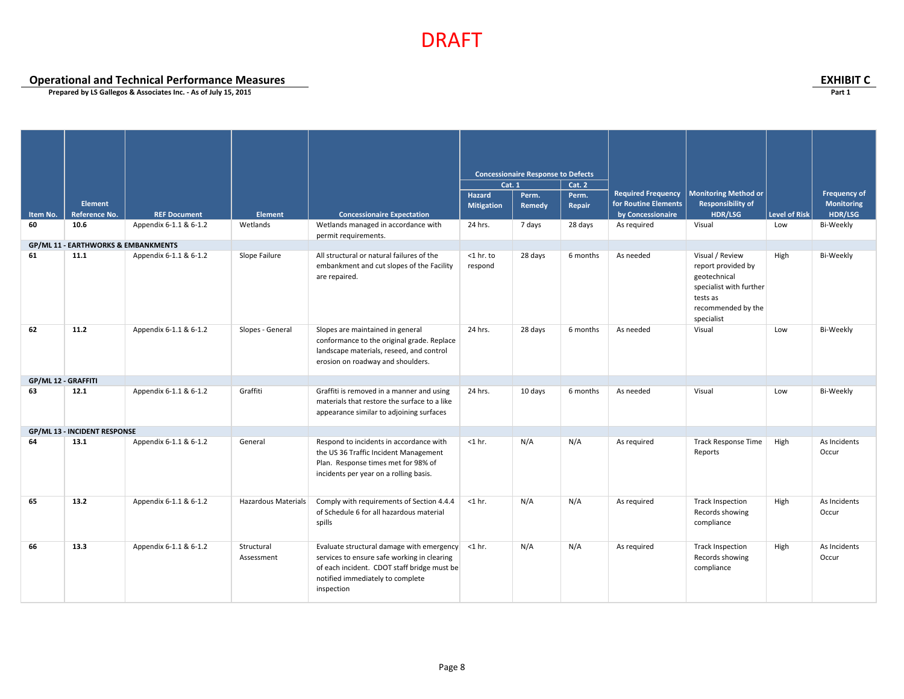DRAFT

**Operational and Technical Performance Measures**

**Prepared by LS Gallegos & Associates Inc. - As of July 15, 2015**

**EXHIBIT C**

**Part 1**

| Item No. | Element Reference No. | REF Document | Element | Concessionaire Expectation | Concessionaire Response to Defects | | | Required Frequency for Routine Elements by Concessionaire | Monitoring Method or Responsibility of HDR/LSG | Level of Risk | Frequency of Monitoring HDR/LSG |
|---|---|---|---|---|---|---|---|---|---|---|---|
| | | | | | Cat. 1 | | Cat. 2 | | | | |
| | | | | | Hazard Mitigation | Perm. Remedy | Perm. Repair | | | | |
| **60** | **10.6** | Appendix 6-1.1 & 6-1.2 | Wetlands | Wetlands managed in accordance with permit requirements. | 24 hrs. | 7 days | 28 days | As required | Visual | Low | Bi-Weekly |
| **GP/ML 11 - EARTHWORKS & EMBANKMENTS** | | | | | | | | | | | |
| **61** | **11.1** | Appendix 6-1.1 & 6-1.2 | Slope Failure | All structural or natural failures of the embankment and cut slopes of the Facility are repaired. | <1 hr. to respond | 28 days | 6 months | As needed | Visual / Review report provided by geotechnical specialist with further tests as recommended by the specialist | High | Bi-Weekly |
| **62** | **11.2** | Appendix 6-1.1 & 6-1.2 | Slopes - General | Slopes are maintained in general conformance to the original grade. Replace landscape materials, reseed, and control erosion on roadway and shoulders. | 24 hrs. | 28 days | 6 months | As needed | Visual | Low | Bi-Weekly |
| **GP/ML 12 - GRAFFITI** | | | | | | | | | | | |
| **63** | **12.1** | Appendix 6-1.1 & 6-1.2 | Graffiti | Graffiti is removed in a manner and using materials that restore the surface to a like appearance similar to adjoining surfaces | 24 hrs. | 10 days | 6 months | As needed | Visual | Low | Bi-Weekly |
| **GP/ML 13 - INCIDENT RESPONSE** | | | | | | | | | | | |
| **64** | **13.1** | Appendix 6-1.1 & 6-1.2 | General | Respond to incidents in accordance with the US 36 Traffic Incident Management Plan. Response times met for 98% of incidents per year on a rolling basis. | <1 hr. | N/A | N/A | As required | Track Response Time Reports | High | As Incidents Occur |
| **65** | **13.2** | Appendix 6-1.1 & 6-1.2 | Hazardous Materials | Comply with requirements of Section 4.4.4 of Schedule 6 for all hazardous material spills | <1 hr. | N/A | N/A | As required | Track Inspection Records showing compliance | High | As Incidents Occur |
| **66** | **13.3** | Appendix 6-1.1 & 6-1.2 | Structural Assessment | Evaluate structural damage with emergency services to ensure safe working in clearing of each incident. CDOT staff bridge must be notified immediately to complete inspection | <1 hr. | N/A | N/A | As required | Track Inspection Records showing compliance | High | As Incidents Occur |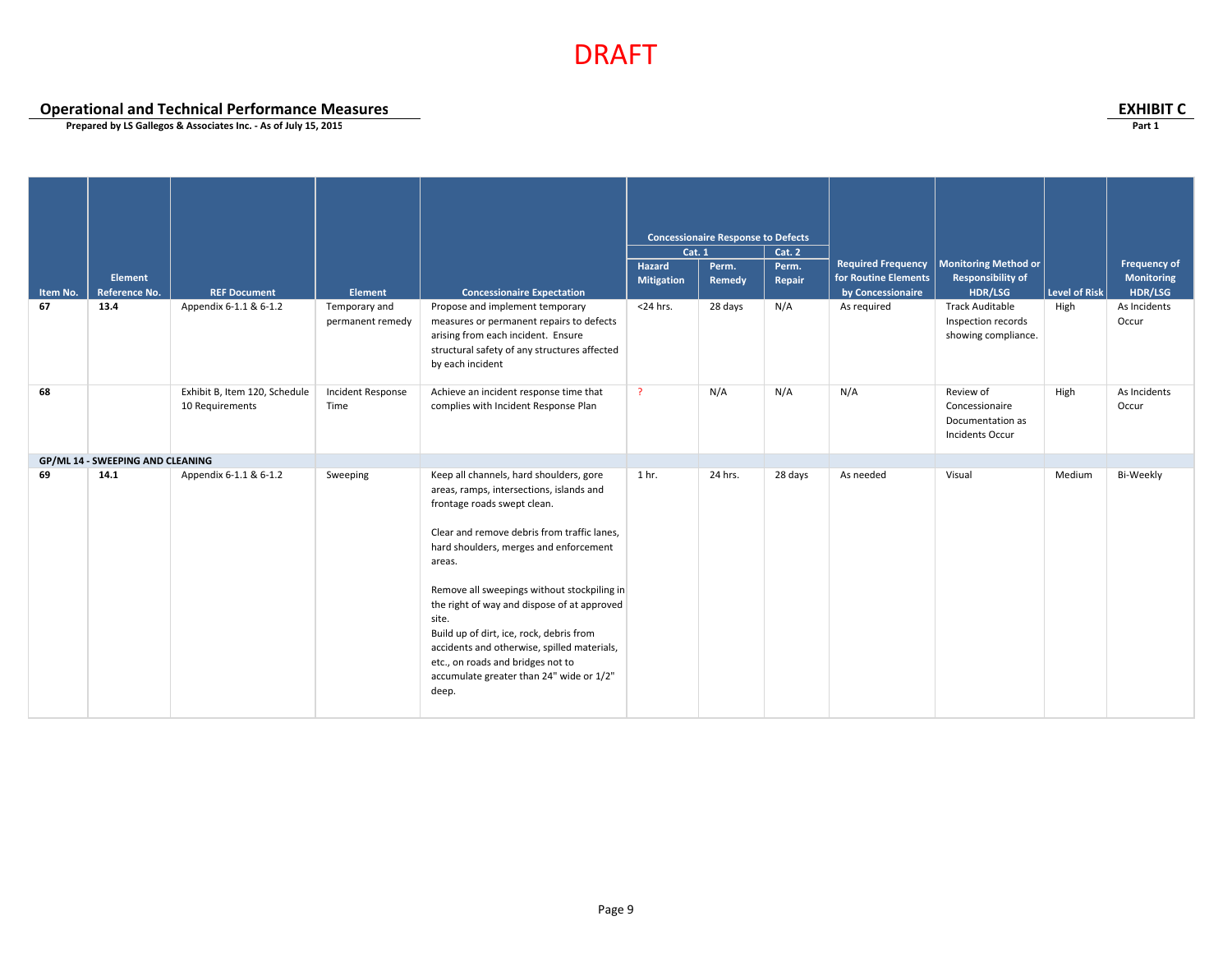DRAFT

**Operational and Technical Performance Measures**

**Prepared by LS Gallegos & Associates Inc. - As of July 15, 2015**

**EXHIBIT C**

**Part 1**

| Item No. | Element Reference No. | REF Document | Element | Concessionaire Expectation | Concessionaire Response to Defects | | | Required Frequency for Routine Elements by Concessionaire | Monitoring Method or Responsibility of HDR/LSG | Level of Risk | Frequency of Monitoring HDR/LSG |
|---|---|---|---|---|---|---|---|---|---|---|---|
| | | | | | Cat. 1 | | Cat. 2 | | | | |
| | | | | | Hazard Mitigation | Perm. Remedy | Perm. Repair | | | | |
| **67** | **13.4** | Appendix 6-1.1 & 6-1.2 | Temporary and permanent remedy | Propose and implement temporary measures or permanent repairs to defects arising from each incident. Ensure structural safety of any structures affected by each incident | <24 hrs. | 28 days | N/A | As required | Track Auditable Inspection records showing compliance. | High | As Incidents Occur |
| **68** | | Exhibit B, Item 120, Schedule 10 Requirements | Incident Response Time | Achieve an incident response time that complies with Incident Response Plan | ? | N/A | N/A | N/A | Review of Concessionaire Documentation as Incidents Occur | High | As Incidents Occur |
| **GP/ML 14 - SWEEPING AND CLEANING** | | | | | | | | | | | |
| **69** | **14.1** | Appendix 6-1.1 & 6-1.2 | Sweeping | Keep all channels, hard shoulders, gore areas, ramps, intersections, islands and frontage roads swept clean.<br><br>Clear and remove debris from traffic lanes, hard shoulders, merges and enforcement areas.<br><br>Remove all sweepings without stockpiling in the right of way and dispose of at approved site.<br>Build up of dirt, ice, rock, debris from accidents and otherwise, spilled materials, etc., on roads and bridges not to accumulate greater than 24" wide or 1/2" deep. | 1 hr. | 24 hrs. | 28 days | As needed | Visual | Medium | Bi-Weekly |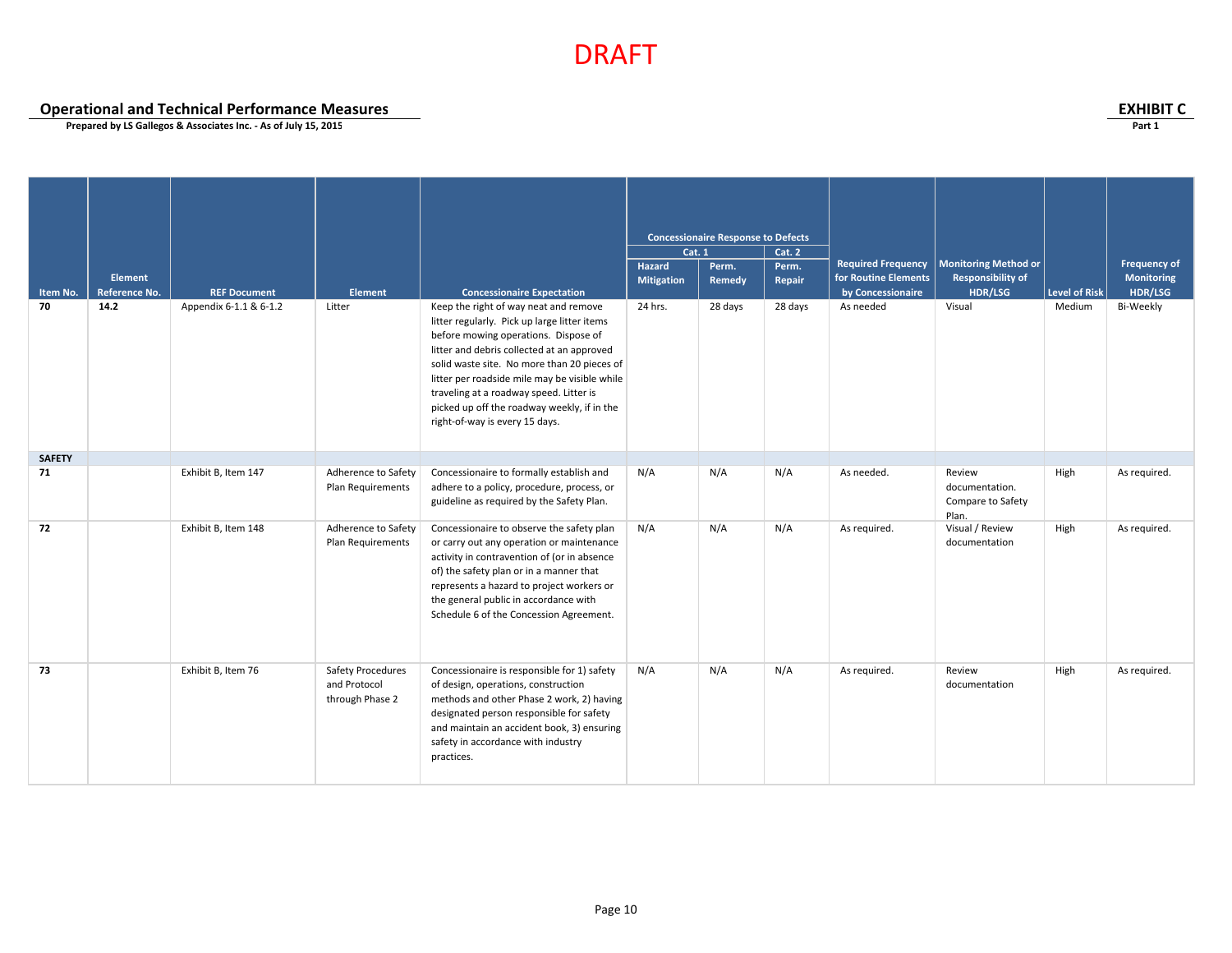DRAFT

**Operational and Technical Performance Measures**

**Prepared by LS Gallegos & Associates Inc. - As of July 15, 2015**

**EXHIBIT C**

**Part 1**

| Item No. | Element Reference No. | REF Document | Element | Concessionaire Expectation | Concessionaire Response to Defects | | | Required Frequency for Routine Elements by Concessionaire | Monitoring Method or Responsibility of HDR/LSG | Level of Risk | Frequency of Monitoring HDR/LSG |
|---|---|---|---|---|---|---|---|---|---|---|---|
| | | | | | Cat. 1 | | Cat. 2 | | | | |
| | | | | | Hazard Mitigation | Perm. Remedy | Perm. Repair | | | | |
| **70** | **14.2** | Appendix 6-1.1 & 6-1.2 | Litter | Keep the right of way neat and remove litter regularly. Pick up large litter items before mowing operations. Dispose of litter and debris collected at an approved solid waste site. No more than 20 pieces of litter per roadside mile may be visible while traveling at a roadway speed. Litter is picked up off the roadway weekly, if in the right-of-way is every 15 days. | 24 hrs. | 28 days | 28 days | As needed | Visual | Medium | Bi-Weekly |
| **SAFETY** | | | | | | | | | | | |
| **71** | | Exhibit B, Item 147 | Adherence to Safety Plan Requirements | Concessionaire to formally establish and adhere to a policy, procedure, process, or guideline as required by the Safety Plan. | N/A | N/A | N/A | As needed. | Review documentation. Compare to Safety Plan. | High | As required. |
| **72** | | Exhibit B, Item 148 | Adherence to Safety Plan Requirements | Concessionaire to observe the safety plan or carry out any operation or maintenance activity in contravention of (or in absence of) the safety plan or in a manner that represents a hazard to project workers or the general public in accordance with Schedule 6 of the Concession Agreement. | N/A | N/A | N/A | As required. | Visual / Review documentation | High | As required. |
| **73** | | Exhibit B, Item 76 | Safety Procedures and Protocol through Phase 2 | Concessionaire is responsible for 1) safety of design, operations, construction methods and other Phase 2 work, 2) having designated person responsible for safety and maintain an accident book, 3) ensuring safety in accordance with industry practices. | N/A | N/A | N/A | As required. | Review documentation | High | As required. |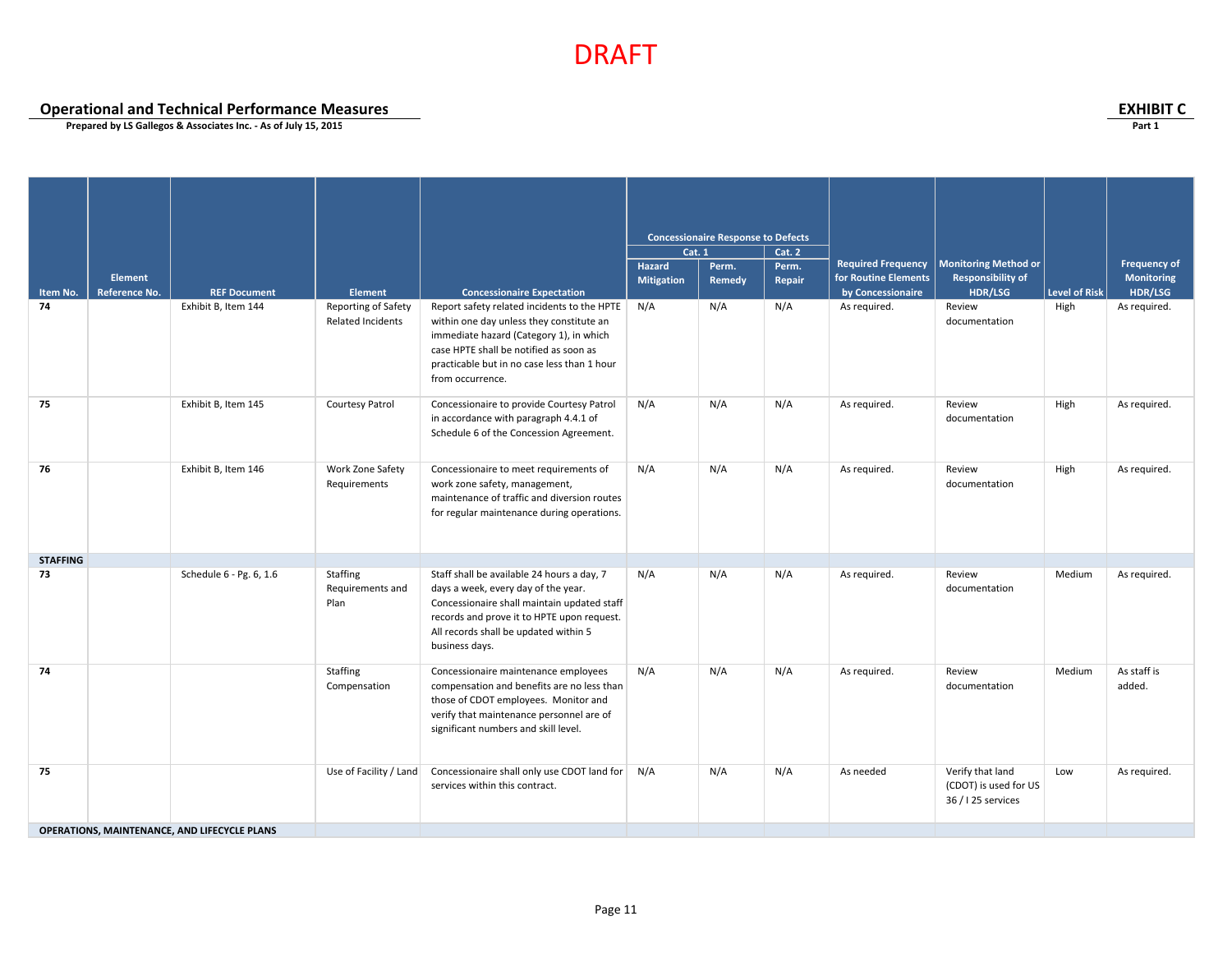DRAFT

**Operational and Technical Performance Measures**

**Prepared by LS Gallegos & Associates Inc. - As of July 15, 2015**

**EXHIBIT C**

**Part 1**

| Item No. | Element Reference No. | REF Document | Element | Concessionaire Expectation | Concessionaire Response to Defects | | | Required Frequency for Routine Elements by Concessionaire | Monitoring Method or Responsibility of HDR/LSG | Level of Risk | Frequency of Monitoring HDR/LSG |
|---|---|---|---|---|---|---|---|---|---|---|---|
| | | | | | Cat. 1 | | Cat. 2 | | | | |
| | | | | | Hazard Mitigation | Perm. Remedy | Perm. Repair | | | | |
| **74** | | Exhibit B, Item 144 | Reporting of Safety Related Incidents | Report safety related incidents to the HPTE within one day unless they constitute an immediate hazard (Category 1), in which case HPTE shall be notified as soon as practicable but in no case less than 1 hour from occurrence. | N/A | N/A | N/A | As required. | Review documentation | High | As required. |
| **75** | | Exhibit B, Item 145 | Courtesy Patrol | Concessionaire to provide Courtesy Patrol in accordance with paragraph 4.4.1 of Schedule 6 of the Concession Agreement. | N/A | N/A | N/A | As required. | Review documentation | High | As required. |
| **76** | | Exhibit B, Item 146 | Work Zone Safety Requirements | Concessionaire to meet requirements of work zone safety, management, maintenance of traffic and diversion routes for regular maintenance during operations. | N/A | N/A | N/A | As required. | Review documentation | High | As required. |
| **STAFFING** | | | | | | | | | | | |
| **73** | | Schedule 6 - Pg. 6, 1.6 | Staffing Requirements and Plan | Staff shall be available 24 hours a day, 7 days a week, every day of the year. Concessionaire shall maintain updated staff records and prove it to HPTE upon request. All records shall be updated within 5 business days. | N/A | N/A | N/A | As required. | Review documentation | Medium | As required. |
| **74** | | | Staffing Compensation | Concessionaire maintenance employees compensation and benefits are no less than those of CDOT employees. Monitor and verify that maintenance personnel are of significant numbers and skill level. | N/A | N/A | N/A | As required. | Review documentation | Medium | As staff is added. |
| **75** | | | Use of Facility / Land | Concessionaire shall only use CDOT land for services within this contract. | N/A | N/A | N/A | As needed | Verify that land (CDOT) is used for US 36 / I 25 services | Low | As required. |
| **OPERATIONS, MAINTENANCE, AND LIFECYCLE PLANS** | | | | | | | | | | | |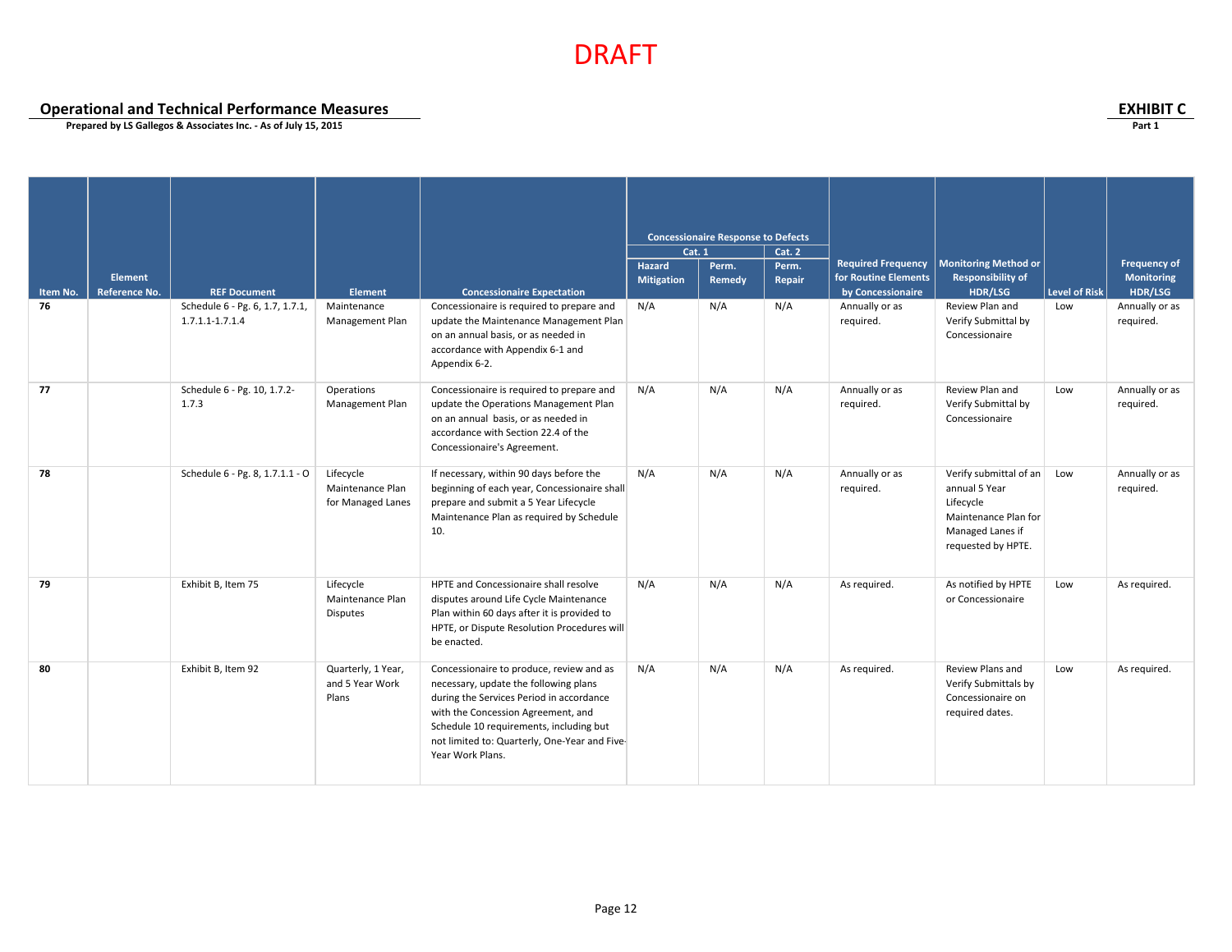DRAFT

## Operational and Technical Performance Measures

**Prepared by LS Gallegos & Associates Inc. - As of July 15, 2015**

**EXHIBIT C**
**Part 1**

| Item No. | Element Reference No. | REF Document | Element | Concessionaire Expectation | Concessionaire Response to Defects | | | Required Frequency for Routine Elements by Concessionaire | Monitoring Method or Responsibility of HDR/LSG | Level of Risk | Frequency of Monitoring HDR/LSG |
|---|---|---|---|---|---|---|---|---|---|---|---|
| | | | | | Cat. 1 | | Cat. 2 | | | | |
| | | | | | Hazard Mitigation | Perm. Remedy | Perm. Repair | | | | |
| **76** | | Schedule 6 - Pg. 6, 1.7, 1.7.1, 1.7.1.1-1.7.1.4 | Maintenance Management Plan | Concessionaire is required to prepare and update the Maintenance Management Plan on an annual basis, or as needed in accordance with Appendix 6-1 and Appendix 6-2. | N/A | N/A | N/A | Annually or as required. | Review Plan and Verify Submittal by Concessionaire | Low | Annually or as required. |
| **77** | | Schedule 6 - Pg. 10, 1.7.2-1.7.3 | Operations Management Plan | Concessionaire is required to prepare and update the Operations Management Plan on an annual basis, or as needed in accordance with Section 22.4 of the Concessionaire's Agreement. | N/A | N/A | N/A | Annually or as required. | Review Plan and Verify Submittal by Concessionaire | Low | Annually or as required. |
| **78** | | Schedule 6 - Pg. 8, 1.7.1.1 - O | Lifecycle Maintenance Plan for Managed Lanes | If necessary, within 90 days before the beginning of each year, Concessionaire shall prepare and submit a 5 Year Lifecycle Maintenance Plan as required by Schedule 10. | N/A | N/A | N/A | Annually or as required. | Verify submittal of an annual 5 Year Lifecycle Maintenance Plan for Managed Lanes if requested by HPTE. | Low | Annually or as required. |
| **79** | | Exhibit B, Item 75 | Lifecycle Maintenance Plan Disputes | HPTE and Concessionaire shall resolve disputes around Life Cycle Maintenance Plan within 60 days after it is provided to HPTE, or Dispute Resolution Procedures will be enacted. | N/A | N/A | N/A | As required. | As notified by HPTE or Concessionaire | Low | As required. |
| **80** | | Exhibit B, Item 92 | Quarterly, 1 Year, and 5 Year Work Plans | Concessionaire to produce, review and as necessary, update the following plans during the Services Period in accordance with the Concession Agreement, and Schedule 10 requirements, including but not limited to: Quarterly, One-Year and Five-Year Work Plans. | N/A | N/A | N/A | As required. | Review Plans and Verify Submittals by Concessionaire on required dates. | Low | As required. |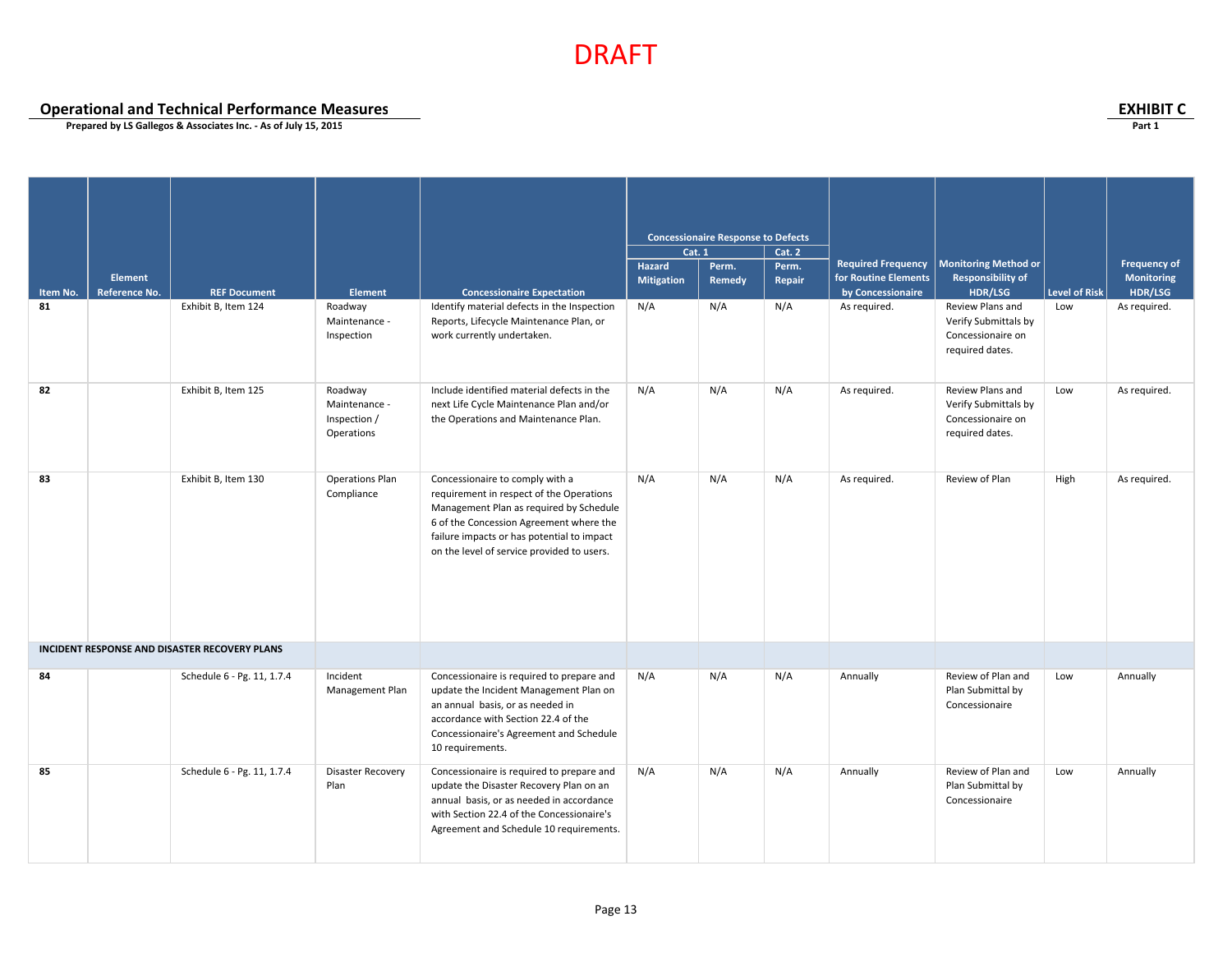DRAFT

**Operational and Technical Performance Measures**

**Prepared by LS Gallegos & Associates Inc. - As of July 15, 2015**

**EXHIBIT C**

**Part 1**

| Item No. | Element Reference No. | REF Document | Element | Concessionaire Expectation | Concessionaire Response to Defects | | | Required Frequency for Routine Elements by Concessionaire | Monitoring Method or Responsibility of HDR/LSG | Level of Risk | Frequency of Monitoring HDR/LSG |
|---|---|---|---|---|---|---|---|---|---|---|---|
| | | | | | Cat. 1 | | Cat. 2 | | | | |
| | | | | | Hazard Mitigation | Perm. Remedy | Perm. Repair | | | | |
| **81** | | Exhibit B, Item 124 | Roadway Maintenance - Inspection | Identify material defects in the Inspection Reports, Lifecycle Maintenance Plan, or work currently undertaken. | N/A | N/A | N/A | As required. | Review Plans and Verify Submittals by Concessionaire on required dates. | Low | As required. |
| **82** | | Exhibit B, Item 125 | Roadway Maintenance - Inspection / Operations | Include identified material defects in the next Life Cycle Maintenance Plan and/or the Operations and Maintenance Plan. | N/A | N/A | N/A | As required. | Review Plans and Verify Submittals by Concessionaire on required dates. | Low | As required. |
| **83** | | Exhibit B, Item 130 | Operations Plan Compliance | Concessionaire to comply with a requirement in respect of the Operations Management Plan as required by Schedule 6 of the Concession Agreement where the failure impacts or has potential to impact on the level of service provided to users. | N/A | N/A | N/A | As required. | Review of Plan | High | As required. |
| **INCIDENT RESPONSE AND DISASTER RECOVERY PLANS** | | | | | | | | | | | |
| **84** | | Schedule 6 - Pg. 11, 1.7.4 | Incident Management Plan | Concessionaire is required to prepare and update the Incident Management Plan on an annual basis, or as needed in accordance with Section 22.4 of the Concessionaire's Agreement and Schedule 10 requirements. | N/A | N/A | N/A | Annually | Review of Plan and Plan Submittal by Concessionaire | Low | Annually |
| **85** | | Schedule 6 - Pg. 11, 1.7.4 | Disaster Recovery Plan | Concessionaire is required to prepare and update the Disaster Recovery Plan on an annual basis, or as needed in accordance with Section 22.4 of the Concessionaire's Agreement and Schedule 10 requirements. | N/A | N/A | N/A | Annually | Review of Plan and Plan Submittal by Concessionaire | Low | Annually |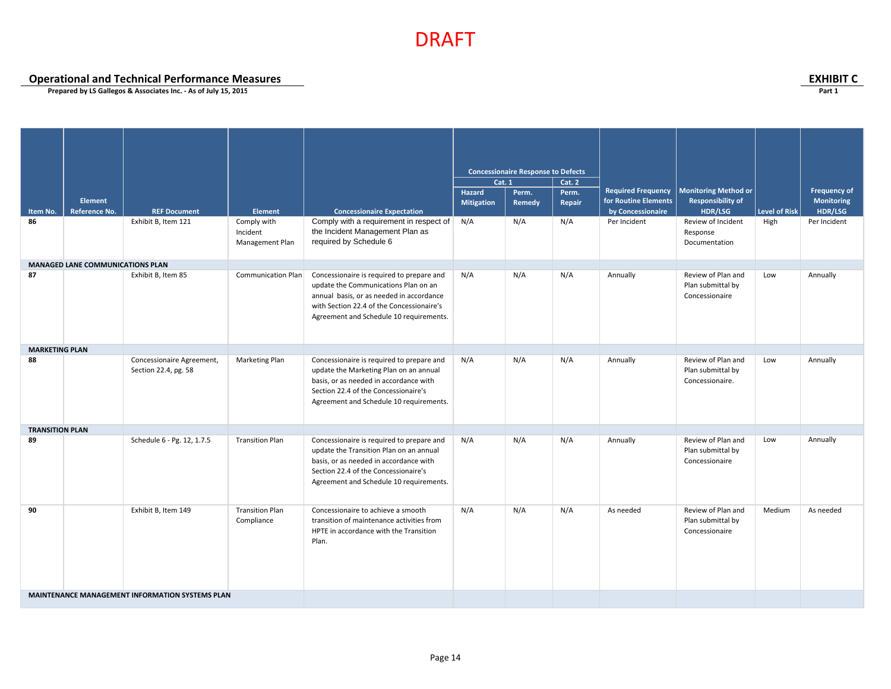DRAFT

**Operational and Technical Performance Measures**

**Prepared by LS Gallegos & Associates Inc. - As of July 15, 2015**

**EXHIBIT C**

**Part 1**

| Item No. | Element Reference No. | REF Document | Element | Concessionaire Expectation | Concessionaire Response to Defects | | | Required Frequency for Routine Elements by Concessionaire | Monitoring Method or Responsibility of HDR/LSG | Level of Risk | Frequency of Monitoring HDR/LSG |
|---|---|---|---|---|---|---|---|---|---|---|---|
| | | | | | Cat. 1 | | Cat. 2 | | | | |
| | | | | | Hazard Mitigation | Perm. Remedy | Perm. Repair | | | | |
| 86 | | Exhibit B, Item 121 | Comply with Incident Management Plan | Comply with a requirement in respect of the Incident Management Plan as required by Schedule 6 | N/A | N/A | N/A | Per Incident | Review of Incident Response Documentation | High | Per Incident |
| **MANAGED LANE COMMUNICATIONS PLAN** | | | | | | | | | | | |
| 87 | | Exhibit B, Item 85 | Communication Plan | Concessionaire is required to prepare and update the Communications Plan on an annual basis, or as needed in accordance with Section 22.4 of the Concessionaire's Agreement and Schedule 10 requirements. | N/A | N/A | N/A | Annually | Review of Plan and Plan submittal by Concessionaire | Low | Annually |
| **MARKETING PLAN** | | | | | | | | | | | |
| 88 | | Concessionaire Agreement, Section 22.4, pg. 58 | Marketing Plan | Concessionaire is required to prepare and update the Marketing Plan on an annual basis, or as needed in accordance with Section 22.4 of the Concessionaire's Agreement and Schedule 10 requirements. | N/A | N/A | N/A | Annually | Review of Plan and Plan submittal by Concessionaire. | Low | Annually |
| **TRANSITION PLAN** | | | | | | | | | | | |
| 89 | | Schedule 6 - Pg. 12, 1.7.5 | Transition Plan | Concessionaire is required to prepare and update the Transition Plan on an annual basis, or as needed in accordance with Section 22.4 of the Concessionaire's Agreement and Schedule 10 requirements. | N/A | N/A | N/A | Annually | Review of Plan and Plan submittal by Concessionaire | Low | Annually |
| 90 | | Exhibit B, Item 149 | Transition Plan Compliance | Concessionaire to achieve a smooth transition of maintenance activities from HPTE in accordance with the Transition Plan. | N/A | N/A | N/A | As needed | Review of Plan and Plan submittal by Concessionaire | Medium | As needed |
| **MAINTENANCE MANAGEMENT INFORMATION SYSTEMS PLAN** | | | | | | | | | | | |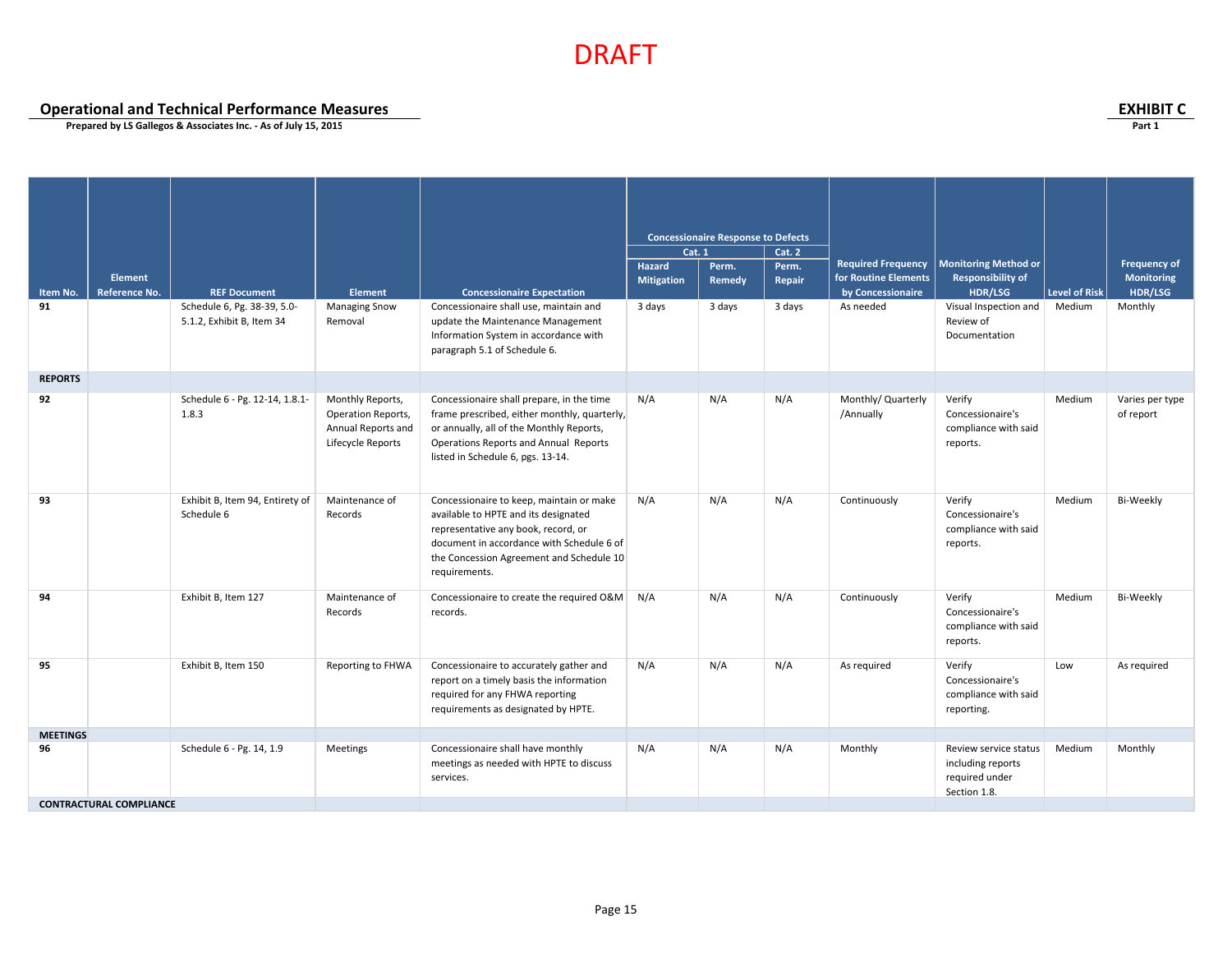DRAFT

**Operational and Technical Performance Measures**

**Prepared by LS Gallegos & Associates Inc. - As of July 15, 2015**

**EXHIBIT C**

**Part 1**

| Item No. | Element Reference No. | REF Document | Element | Concessionaire Expectation | Concessionaire Response to Defects | | | Required Frequency for Routine Elements by Concessionaire | Monitoring Method or Responsibility of HDR/LSG | Level of Risk | Frequency of Monitoring HDR/LSG |
|---|---|---|---|---|---|---|---|---|---|---|---|
| | | | | | Cat. 1 | | Cat. 2 | | | | |
| | | | | | Hazard Mitigation | Perm. Remedy | Perm. Repair | | | | |
| **91** | | Schedule 6, Pg. 38-39, 5.0-5.1.2, Exhibit B, Item 34 | Managing Snow Removal | Concessionaire shall use, maintain and update the Maintenance Management Information System in accordance with paragraph 5.1 of Schedule 6. | 3 days | 3 days | 3 days | As needed | Visual Inspection and Review of Documentation | Medium | Monthly |
| **REPORTS** | | | | | | | | | | | |
| **92** | | Schedule 6 - Pg. 12-14, 1.8.1-1.8.3 | Monthly Reports, Operation Reports, Annual Reports and Lifecycle Reports | Concessionaire shall prepare, in the time frame prescribed, either monthly, quarterly, or annually, all of the Monthly Reports, Operations Reports and Annual Reports listed in Schedule 6, pgs. 13-14. | N/A | N/A | N/A | Monthly/ Quarterly /Annually | Verify Concessionaire's compliance with said reports. | Medium | Varies per type of report |
| **93** | | Exhibit B, Item 94, Entirety of Schedule 6 | Maintenance of Records | Concessionaire to keep, maintain or make available to HPTE and its designated representative any book, record, or document in accordance with Schedule 6 of the Concession Agreement and Schedule 10 requirements. | N/A | N/A | N/A | Continuously | Verify Concessionaire's compliance with said reports. | Medium | Bi-Weekly |
| **94** | | Exhibit B, Item 127 | Maintenance of Records | Concessionaire to create the required O&M records. | N/A | N/A | N/A | Continuously | Verify Concessionaire's compliance with said reports. | Medium | Bi-Weekly |
| **95** | | Exhibit B, Item 150 | Reporting to FHWA | Concessionaire to accurately gather and report on a timely basis the information required for any FHWA reporting requirements as designated by HPTE. | N/A | N/A | N/A | As required | Verify Concessionaire's compliance with said reporting. | Low | As required |
| **MEETINGS** | | | | | | | | | | | |
| **96** | | Schedule 6 - Pg. 14, 1.9 | Meetings | Concessionaire shall have monthly meetings as needed with HPTE to discuss services. | N/A | N/A | N/A | Monthly | Review service status including reports required under Section 1.8. | Medium | Monthly |
| **CONTRACTURAL COMPLIANCE** | | | | | | | | | | | |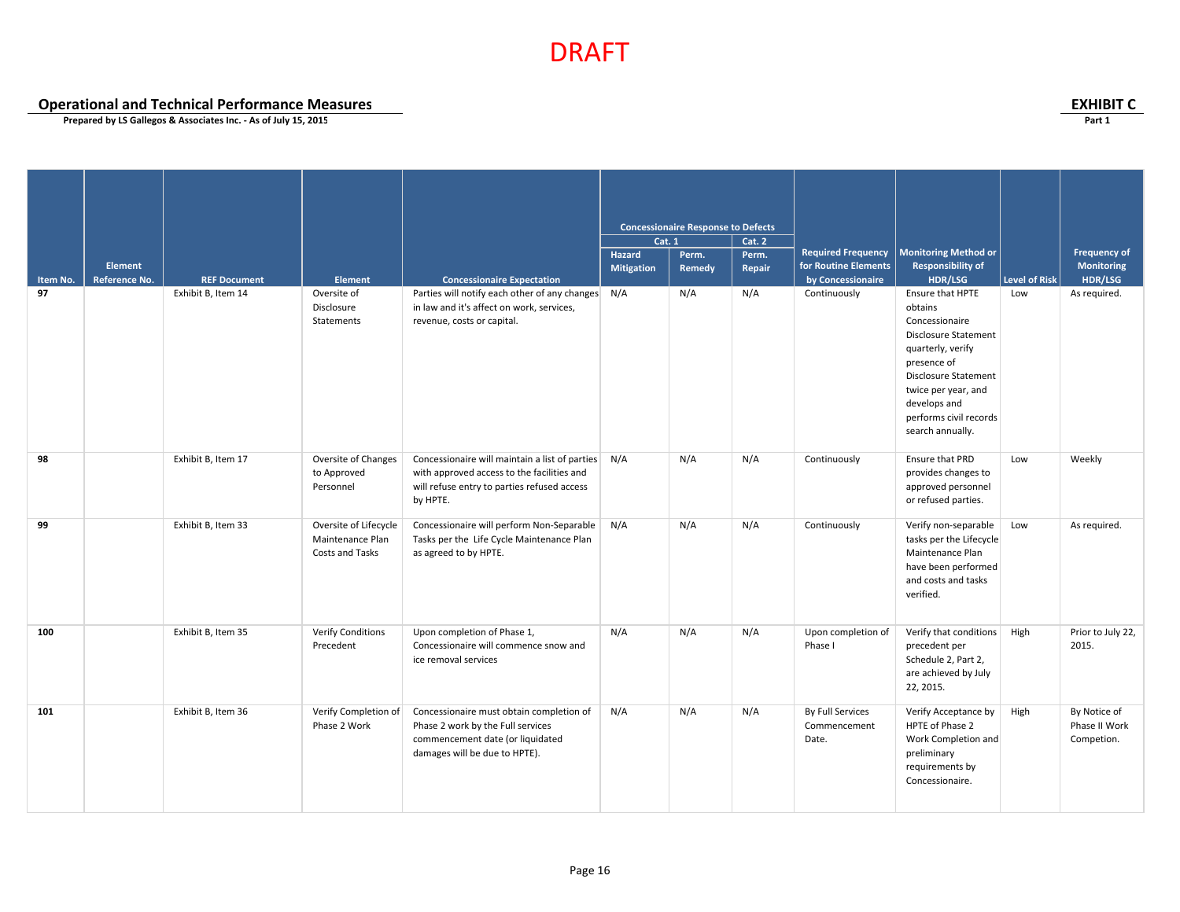DRAFT

**Operational and Technical Performance Measures**

**Prepared by LS Gallegos & Associates Inc. - As of July 15, 2015**

**EXHIBIT C**

**Part 1**

| Item No. | Element Reference No. | REF Document | Element | Concessionaire Expectation | Concessionaire Response to Defects | | | Required Frequency for Routine Elements by Concessionaire | Monitoring Method or Responsibility of HDR/LSG | Level of Risk | Frequency of Monitoring HDR/LSG |
|---|---|---|---|---|---|---|---|---|---|---|---|
| | | | | | Cat. 1 | | Cat. 2 | | | | |
| | | | | | Hazard Mitigation | Perm. Remedy | Perm. Repair | | | | |
| **97** | | Exhibit B, Item 14 | Oversite of Disclosure Statements | Parties will notify each other of any changes in law and it's affect on work, services, revenue, costs or capital. | N/A | N/A | N/A | Continuously | Ensure that HPTE obtains Concessionaire Disclosure Statement quarterly, verify presence of Disclosure Statement twice per year, and develops and performs civil records search annually. | Low | As required. |
| **98** | | Exhibit B, Item 17 | Oversite of Changes to Approved Personnel | Concessionaire will maintain a list of parties with approved access to the facilities and will refuse entry to parties refused access by HPTE. | N/A | N/A | N/A | Continuously | Ensure that PRD provides changes to approved personnel or refused parties. | Low | Weekly |
| **99** | | Exhibit B, Item 33 | Oversite of Lifecycle Maintenance Plan Costs and Tasks | Concessionaire will perform Non-Separable Tasks per the Life Cycle Maintenance Plan as agreed to by HPTE. | N/A | N/A | N/A | Continuously | Verify non-separable tasks per the Lifecycle Maintenance Plan have been performed and costs and tasks verified. | Low | As required. |
| **100** | | Exhibit B, Item 35 | Verify Conditions Precedent | Upon completion of Phase 1, Concessionaire will commence snow and ice removal services | N/A | N/A | N/A | Upon completion of Phase I | Verify that conditions precedent per Schedule 2, Part 2, are achieved by July 22, 2015. | High | Prior to July 22, 2015. |
| **101** | | Exhibit B, Item 36 | Verify Completion of Phase 2 Work | Concessionaire must obtain completion of Phase 2 work by the Full services commencement date (or liquidated damages will be due to HPTE). | N/A | N/A | N/A | By Full Services Commencement Date. | Verify Acceptance by HPTE of Phase 2 Work Completion and preliminary requirements by Concessionaire. | High | By Notice of Phase II Work Competion. |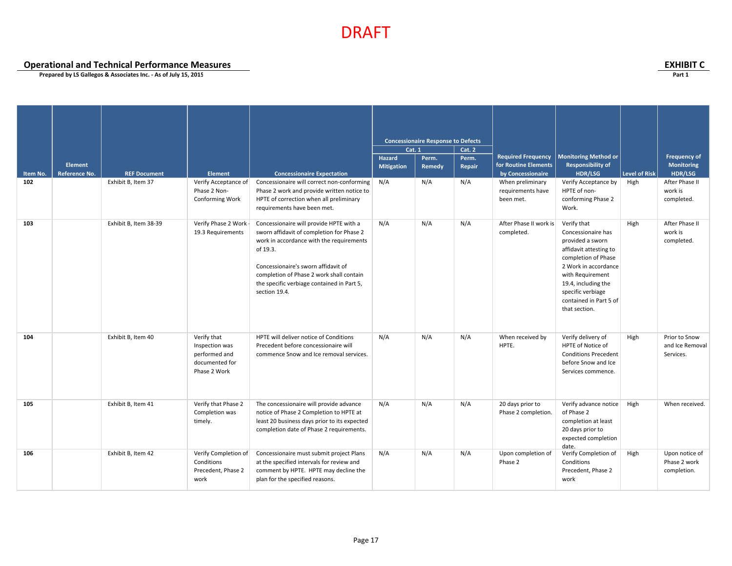DRAFT

## Operational and Technical Performance Measures

**Prepared by LS Gallegos & Associates Inc. - As of July 15, 2015**

**EXHIBIT C**
**Part 1**

| Item No. | Element Reference No. | REF Document | Element | Concessionaire Expectation | Concessionaire Response to Defects | | | Required Frequency for Routine Elements by Concessionaire | Monitoring Method or Responsibility of HDR/LSG | Level of Risk | Frequency of Monitoring HDR/LSG |
|---|---|---|---|---|---|---|---|---|---|---|---|
| | | | | | Cat. 1 | | Cat. 2 | | | | |
| | | | | | Hazard Mitigation | Perm. Remedy | Perm. Repair | | | | |
| **102** | | Exhibit B, Item 37 | Verify Acceptance of Phase 2 Non-Conforming Work | Concessionaire will correct non-conforming Phase 2 work and provide written notice to HPTE of correction when all preliminary requirements have been met. | N/A | N/A | N/A | When preliminary requirements have been met. | Verify Acceptance by HPTE of non-conforming Phase 2 Work. | High | After Phase II work is completed. |
| **103** | | Exhibit B, Item 38-39 | Verify Phase 2 Work - 19.3 Requirements | Concessionaire will provide HPTE with a sworn affidavit of completion for Phase 2 work in accordance with the requirements of 19.3.<br><br>Concessionaire's sworn affidavit of completion of Phase 2 work shall contain the specific verbiage contained in Part 5, section 19.4. | N/A | N/A | N/A | After Phase II work is completed. | Verify that Concessionaire has provided a sworn affidavit attesting to completion of Phase 2 Work in accordance with Requirement 19.4, including the specific verbiage contained in Part 5 of that section. | High | After Phase II work is completed. |
| **104** | | Exhibit B, Item 40 | Verify that Inspection was performed and documented for Phase 2 Work | HPTE will deliver notice of Conditions Precedent before concessionaire will commence Snow and Ice removal services. | N/A | N/A | N/A | When received by HPTE. | Verify delivery of HPTE of Notice of Conditions Precedent before Snow and Ice Services commence. | High | Prior to Snow and Ice Removal Services. |
| **105** | | Exhibit B, Item 41 | Verify that Phase 2 Completion was timely. | The concessionaire will provide advance notice of Phase 2 Completion to HPTE at least 20 business days prior to its expected completion date of Phase 2 requirements. | N/A | N/A | N/A | 20 days prior to Phase 2 completion. | Verify advance notice of Phase 2 completion at least 20 days prior to expected completion date. | High | When received. |
| **106** | | Exhibit B, Item 42 | Verify Completion of Conditions Precedent, Phase 2 work | Concessionaire must submit project Plans at the specified intervals for review and comment by HPTE. HPTE may decline the plan for the specified reasons. | N/A | N/A | N/A | Upon completion of Phase 2 | Verify Completion of Conditions Precedent, Phase 2 work | High | Upon notice of Phase 2 work completion. |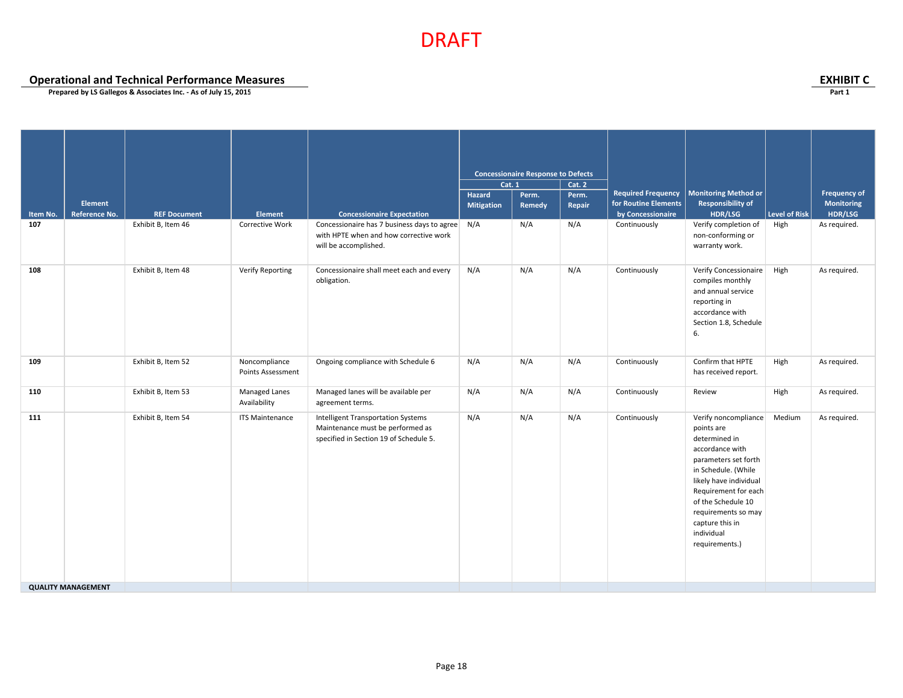DRAFT

**Operational and Technical Performance Measures**
**Prepared by LS Gallegos & Associates Inc. - As of July 15, 2015**

**EXHIBIT C**
**Part 1**

| Item No. | Element Reference No. | REF Document | Element | Concessionaire Expectation | Concessionaire Response to Defects | | | Required Frequency for Routine Elements by Concessionaire | Monitoring Method or Responsibility of HDR/LSG | Level of Risk | Frequency of Monitoring HDR/LSG |
|---|---|---|---|---|---|---|---|---|---|---|---|
| | | | | | Cat. 1 | | Cat. 2 | | | | |
| | | | | | Hazard Mitigation | Perm. Remedy | Perm. Repair | | | | |
| **107** | | Exhibit B, Item 46 | Corrective Work | Concessionaire has 7 business days to agree with HPTE when and how corrective work will be accomplished. | N/A | N/A | N/A | Continuously | Verify completion of non-conforming or warranty work. | High | As required. |
| **108** | | Exhibit B, Item 48 | Verify Reporting | Concessionaire shall meet each and every obligation. | N/A | N/A | N/A | Continuously | Verify Concessionaire compiles monthly and annual service reporting in accordance with Section 1.8, Schedule 6. | High | As required. |
| **109** | | Exhibit B, Item 52 | Noncompliance Points Assessment | Ongoing compliance with Schedule 6 | N/A | N/A | N/A | Continuously | Confirm that HPTE has received report. | High | As required. |
| **110** | | Exhibit B, Item 53 | Managed Lanes Availability | Managed lanes will be available per agreement terms. | N/A | N/A | N/A | Continuously | Review | High | As required. |
| **111** | | Exhibit B, Item 54 | ITS Maintenance | Intelligent Transportation Systems Maintenance must be performed as specified in Section 19 of Schedule 5. | N/A | N/A | N/A | Continuously | Verify noncompliance points are determined in accordance with parameters set forth in Schedule. (While likely have individual Requirement for each of the Schedule 10 requirements so may capture this in individual requirements.) | Medium | As required. |
| **QUALITY MANAGEMENT** | | | | | | | | | | | |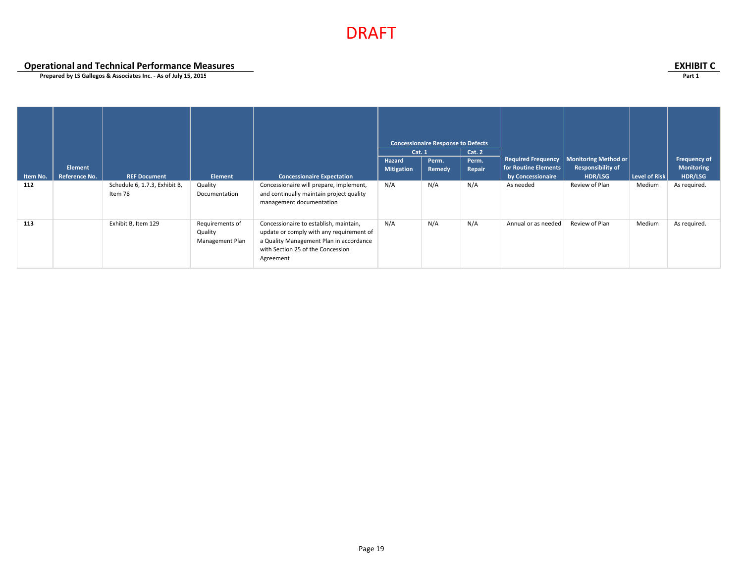DRAFT

**Operational and Technical Performance Measures**

**Prepared by LS Gallegos & Associates Inc. - As of July 15, 2015**

**EXHIBIT C**

**Part 1**

| Item No. | Element Reference No. | REF Document | Element | Concessionaire Expectation | Concessionaire Response to Defects | | | Required Frequency for Routine Elements by Concessionaire | Monitoring Method or Responsibility of HDR/LSG | Level of Risk | Frequency of Monitoring HDR/LSG |
|---|---|---|---|---|---|---|---|---|---|---|---|
| | | | | | Cat. 1 | | Cat. 2 | | | | |
| | | | | | Hazard Mitigation | Perm. Remedy | Perm. Repair | | | | |
| **112** | | Schedule 6, 1.7.3, Exhibit B, Item 78 | Quality Documentation | Concessionaire will prepare, implement, and continually maintain project quality management documentation | N/A | N/A | N/A | As needed | Review of Plan | Medium | As required. |
| **113** | | Exhibit B, Item 129 | Requirements of Quality Management Plan | Concessionaire to establish, maintain, update or comply with any requirement of a Quality Management Plan in accordance with Section 25 of the Concession Agreement | N/A | N/A | N/A | Annual or as needed | Review of Plan | Medium | As required. |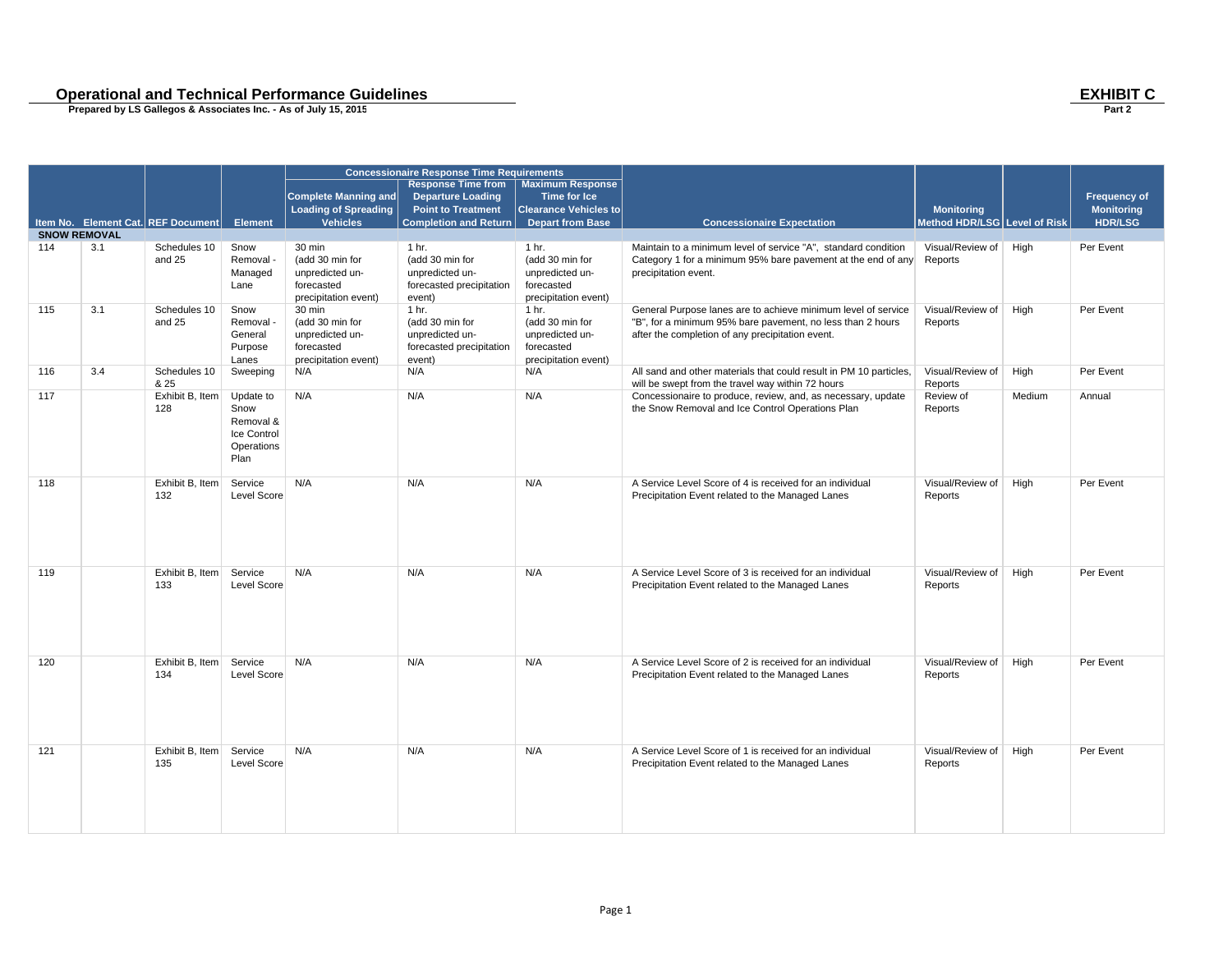## Operational and Technical Performance Guidelines

**Prepared by LS Gallegos & Associates Inc. - As of July 15, 2015**

**EXHIBIT C**
**Part 2**

| Item No. | Element Cat. | REF Document | Element | Concessionaire Response Time Requirements: Complete Manning and Loading of Spreading Vehicles | Response Time from Departure Loading Point to Treatment Completion and Return | Maximum Response Time for Ice Clearance Vehicles to Depart from Base | Concessionaire Expectation | Monitoring Method HDR/LSG | Level of Risk | Frequency of Monitoring HDR/LSG |
|---|---|---|---|---|---|---|---|---|---|---|
| **SNOW REMOVAL** | | | | | | | | | | |
| 114 | 3.1 | Schedules 10 and 25 | Snow Removal - Managed Lane | 30 min (add 30 min for unpredicted un-forecasted precipitation event) | 1 hr. (add 30 min for unpredicted un-forecasted precipitation event) | 1 hr. (add 30 min for unpredicted un-forecasted precipitation event) | Maintain to a minimum level of service "A", standard condition Category 1 for a minimum 95% bare pavement at the end of any precipitation event. | Visual/Review of Reports | High | Per Event |
| 115 | 3.1 | Schedules 10 and 25 | Snow Removal - General Purpose Lanes | 30 min (add 30 min for unpredicted un-forecasted precipitation event) | 1 hr. (add 30 min for unpredicted un-forecasted precipitation event) | 1 hr. (add 30 min for unpredicted un-forecasted precipitation event) | General Purpose lanes are to achieve minimum level of service "B", for a minimum 95% bare pavement, no less than 2 hours after the completion of any precipitation event. | Visual/Review of Reports | High | Per Event |
| 116 | 3.4 | Schedules 10 & 25 | Sweeping | N/A | N/A | N/A | All sand and other materials that could result in PM 10 particles, will be swept from the travel way within 72 hours | Visual/Review of Reports | High | Per Event |
| 117 | | Exhibit B, Item 128 | Update to Snow Removal & Ice Control Operations Plan | N/A | N/A | N/A | Concessionaire to produce, review, and, as necessary, update the Snow Removal and Ice Control Operations Plan | Review of Reports | Medium | Annual |
| 118 | | Exhibit B, Item 132 | Service Level Score | N/A | N/A | N/A | A Service Level Score of 4 is received for an individual Precipitation Event related to the Managed Lanes | Visual/Review of Reports | High | Per Event |
| 119 | | Exhibit B, Item 133 | Service Level Score | N/A | N/A | N/A | A Service Level Score of 3 is received for an individual Precipitation Event related to the Managed Lanes | Visual/Review of Reports | High | Per Event |
| 120 | | Exhibit B, Item 134 | Service Level Score | N/A | N/A | N/A | A Service Level Score of 2 is received for an individual Precipitation Event related to the Managed Lanes | Visual/Review of Reports | High | Per Event |
| 121 | | Exhibit B, Item 135 | Service Level Score | N/A | N/A | N/A | A Service Level Score of 1 is received for an individual Precipitation Event related to the Managed Lanes | Visual/Review of Reports | High | Per Event |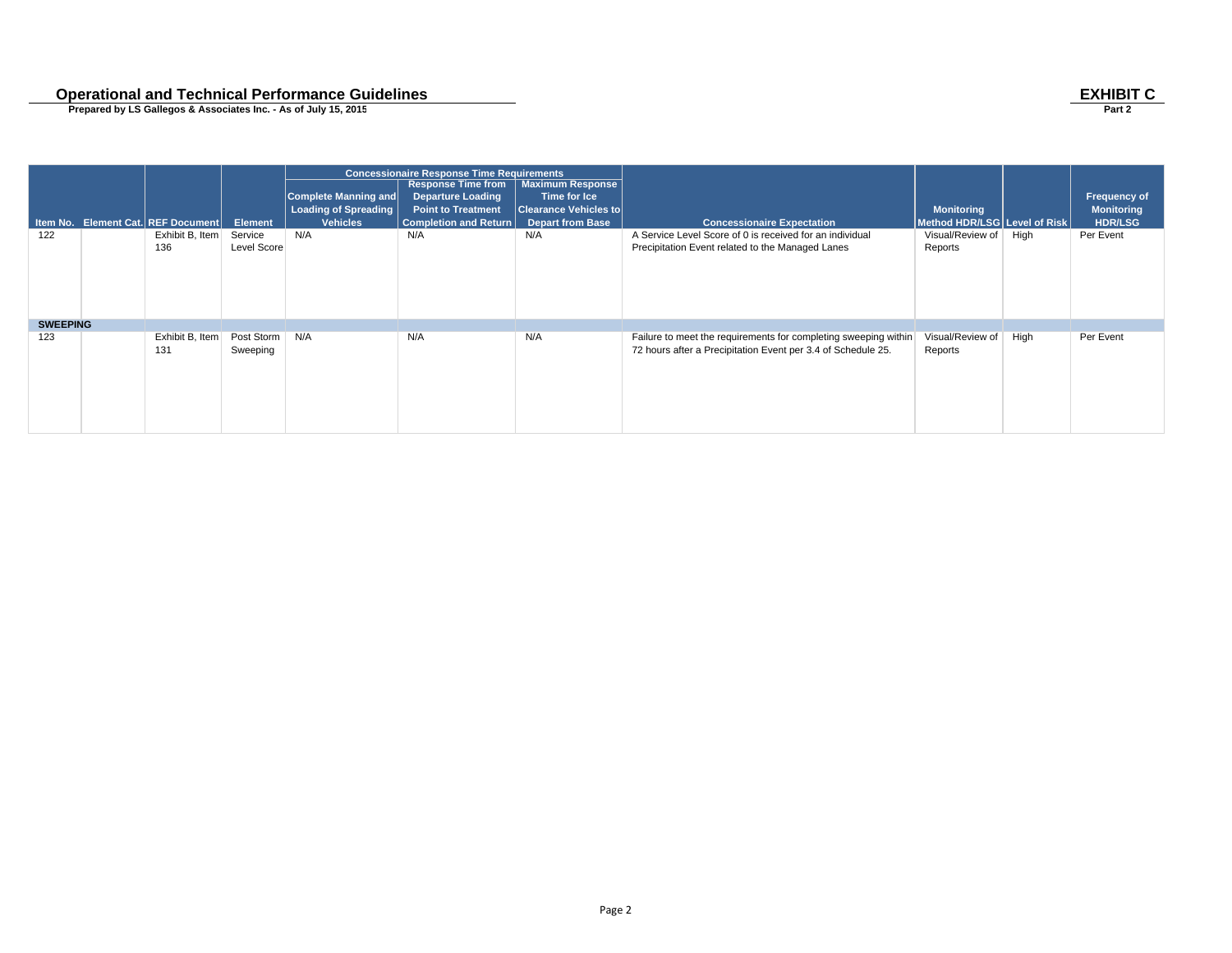## Operational and Technical Performance Guidelines

**Prepared by LS Gallegos & Associates Inc. - As of July 15, 2015**

## EXHIBIT C

**Part 2**

| Item No. | Element Cat. | REF Document | Element | Concessionaire Response Time Requirements: Complete Manning and Loading of Spreading Vehicles | Response Time from Departure Loading Point to Treatment Completion and Return | Maximum Response Time for Ice Clearance Vehicles to Depart from Base | Concessionaire Expectation | Monitoring Method HDR/LSG | Level of Risk | Frequency of Monitoring HDR/LSG |
|---|---|---|---|---|---|---|---|---|---|---|
| 122 | | Exhibit B, Item 136 | Service Level Score | N/A | N/A | N/A | A Service Level Score of 0 is received for an individual Precipitation Event related to the Managed Lanes | Visual/Review of Reports | High | Per Event |
| **SWEEPING** | | | | | | | | | | |
| 123 | | Exhibit B, Item 131 | Post Storm Sweeping | N/A | N/A | N/A | Failure to meet the requirements for completing sweeping within 72 hours after a Precipitation Event per 3.4 of Schedule 25. | Visual/Review of Reports | High | Per Event |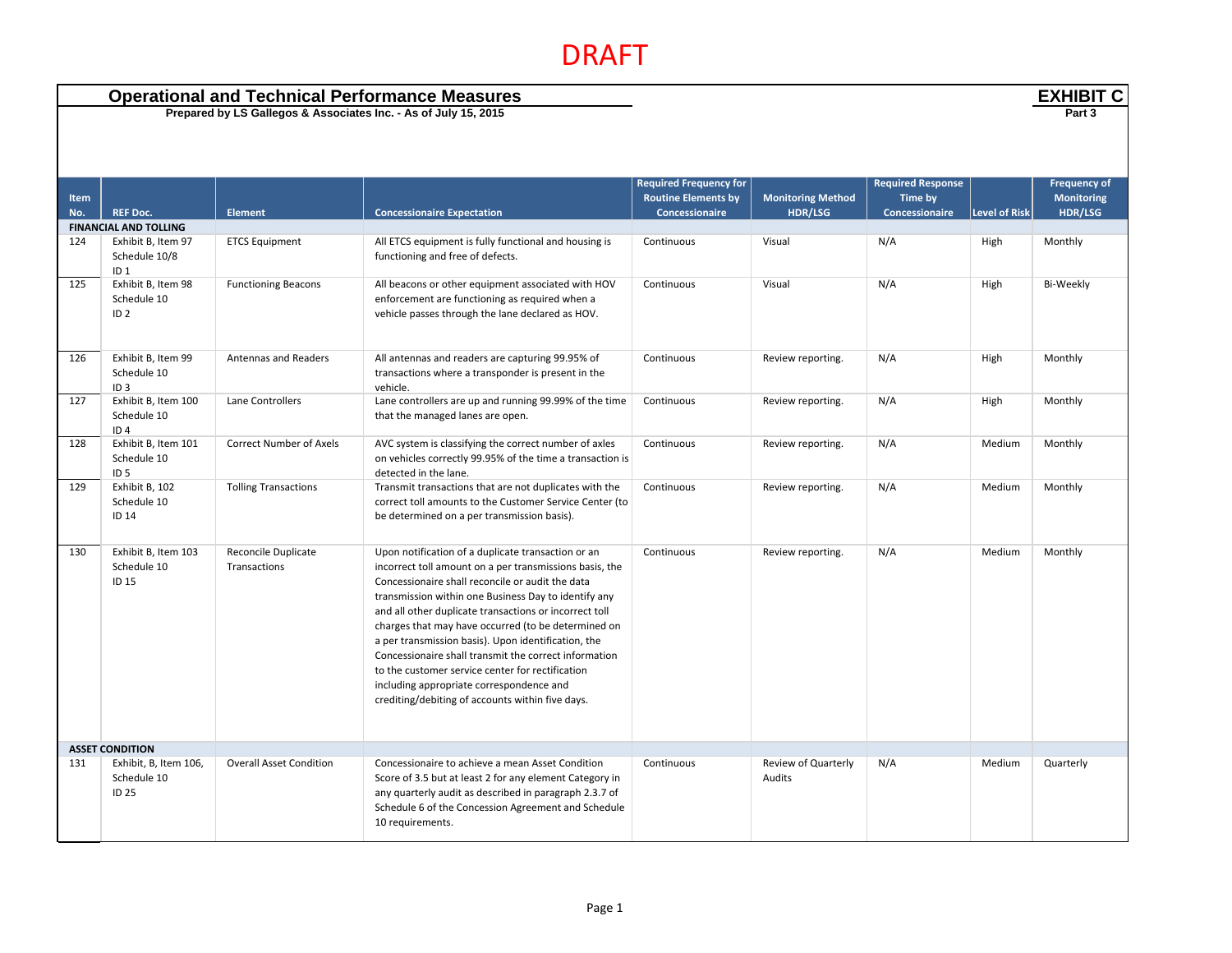DRAFT

# Operational and Technical Performance Measures

**EXHIBIT C**
**Part 3**

**Prepared by LS Gallegos & Associates Inc. - As of July 15, 2015**

| Item No. | REF Doc. | Element | Concessionaire Expectation | Required Frequency for Routine Elements by Concessionaire | Monitoring Method HDR/LSG | Required Response Time by Concessionaire | Level of Risk | Frequency of Monitoring HDR/LSG |
|---|---|---|---|---|---|---|---|---|
| **FINANCIAL AND TOLLING** | | | | | | | | |
| 124 | Exhibit B, Item 97 Schedule 10/8 ID 1 | ETCS Equipment | All ETCS equipment is fully functional and housing is functioning and free of defects. | Continuous | Visual | N/A | High | Monthly |
| 125 | Exhibit B, Item 98 Schedule 10 ID 2 | Functioning Beacons | All beacons or other equipment associated with HOV enforcement are functioning as required when a vehicle passes through the lane declared as HOV. | Continuous | Visual | N/A | High | Bi-Weekly |
| 126 | Exhibit B, Item 99 Schedule 10 ID 3 | Antennas and Readers | All antennas and readers are capturing 99.95% of transactions where a transponder is present in the vehicle. | Continuous | Review reporting. | N/A | High | Monthly |
| 127 | Exhibit B, Item 100 Schedule 10 ID 4 | Lane Controllers | Lane controllers are up and running 99.99% of the time that the managed lanes are open. | Continuous | Review reporting. | N/A | High | Monthly |
| 128 | Exhibit B, Item 101 Schedule 10 ID 5 | Correct Number of Axels | AVC system is classifying the correct number of axles on vehicles correctly 99.95% of the time a transaction is detected in the lane. | Continuous | Review reporting. | N/A | Medium | Monthly |
| 129 | Exhibit B, 102 Schedule 10 ID 14 | Tolling Transactions | Transmit transactions that are not duplicates with the correct toll amounts to the Customer Service Center (to be determined on a per transmission basis). | Continuous | Review reporting. | N/A | Medium | Monthly |
| 130 | Exhibit B, Item 103 Schedule 10 ID 15 | Reconcile Duplicate Transactions | Upon notification of a duplicate transaction or an incorrect toll amount on a per transmissions basis, the Concessionaire shall reconcile or audit the data transmission within one Business Day to identify any and all other duplicate transactions or incorrect toll charges that may have occurred (to be determined on a per transmission basis). Upon identification, the Concessionaire shall transmit the correct information to the customer service center for rectification including appropriate correspondence and crediting/debiting of accounts within five days. | Continuous | Review reporting. | N/A | Medium | Monthly |
| **ASSET CONDITION** | | | | | | | | |
| 131 | Exhibit, B, Item 106, Schedule 10 ID 25 | Overall Asset Condition | Concessionaire to achieve a mean Asset Condition Score of 3.5 but at least 2 for any element Category in any quarterly audit as described in paragraph 2.3.7 of Schedule 6 of the Concession Agreement and Schedule 10 requirements. | Continuous | Review of Quarterly Audits | N/A | Medium | Quarterly |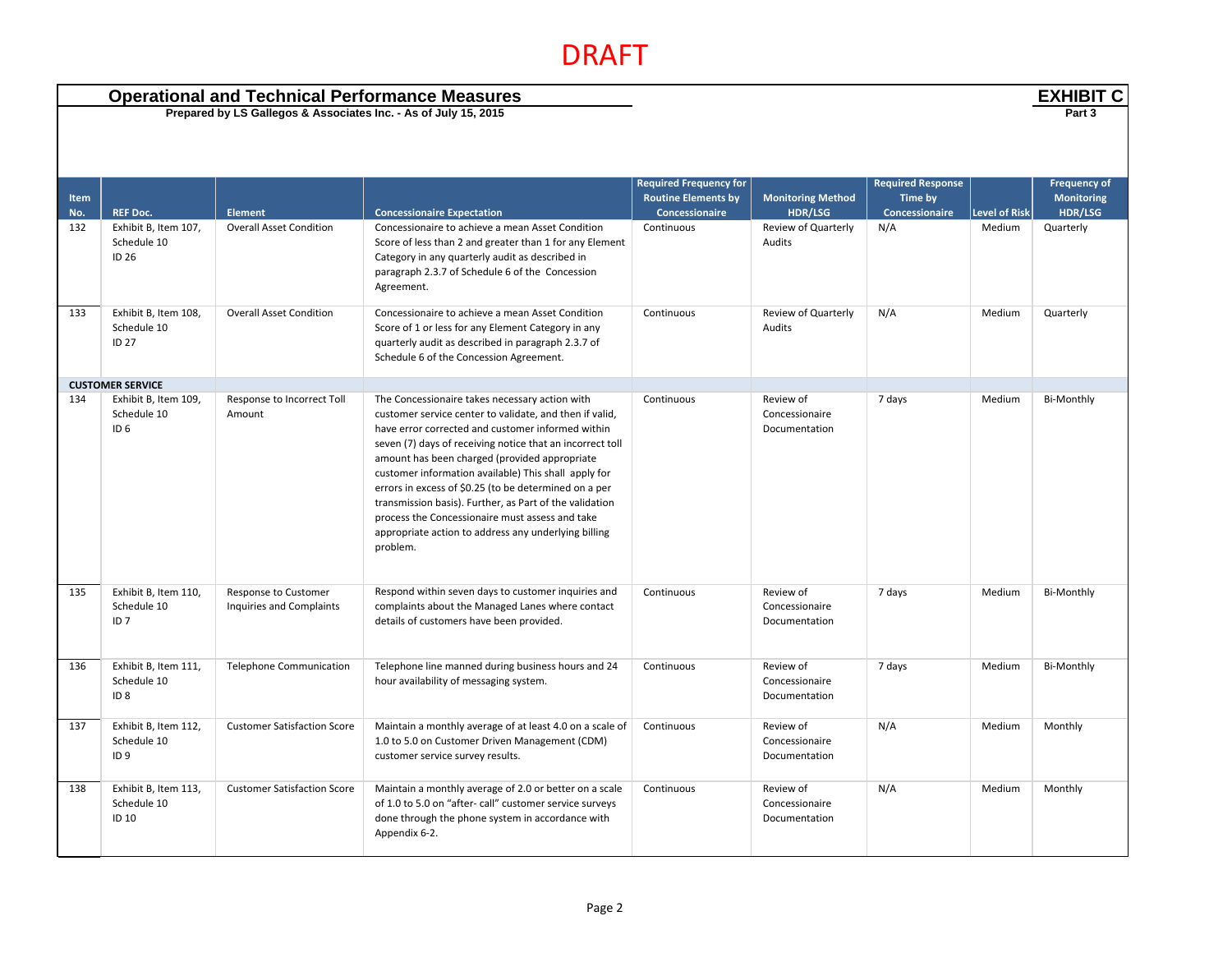DRAFT

## Operational and Technical Performance Measures

**Prepared by LS Gallegos & Associates Inc. - As of July 15, 2015**

**EXHIBIT C**
**Part 3**

| Item No. | REF Doc. | Element | Concessionaire Expectation | Required Frequency for Routine Elements by Concessionaire | Monitoring Method HDR/LSG | Required Response Time by Concessionaire | Level of Risk | Frequency of Monitoring HDR/LSG |
|---|---|---|---|---|---|---|---|---|
| 132 | Exhibit B, Item 107, Schedule 10 ID 26 | Overall Asset Condition | Concessionaire to achieve a mean Asset Condition Score of less than 2 and greater than 1 for any Element Category in any quarterly audit as described in paragraph 2.3.7 of Schedule 6 of the Concession Agreement. | Continuous | Review of Quarterly Audits | N/A | Medium | Quarterly |
| 133 | Exhibit B, Item 108, Schedule 10 ID 27 | Overall Asset Condition | Concessionaire to achieve a mean Asset Condition Score of 1 or less for any Element Category in any quarterly audit as described in paragraph 2.3.7 of Schedule 6 of the Concession Agreement. | Continuous | Review of Quarterly Audits | N/A | Medium | Quarterly |
| **CUSTOMER SERVICE** | | | | | | | | |
| 134 | Exhibit B, Item 109, Schedule 10 ID 6 | Response to Incorrect Toll Amount | The Concessionaire takes necessary action with customer service center to validate, and then if valid, have error corrected and customer informed within seven (7) days of receiving notice that an incorrect toll amount has been charged (provided appropriate customer information available) This shall apply for errors in excess of $0.25 (to be determined on a per transmission basis). Further, as Part of the validation process the Concessionaire must assess and take appropriate action to address any underlying billing problem. | Continuous | Review of Concessionaire Documentation | 7 days | Medium | Bi-Monthly |
| 135 | Exhibit B, Item 110, Schedule 10 ID 7 | Response to Customer Inquiries and Complaints | Respond within seven days to customer inquiries and complaints about the Managed Lanes where contact details of customers have been provided. | Continuous | Review of Concessionaire Documentation | 7 days | Medium | Bi-Monthly |
| 136 | Exhibit B, Item 111, Schedule 10 ID 8 | Telephone Communication | Telephone line manned during business hours and 24 hour availability of messaging system. | Continuous | Review of Concessionaire Documentation | 7 days | Medium | Bi-Monthly |
| 137 | Exhibit B, Item 112, Schedule 10 ID 9 | Customer Satisfaction Score | Maintain a monthly average of at least 4.0 on a scale of 1.0 to 5.0 on Customer Driven Management (CDM) customer service survey results. | Continuous | Review of Concessionaire Documentation | N/A | Medium | Monthly |
| 138 | Exhibit B, Item 113, Schedule 10 ID 10 | Customer Satisfaction Score | Maintain a monthly average of 2.0 or better on a scale of 1.0 to 5.0 on "after- call" customer service surveys done through the phone system in accordance with Appendix 6-2. | Continuous | Review of Concessionaire Documentation | N/A | Medium | Monthly |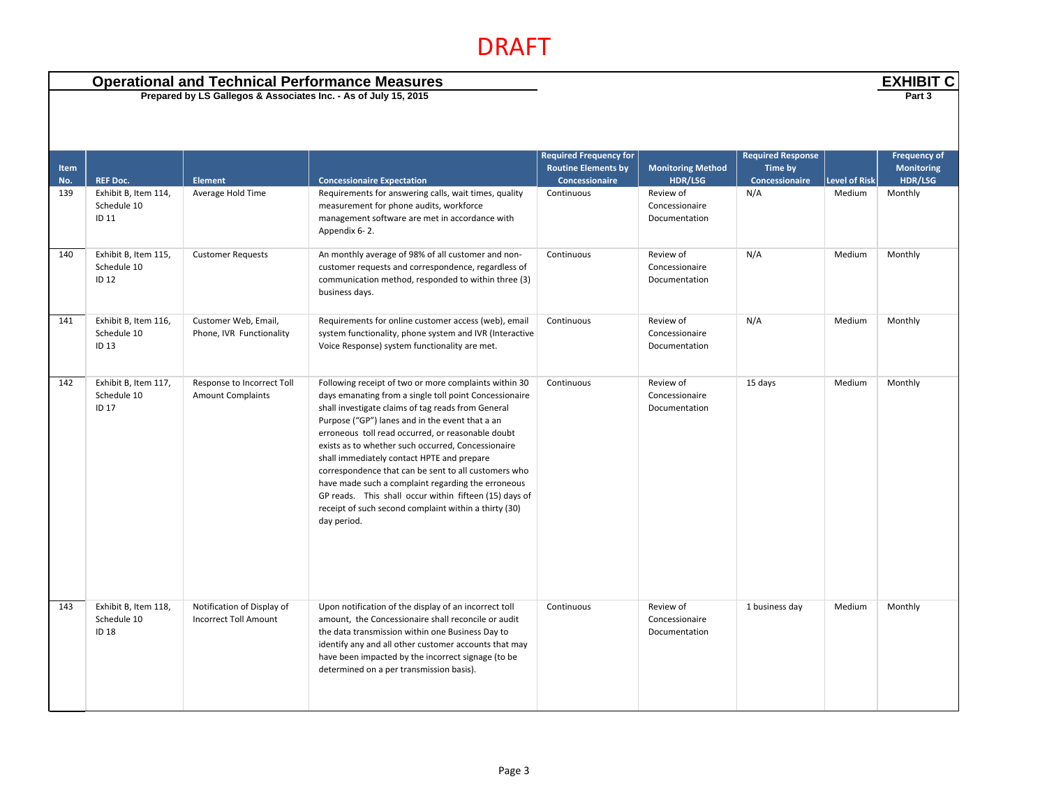DRAFT

# Operational and Technical Performance Measures

**EXHIBIT C**
**Part 3**

**Prepared by LS Gallegos & Associates Inc. - As of July 15, 2015**

| Item No. | REF Doc. | Element | Concessionaire Expectation | Required Frequency for Routine Elements by Concessionaire | Monitoring Method HDR/LSG | Required Response Time by Concessionaire | Level of Risk | Frequency of Monitoring HDR/LSG |
|---|---|---|---|---|---|---|---|---|
| 139 | Exhibit B, Item 114, Schedule 10 ID 11 | Average Hold Time | Requirements for answering calls, wait times, quality measurement for phone audits, workforce management software are met in accordance with Appendix 6- 2. | Continuous | Review of Concessionaire Documentation | N/A | Medium | Monthly |
| 140 | Exhibit B, Item 115, Schedule 10 ID 12 | Customer Requests | An monthly average of 98% of all customer and non-customer requests and correspondence, regardless of communication method, responded to within three (3) business days. | Continuous | Review of Concessionaire Documentation | N/A | Medium | Monthly |
| 141 | Exhibit B, Item 116, Schedule 10 ID 13 | Customer Web, Email, Phone, IVR Functionality | Requirements for online customer access (web), email system functionality, phone system and IVR (Interactive Voice Response) system functionality are met. | Continuous | Review of Concessionaire Documentation | N/A | Medium | Monthly |
| 142 | Exhibit B, Item 117, Schedule 10 ID 17 | Response to Incorrect Toll Amount Complaints | Following receipt of two or more complaints within 30 days emanating from a single toll point Concessionaire shall investigate claims of tag reads from General Purpose ("GP") lanes and in the event that a an erroneous toll read occurred, or reasonable doubt exists as to whether such occurred, Concessionaire shall immediately contact HPTE and prepare correspondence that can be sent to all customers who have made such a complaint regarding the erroneous GP reads. This shall occur within fifteen (15) days of receipt of such second complaint within a thirty (30) day period. | Continuous | Review of Concessionaire Documentation | 15 days | Medium | Monthly |
| 143 | Exhibit B, Item 118, Schedule 10 ID 18 | Notification of Display of Incorrect Toll Amount | Upon notification of the display of an incorrect toll amount, the Concessionaire shall reconcile or audit the data transmission within one Business Day to identify any and all other customer accounts that may have been impacted by the incorrect signage (to be determined on a per transmission basis). | Continuous | Review of Concessionaire Documentation | 1 business day | Medium | Monthly |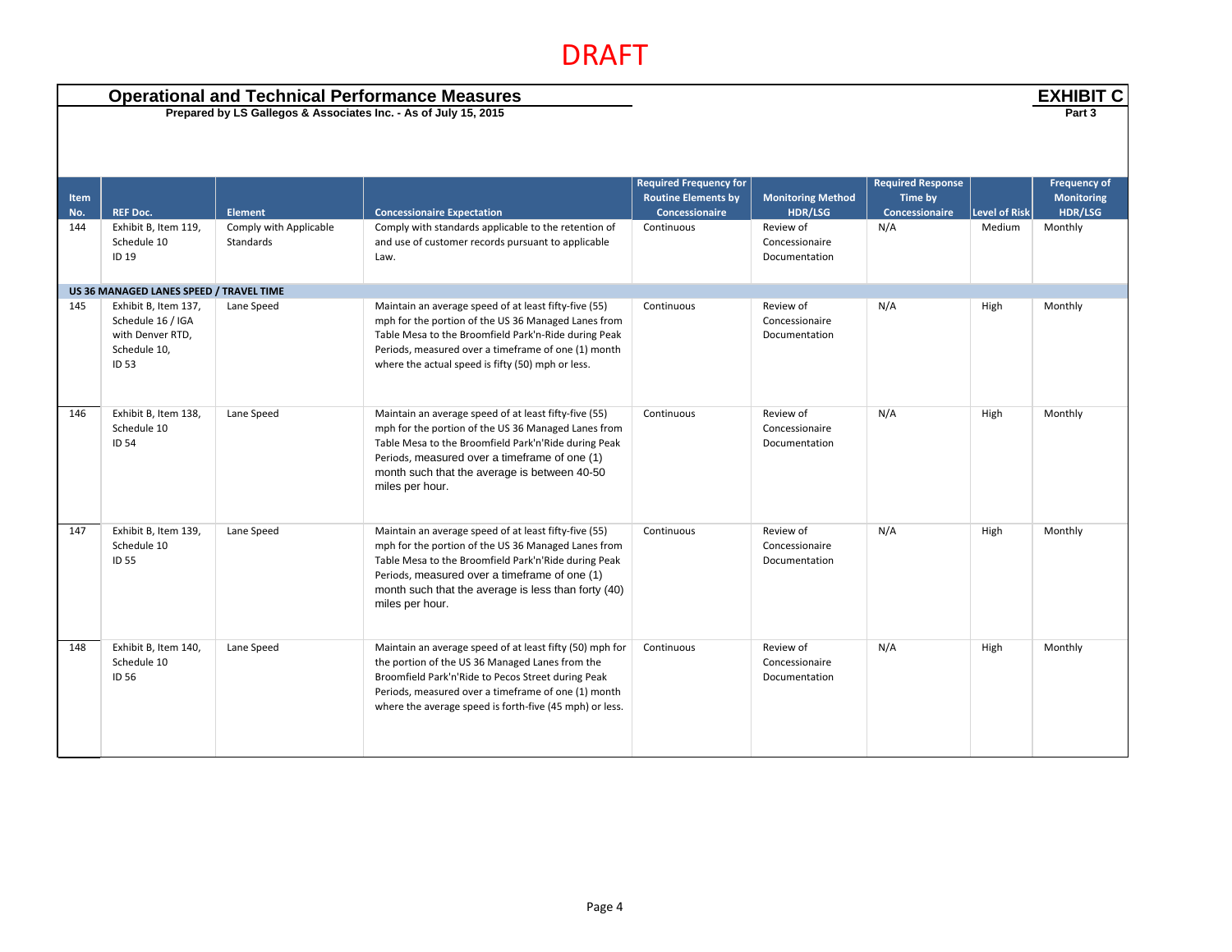DRAFT

# Operational and Technical Performance Measures

**Prepared by LS Gallegos & Associates Inc. - As of July 15, 2015**

**EXHIBIT C**
**Part 3**

| Item No. | REF Doc. | Element | Concessionaire Expectation | Required Frequency for Routine Elements by Concessionaire | Monitoring Method HDR/LSG | Required Response Time by Concessionaire | Level of Risk | Frequency of Monitoring HDR/LSG |
|---|---|---|---|---|---|---|---|---|
| 144 | Exhibit B, Item 119, Schedule 10 ID 19 | Comply with Applicable Standards | Comply with standards applicable to the retention of and use of customer records pursuant to applicable Law. | Continuous | Review of Concessionaire Documentation | N/A | Medium | Monthly |
| **US 36 MANAGED LANES SPEED / TRAVEL TIME** | | | | | | | | |
| 145 | Exhibit B, Item 137, Schedule 16 / IGA with Denver RTD, Schedule 10, ID 53 | Lane Speed | Maintain an average speed of at least fifty-five (55) mph for the portion of the US 36 Managed Lanes from Table Mesa to the Broomfield Park'n-Ride during Peak Periods, measured over a timeframe of one (1) month where the actual speed is fifty (50) mph or less. | Continuous | Review of Concessionaire Documentation | N/A | High | Monthly |
| 146 | Exhibit B, Item 138, Schedule 10 ID 54 | Lane Speed | Maintain an average speed of at least fifty-five (55) mph for the portion of the US 36 Managed Lanes from Table Mesa to the Broomfield Park'n'Ride during Peak Periods, measured over a timeframe of one (1) month such that the average is between 40-50 miles per hour. | Continuous | Review of Concessionaire Documentation | N/A | High | Monthly |
| 147 | Exhibit B, Item 139, Schedule 10 ID 55 | Lane Speed | Maintain an average speed of at least fifty-five (55) mph for the portion of the US 36 Managed Lanes from Table Mesa to the Broomfield Park'n'Ride during Peak Periods, measured over a timeframe of one (1) month such that the average is less than forty (40) miles per hour. | Continuous | Review of Concessionaire Documentation | N/A | High | Monthly |
| 148 | Exhibit B, Item 140, Schedule 10 ID 56 | Lane Speed | Maintain an average speed of at least fifty (50) mph for the portion of the US 36 Managed Lanes from the Broomfield Park'n'Ride to Pecos Street during Peak Periods, measured over a timeframe of one (1) month where the average speed is forth-five (45 mph) or less. | Continuous | Review of Concessionaire Documentation | N/A | High | Monthly |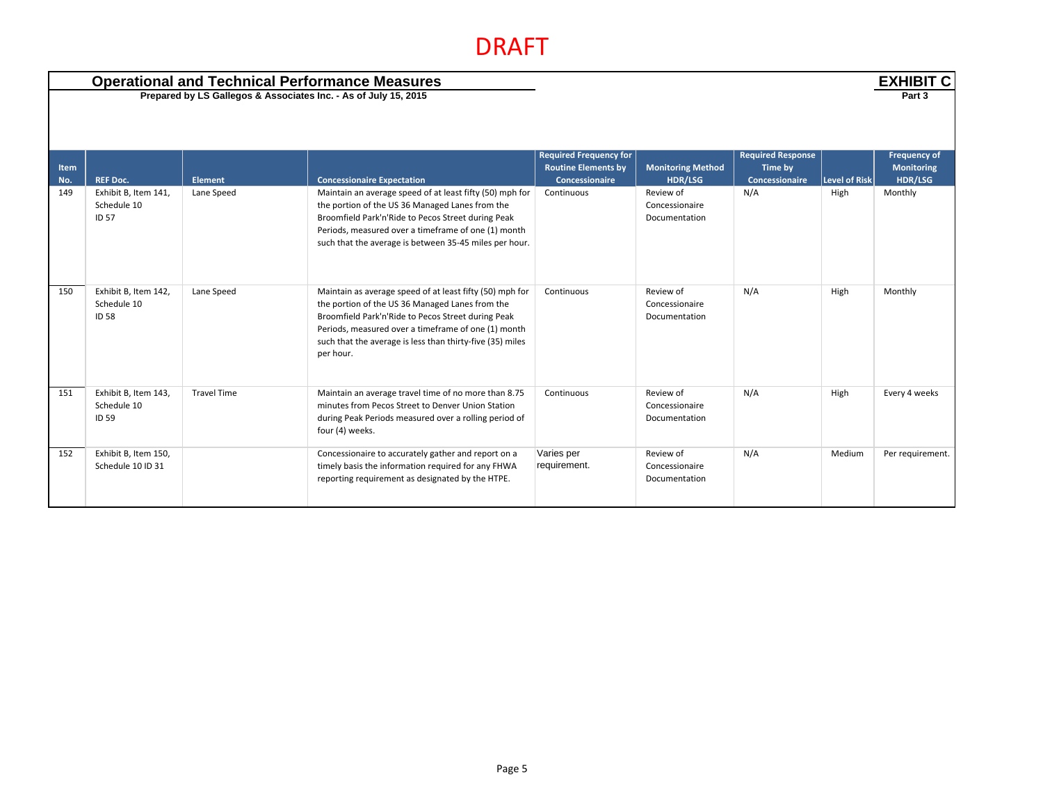DRAFT

## Operational and Technical Performance Measures

**EXHIBIT C**
**Part 3**

**Prepared by LS Gallegos & Associates Inc. - As of July 15, 2015**

| Item No. | REF Doc. | Element | Concessionaire Expectation | Required Frequency for Routine Elements by Concessionaire | Monitoring Method HDR/LSG | Required Response Time by Concessionaire | Level of Risk | Frequency of Monitoring HDR/LSG |
|---|---|---|---|---|---|---|---|---|
| 149 | Exhibit B, Item 141, Schedule 10 ID 57 | Lane Speed | Maintain an average speed of at least fifty (50) mph for the portion of the US 36 Managed Lanes from the Broomfield Park'n'Ride to Pecos Street during Peak Periods, measured over a timeframe of one (1) month such that the average is between 35-45 miles per hour. | Continuous | Review of Concessionaire Documentation | N/A | High | Monthly |
| 150 | Exhibit B, Item 142, Schedule 10 ID 58 | Lane Speed | Maintain as average speed of at least fifty (50) mph for the portion of the US 36 Managed Lanes from the Broomfield Park'n'Ride to Pecos Street during Peak Periods, measured over a timeframe of one (1) month such that the average is less than thirty-five (35) miles per hour. | Continuous | Review of Concessionaire Documentation | N/A | High | Monthly |
| 151 | Exhibit B, Item 143, Schedule 10 ID 59 | Travel Time | Maintain an average travel time of no more than 8.75 minutes from Pecos Street to Denver Union Station during Peak Periods measured over a rolling period of four (4) weeks. | Continuous | Review of Concessionaire Documentation | N/A | High | Every 4 weeks |
| 152 | Exhibit B, Item 150, Schedule 10 ID 31 | | Concessionaire to accurately gather and report on a timely basis the information required for any FHWA reporting requirement as designated by the HTPE. | Varies per requirement. | Review of Concessionaire Documentation | N/A | Medium | Per requirement. |